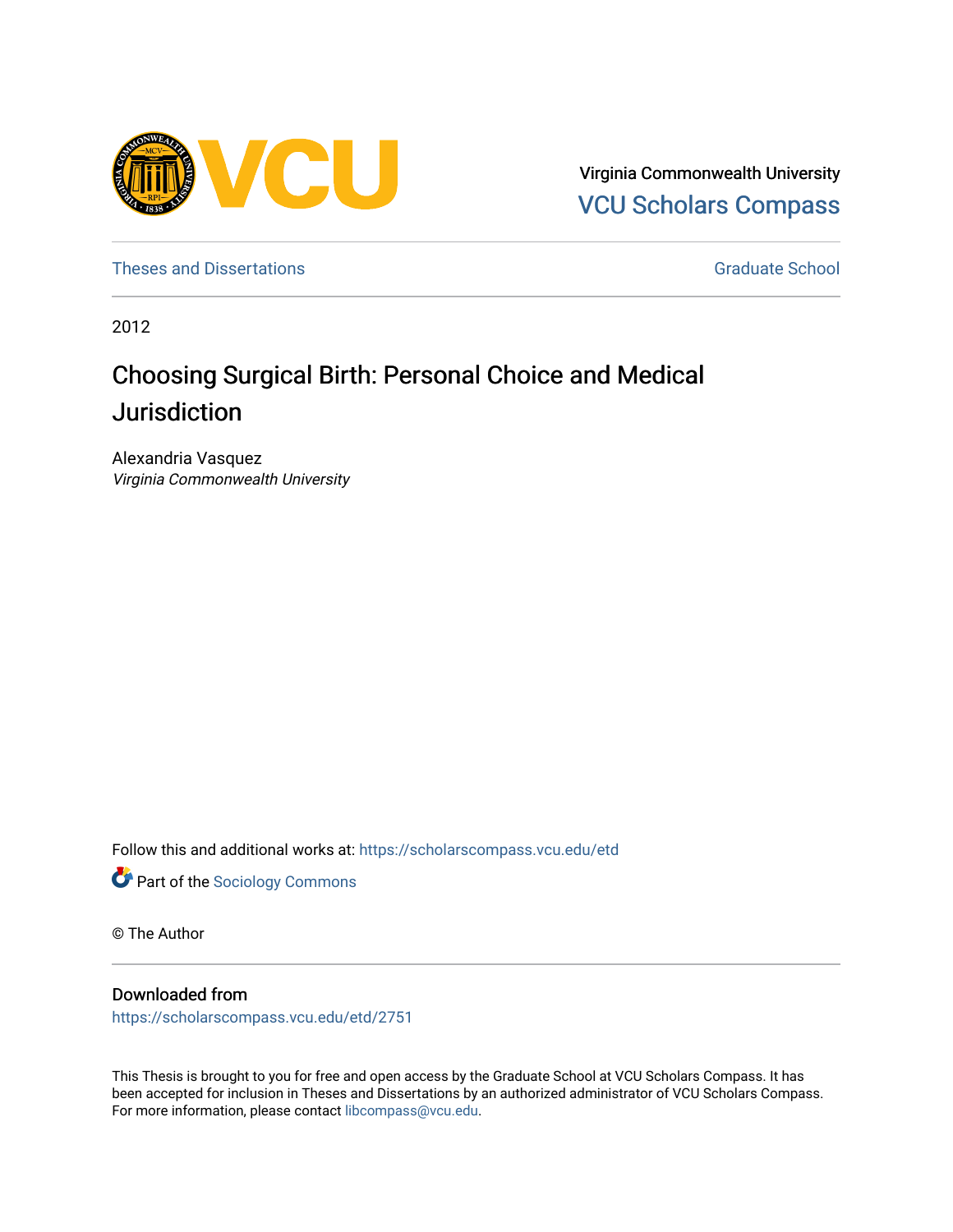Virginia Commonwealth University
VCU Scholars Compass

Theses and Dissertations

Graduate School

2012

# Choosing Surgical Birth: Personal Choice and Medical Jurisdiction

Alexandria Vasquez
*Virginia Commonwealth University*

Follow this and additional works at: https://scholarscompass.vcu.edu/etd

Part of the Sociology Commons

© The Author

## Downloaded from

https://scholarscompass.vcu.edu/etd/2751

This Thesis is brought to you for free and open access by the Graduate School at VCU Scholars Compass. It has been accepted for inclusion in Theses and Dissertations by an authorized administrator of VCU Scholars Compass. For more information, please contact libcompass@vcu.edu.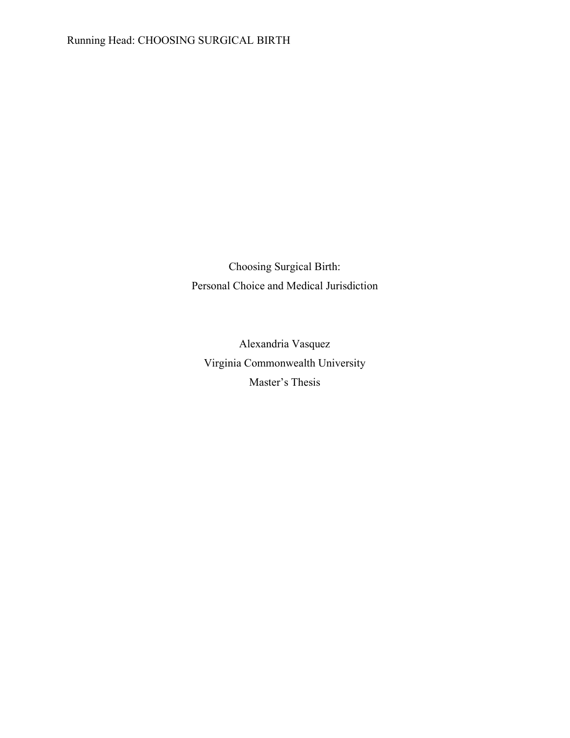# Choosing Surgical Birth:
# Personal Choice and Medical Jurisdiction

Alexandria Vasquez

Virginia Commonwealth University

Master's Thesis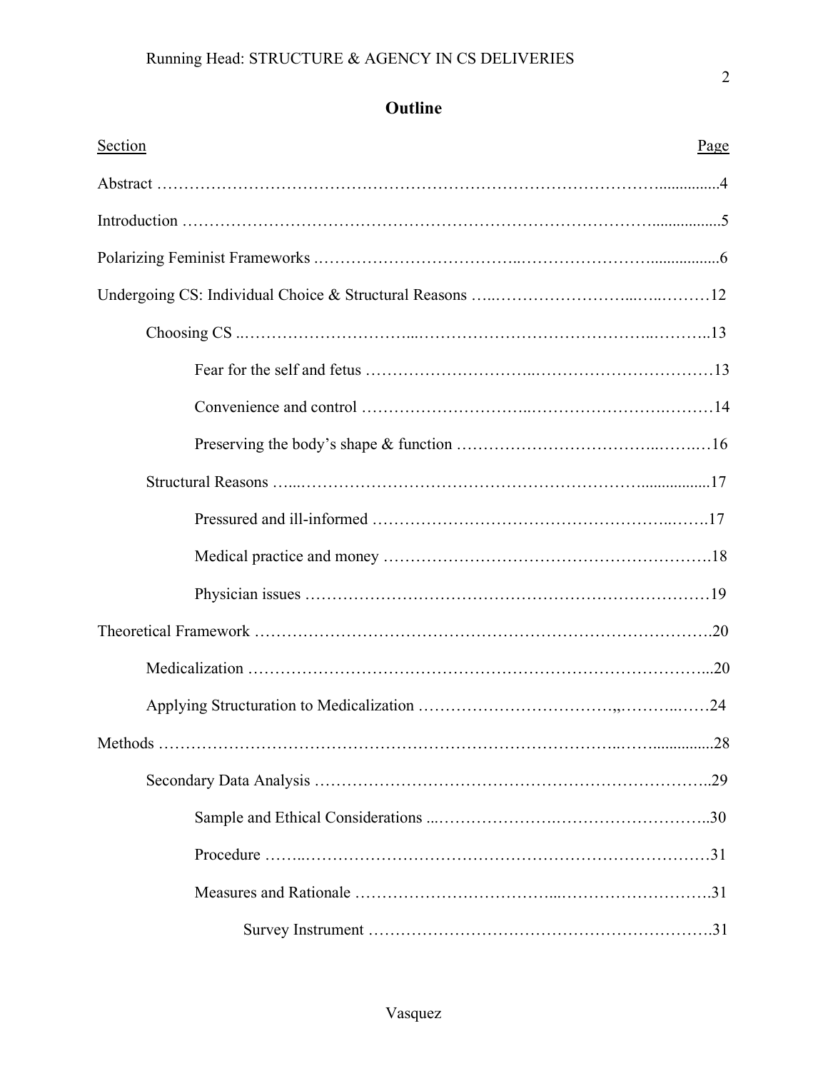# Outline

| Section | Page |
|---|---|
| Abstract | 4 |
| Introduction | 5 |
| Polarizing Feminist Frameworks | 6 |
| Undergoing CS: Individual Choice & Structural Reasons | 12 |
| Choosing CS | 13 |
| Fear for the self and fetus | 13 |
| Convenience and control | 14 |
| Preserving the body's shape & function | 16 |
| Structural Reasons | 17 |
| Pressured and ill-informed | 17 |
| Medical practice and money | 18 |
| Physician issues | 19 |
| Theoretical Framework | 20 |
| Medicalization | 20 |
| Applying Structuration to Medicalization | 24 |
| Methods | 28 |
| Secondary Data Analysis | 29 |
| Sample and Ethical Considerations | 30 |
| Procedure | 31 |
| Measures and Rationale | 31 |
| Survey Instrument | 31 |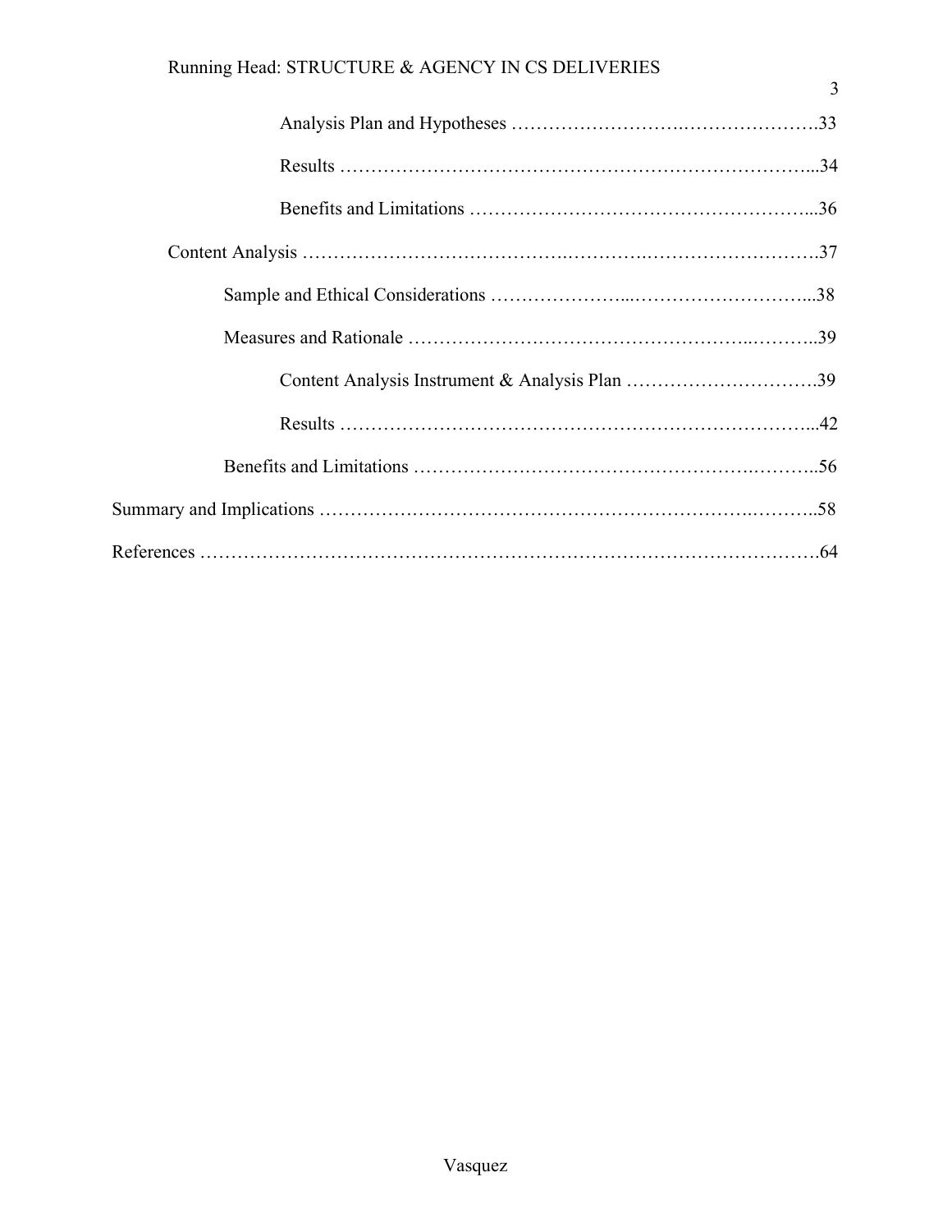- Analysis Plan and Hypotheses ....................................................33
- Results ....................................................................................34
- Benefits and Limitations ...............................................................36

Content Analysis ...................................................................................37

- Sample and Ethical Considerations ...................................................38
- Measures and Rationale ..................................................................39
  - Content Analysis Instrument & Analysis Plan ..................................39
  - Results ..................................................................................42
- Benefits and Limitations ...............................................................56

Summary and Implications .......................................................................58

References ..............................................................................................64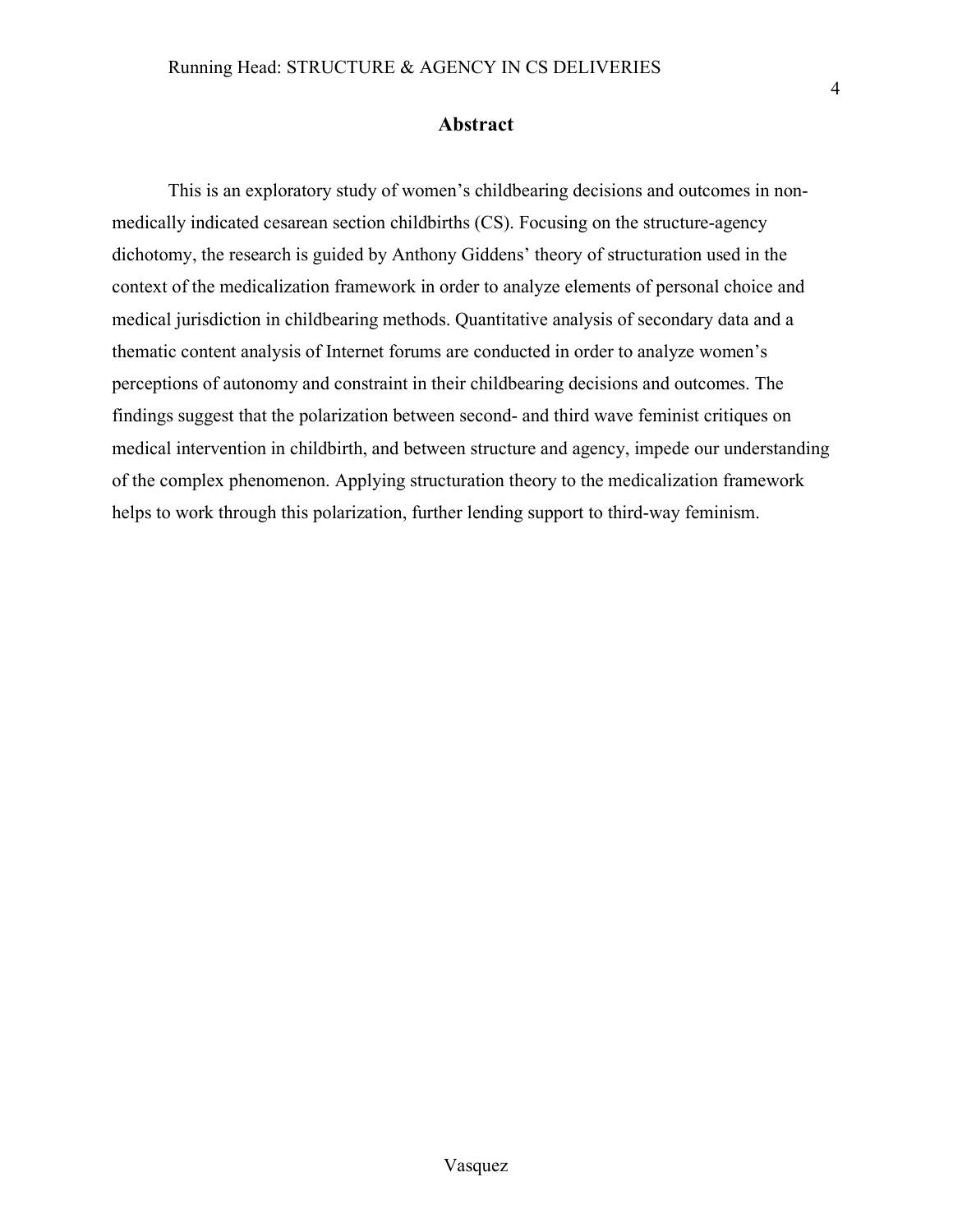## Abstract

This is an exploratory study of women's childbearing decisions and outcomes in non-medically indicated cesarean section childbirths (CS). Focusing on the structure-agency dichotomy, the research is guided by Anthony Giddens' theory of structuration used in the context of the medicalization framework in order to analyze elements of personal choice and medical jurisdiction in childbearing methods. Quantitative analysis of secondary data and a thematic content analysis of Internet forums are conducted in order to analyze women's perceptions of autonomy and constraint in their childbearing decisions and outcomes. The findings suggest that the polarization between second- and third wave feminist critiques on medical intervention in childbirth, and between structure and agency, impede our understanding of the complex phenomenon. Applying structuration theory to the medicalization framework helps to work through this polarization, further lending support to third-way feminism.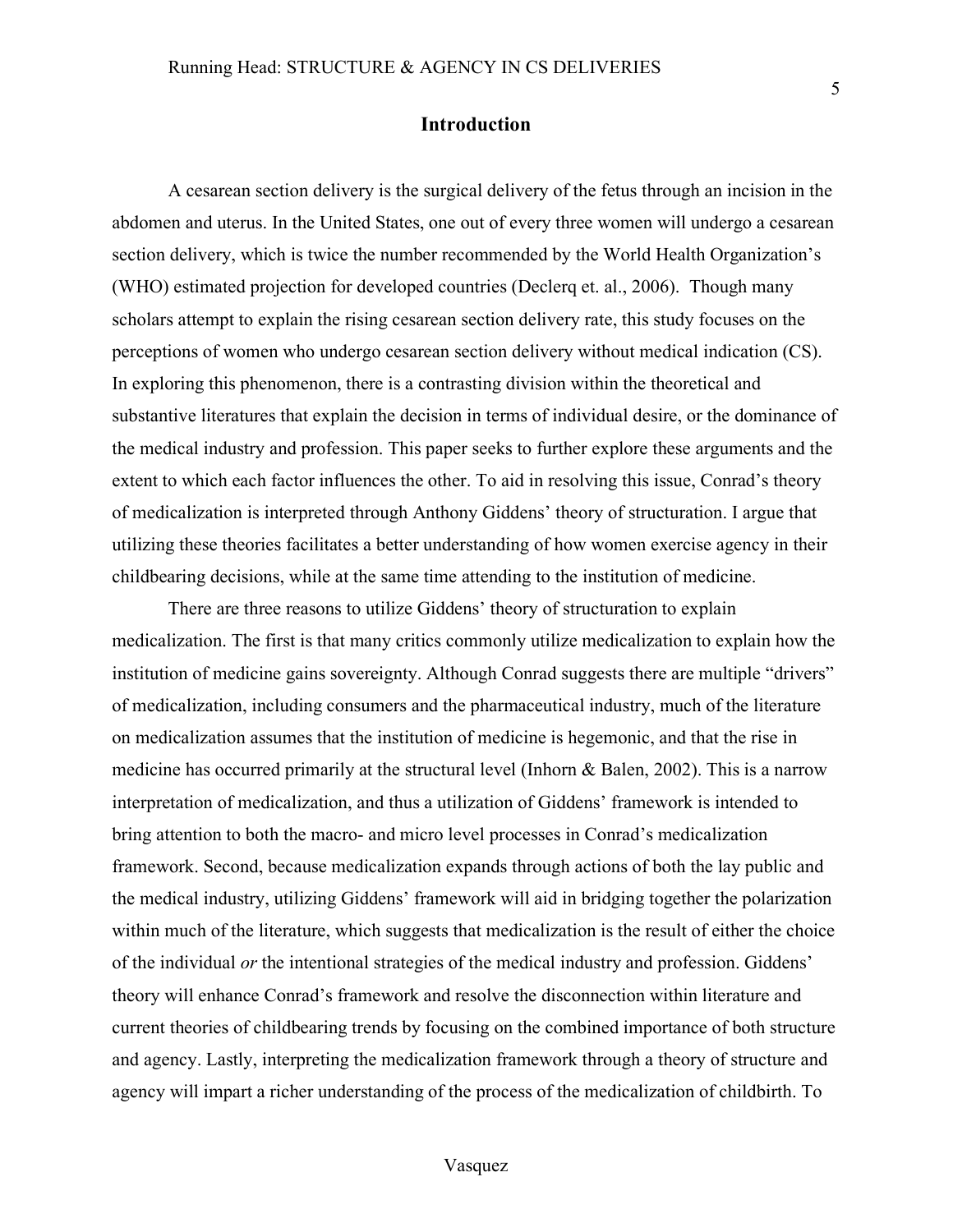## Introduction

A cesarean section delivery is the surgical delivery of the fetus through an incision in the abdomen and uterus. In the United States, one out of every three women will undergo a cesarean section delivery, which is twice the number recommended by the World Health Organization's (WHO) estimated projection for developed countries (Declerq et. al., 2006). Though many scholars attempt to explain the rising cesarean section delivery rate, this study focuses on the perceptions of women who undergo cesarean section delivery without medical indication (CS). In exploring this phenomenon, there is a contrasting division within the theoretical and substantive literatures that explain the decision in terms of individual desire, or the dominance of the medical industry and profession. This paper seeks to further explore these arguments and the extent to which each factor influences the other. To aid in resolving this issue, Conrad's theory of medicalization is interpreted through Anthony Giddens' theory of structuration. I argue that utilizing these theories facilitates a better understanding of how women exercise agency in their childbearing decisions, while at the same time attending to the institution of medicine.

There are three reasons to utilize Giddens' theory of structuration to explain medicalization. The first is that many critics commonly utilize medicalization to explain how the institution of medicine gains sovereignty. Although Conrad suggests there are multiple "drivers" of medicalization, including consumers and the pharmaceutical industry, much of the literature on medicalization assumes that the institution of medicine is hegemonic, and that the rise in medicine has occurred primarily at the structural level (Inhorn & Balen, 2002). This is a narrow interpretation of medicalization, and thus a utilization of Giddens' framework is intended to bring attention to both the macro- and micro level processes in Conrad's medicalization framework. Second, because medicalization expands through actions of both the lay public and the medical industry, utilizing Giddens' framework will aid in bridging together the polarization within much of the literature, which suggests that medicalization is the result of either the choice of the individual *or* the intentional strategies of the medical industry and profession. Giddens' theory will enhance Conrad's framework and resolve the disconnection within literature and current theories of childbearing trends by focusing on the combined importance of both structure and agency. Lastly, interpreting the medicalization framework through a theory of structure and agency will impart a richer understanding of the process of the medicalization of childbirth. To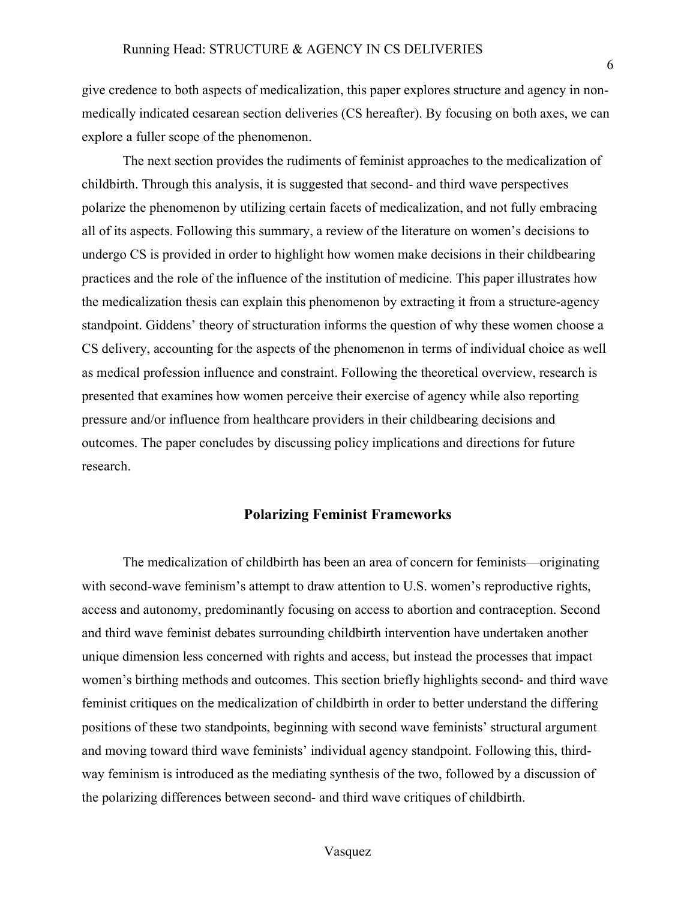give credence to both aspects of medicalization, this paper explores structure and agency in non-medically indicated cesarean section deliveries (CS hereafter). By focusing on both axes, we can explore a fuller scope of the phenomenon.

The next section provides the rudiments of feminist approaches to the medicalization of childbirth. Through this analysis, it is suggested that second- and third wave perspectives polarize the phenomenon by utilizing certain facets of medicalization, and not fully embracing all of its aspects. Following this summary, a review of the literature on women's decisions to undergo CS is provided in order to highlight how women make decisions in their childbearing practices and the role of the influence of the institution of medicine. This paper illustrates how the medicalization thesis can explain this phenomenon by extracting it from a structure-agency standpoint. Giddens' theory of structuration informs the question of why these women choose a CS delivery, accounting for the aspects of the phenomenon in terms of individual choice as well as medical profession influence and constraint. Following the theoretical overview, research is presented that examines how women perceive their exercise of agency while also reporting pressure and/or influence from healthcare providers in their childbearing decisions and outcomes. The paper concludes by discussing policy implications and directions for future research.

## Polarizing Feminist Frameworks

The medicalization of childbirth has been an area of concern for feminists—originating with second-wave feminism's attempt to draw attention to U.S. women's reproductive rights, access and autonomy, predominantly focusing on access to abortion and contraception. Second and third wave feminist debates surrounding childbirth intervention have undertaken another unique dimension less concerned with rights and access, but instead the processes that impact women's birthing methods and outcomes. This section briefly highlights second- and third wave feminist critiques on the medicalization of childbirth in order to better understand the differing positions of these two standpoints, beginning with second wave feminists' structural argument and moving toward third wave feminists' individual agency standpoint. Following this, third-way feminism is introduced as the mediating synthesis of the two, followed by a discussion of the polarizing differences between second- and third wave critiques of childbirth.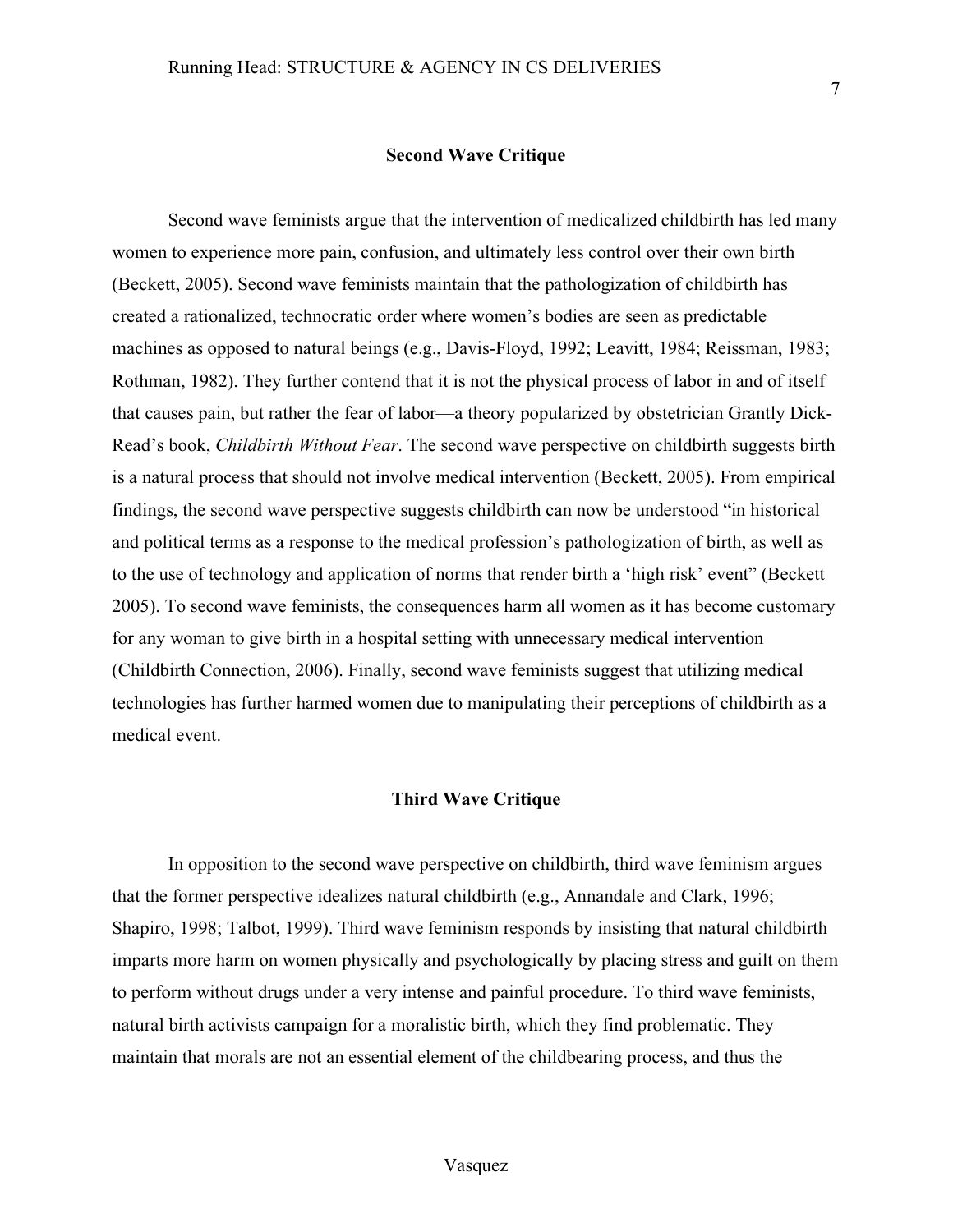## Second Wave Critique

Second wave feminists argue that the intervention of medicalized childbirth has led many women to experience more pain, confusion, and ultimately less control over their own birth (Beckett, 2005). Second wave feminists maintain that the pathologization of childbirth has created a rationalized, technocratic order where women's bodies are seen as predictable machines as opposed to natural beings (e.g., Davis-Floyd, 1992; Leavitt, 1984; Reissman, 1983; Rothman, 1982). They further contend that it is not the physical process of labor in and of itself that causes pain, but rather the fear of labor—a theory popularized by obstetrician Grantly Dick-Read's book, *Childbirth Without Fear*. The second wave perspective on childbirth suggests birth is a natural process that should not involve medical intervention (Beckett, 2005). From empirical findings, the second wave perspective suggests childbirth can now be understood "in historical and political terms as a response to the medical profession's pathologization of birth, as well as to the use of technology and application of norms that render birth a 'high risk' event" (Beckett 2005). To second wave feminists, the consequences harm all women as it has become customary for any woman to give birth in a hospital setting with unnecessary medical intervention (Childbirth Connection, 2006). Finally, second wave feminists suggest that utilizing medical technologies has further harmed women due to manipulating their perceptions of childbirth as a medical event.

## Third Wave Critique

In opposition to the second wave perspective on childbirth, third wave feminism argues that the former perspective idealizes natural childbirth (e.g., Annandale and Clark, 1996; Shapiro, 1998; Talbot, 1999). Third wave feminism responds by insisting that natural childbirth imparts more harm on women physically and psychologically by placing stress and guilt on them to perform without drugs under a very intense and painful procedure. To third wave feminists, natural birth activists campaign for a moralistic birth, which they find problematic. They maintain that morals are not an essential element of the childbearing process, and thus the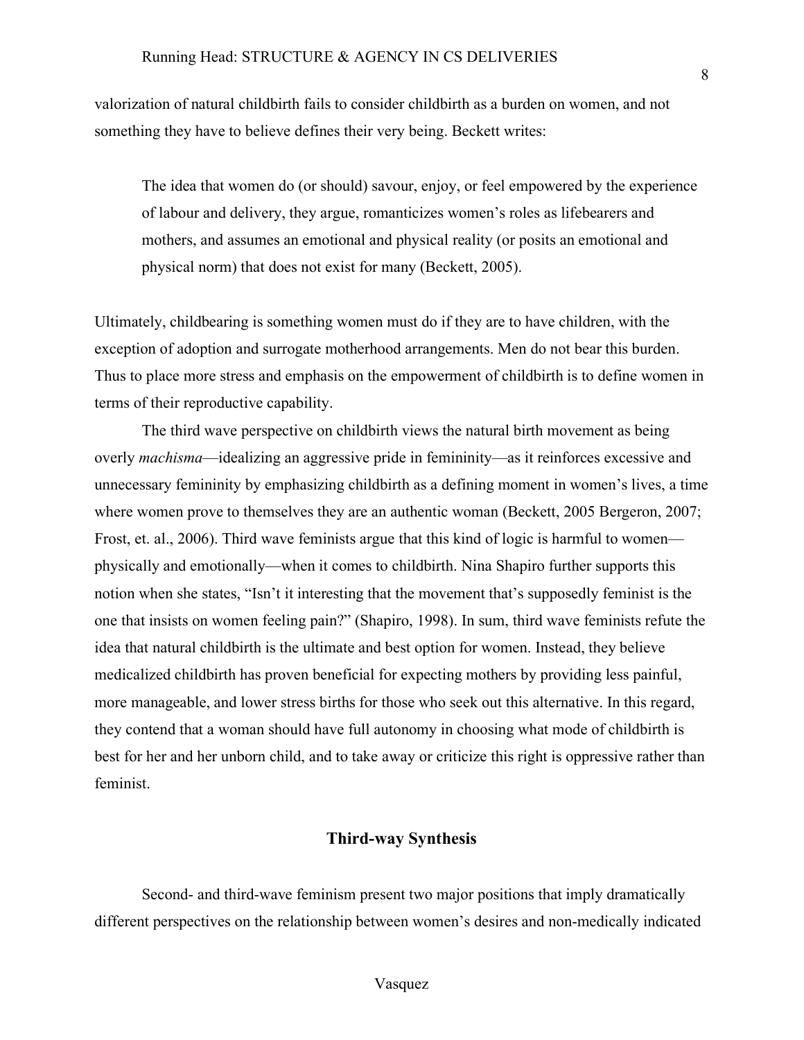valorization of natural childbirth fails to consider childbirth as a burden on women, and not something they have to believe defines their very being. Beckett writes:

> The idea that women do (or should) savour, enjoy, or feel empowered by the experience of labour and delivery, they argue, romanticizes women's roles as lifebearers and mothers, and assumes an emotional and physical reality (or posits an emotional and physical norm) that does not exist for many (Beckett, 2005).

Ultimately, childbearing is something women must do if they are to have children, with the exception of adoption and surrogate motherhood arrangements. Men do not bear this burden. Thus to place more stress and emphasis on the empowerment of childbirth is to define women in terms of their reproductive capability.

The third wave perspective on childbirth views the natural birth movement as being overly *machisma*—idealizing an aggressive pride in femininity—as it reinforces excessive and unnecessary femininity by emphasizing childbirth as a defining moment in women's lives, a time where women prove to themselves they are an authentic woman (Beckett, 2005 Bergeron, 2007; Frost, et. al., 2006). Third wave feminists argue that this kind of logic is harmful to women—physically and emotionally—when it comes to childbirth. Nina Shapiro further supports this notion when she states, "Isn't it interesting that the movement that's supposedly feminist is the one that insists on women feeling pain?" (Shapiro, 1998). In sum, third wave feminists refute the idea that natural childbirth is the ultimate and best option for women. Instead, they believe medicalized childbirth has proven beneficial for expecting mothers by providing less painful, more manageable, and lower stress births for those who seek out this alternative. In this regard, they contend that a woman should have full autonomy in choosing what mode of childbirth is best for her and her unborn child, and to take away or criticize this right is oppressive rather than feminist.

## Third-way Synthesis

Second- and third-wave feminism present two major positions that imply dramatically different perspectives on the relationship between women's desires and non-medically indicated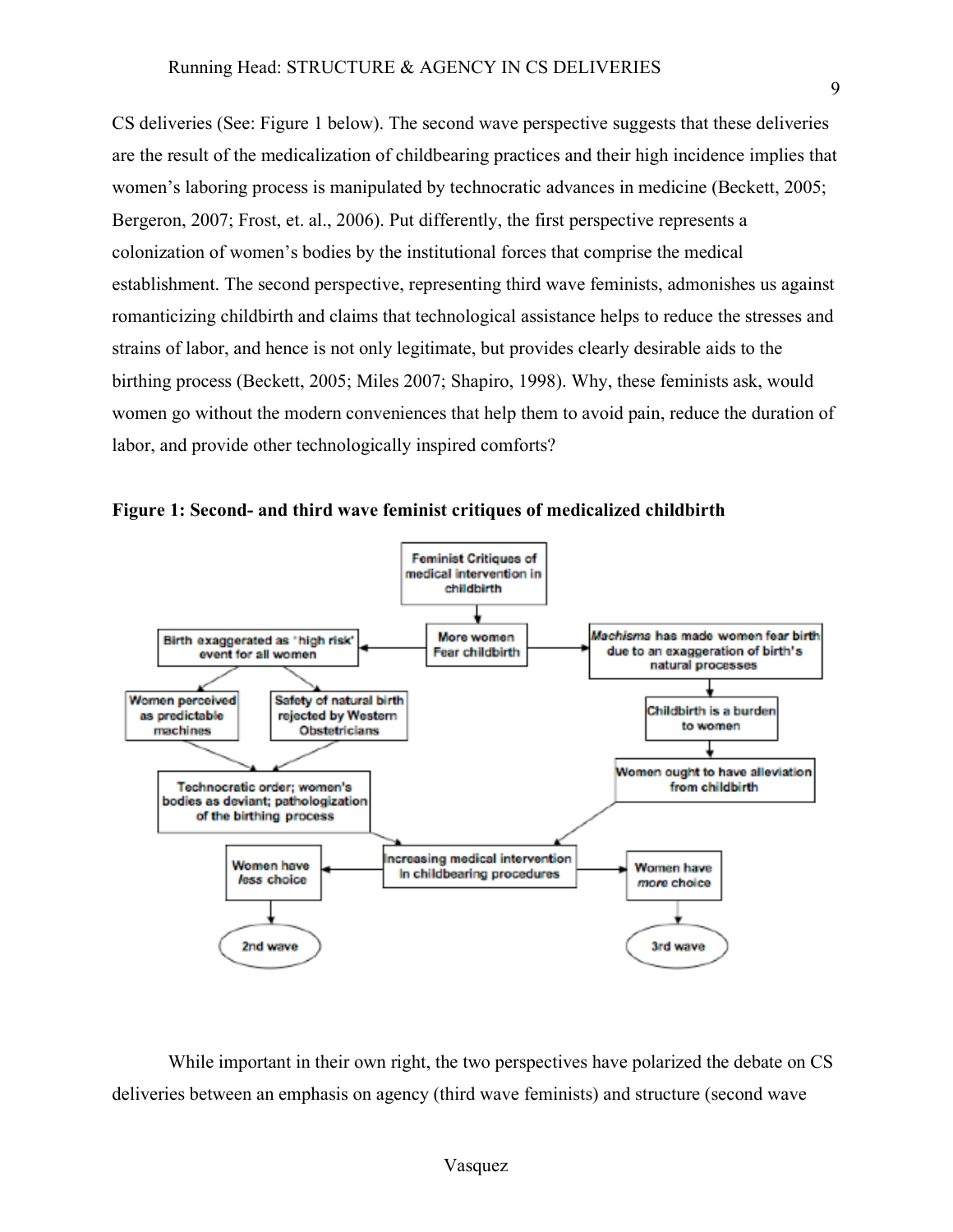CS deliveries (See: Figure 1 below). The second wave perspective suggests that these deliveries are the result of the medicalization of childbearing practices and their high incidence implies that women's laboring process is manipulated by technocratic advances in medicine (Beckett, 2005; Bergeron, 2007; Frost, et. al., 2006). Put differently, the first perspective represents a colonization of women's bodies by the institutional forces that comprise the medical establishment. The second perspective, representing third wave feminists, admonishes us against romanticizing childbirth and claims that technological assistance helps to reduce the stresses and strains of labor, and hence is not only legitimate, but provides clearly desirable aids to the birthing process (Beckett, 2005; Miles 2007; Shapiro, 1998). Why, these feminists ask, would women go without the modern conveniences that help them to avoid pain, reduce the duration of labor, and provide other technologically inspired comforts?

**Figure 1: Second- and third wave feminist critiques of medicalized childbirth**

While important in their own right, the two perspectives have polarized the debate on CS deliveries between an emphasis on agency (third wave feminists) and structure (second wave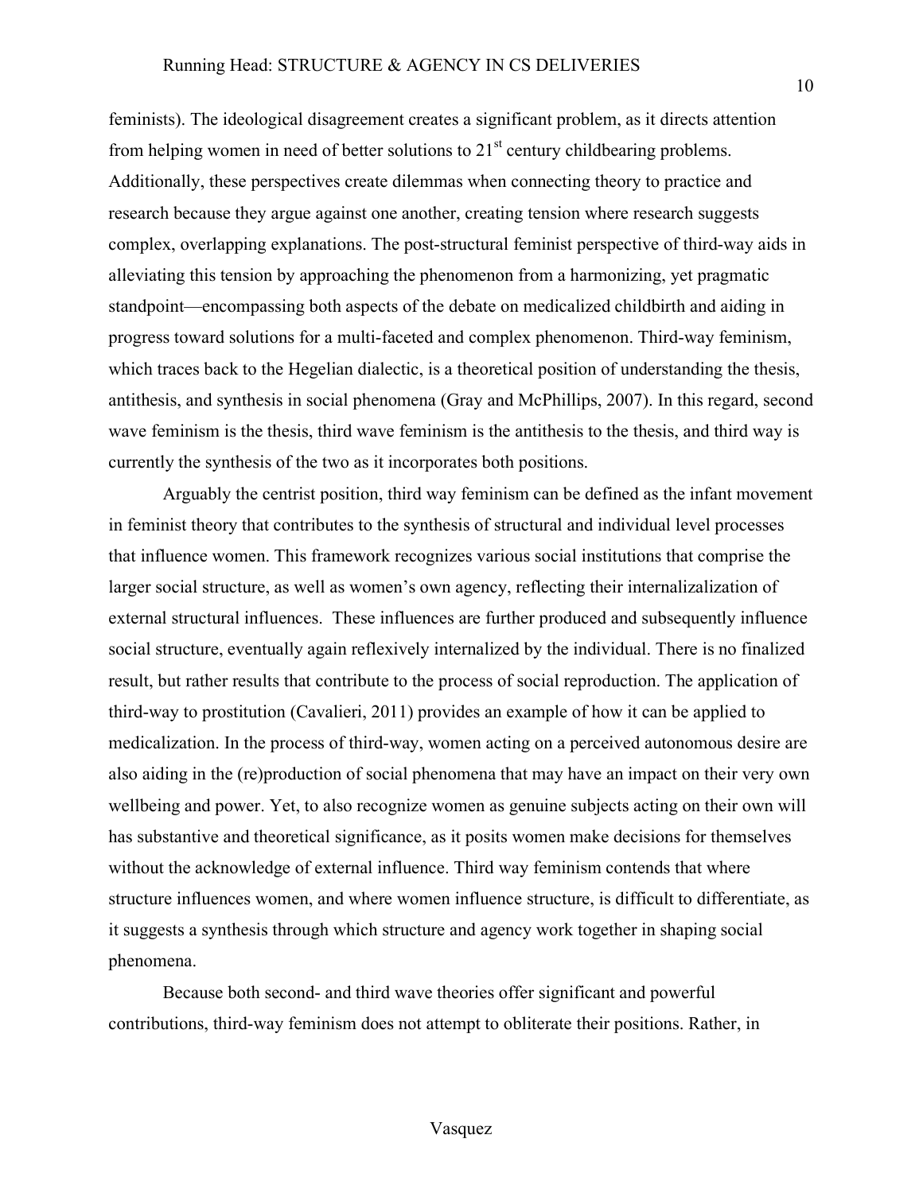feminists). The ideological disagreement creates a significant problem, as it directs attention from helping women in need of better solutions to 21st century childbearing problems. Additionally, these perspectives create dilemmas when connecting theory to practice and research because they argue against one another, creating tension where research suggests complex, overlapping explanations. The post-structural feminist perspective of third-way aids in alleviating this tension by approaching the phenomenon from a harmonizing, yet pragmatic standpoint—encompassing both aspects of the debate on medicalized childbirth and aiding in progress toward solutions for a multi-faceted and complex phenomenon. Third-way feminism, which traces back to the Hegelian dialectic, is a theoretical position of understanding the thesis, antithesis, and synthesis in social phenomena (Gray and McPhillips, 2007). In this regard, second wave feminism is the thesis, third wave feminism is the antithesis to the thesis, and third way is currently the synthesis of the two as it incorporates both positions.

Arguably the centrist position, third way feminism can be defined as the infant movement in feminist theory that contributes to the synthesis of structural and individual level processes that influence women. This framework recognizes various social institutions that comprise the larger social structure, as well as women's own agency, reflecting their internalizalization of external structural influences. These influences are further produced and subsequently influence social structure, eventually again reflexively internalized by the individual. There is no finalized result, but rather results that contribute to the process of social reproduction. The application of third-way to prostitution (Cavalieri, 2011) provides an example of how it can be applied to medicalization. In the process of third-way, women acting on a perceived autonomous desire are also aiding in the (re)production of social phenomena that may have an impact on their very own wellbeing and power. Yet, to also recognize women as genuine subjects acting on their own will has substantive and theoretical significance, as it posits women make decisions for themselves without the acknowledge of external influence. Third way feminism contends that where structure influences women, and where women influence structure, is difficult to differentiate, as it suggests a synthesis through which structure and agency work together in shaping social phenomena.

Because both second- and third wave theories offer significant and powerful contributions, third-way feminism does not attempt to obliterate their positions. Rather, in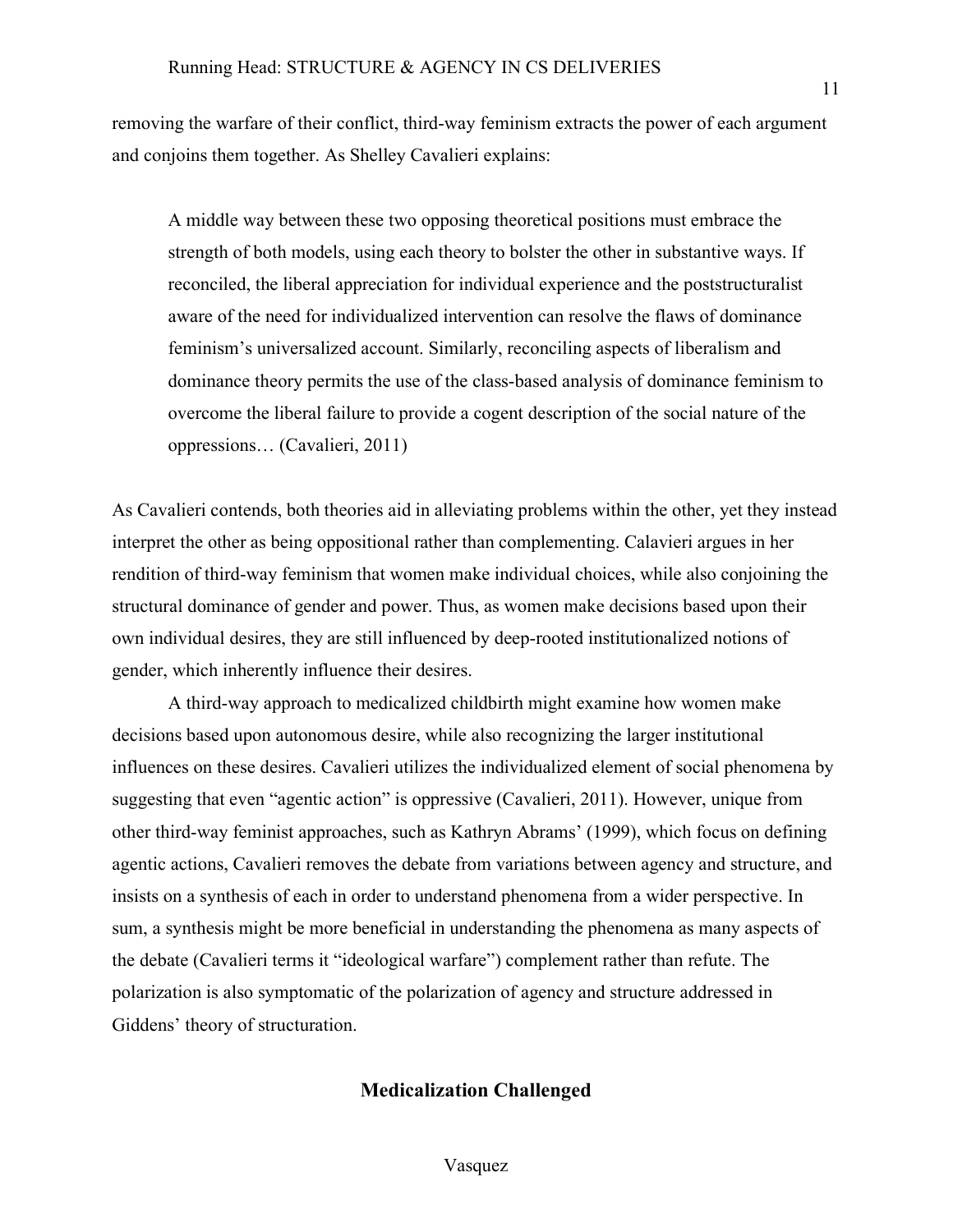removing the warfare of their conflict, third-way feminism extracts the power of each argument and conjoins them together. As Shelley Cavalieri explains:

> A middle way between these two opposing theoretical positions must embrace the strength of both models, using each theory to bolster the other in substantive ways. If reconciled, the liberal appreciation for individual experience and the poststructuralist aware of the need for individualized intervention can resolve the flaws of dominance feminism's universalized account. Similarly, reconciling aspects of liberalism and dominance theory permits the use of the class-based analysis of dominance feminism to overcome the liberal failure to provide a cogent description of the social nature of the oppressions… (Cavalieri, 2011)

As Cavalieri contends, both theories aid in alleviating problems within the other, yet they instead interpret the other as being oppositional rather than complementing. Calavieri argues in her rendition of third-way feminism that women make individual choices, while also conjoining the structural dominance of gender and power. Thus, as women make decisions based upon their own individual desires, they are still influenced by deep-rooted institutionalized notions of gender, which inherently influence their desires.

A third-way approach to medicalized childbirth might examine how women make decisions based upon autonomous desire, while also recognizing the larger institutional influences on these desires. Cavalieri utilizes the individualized element of social phenomena by suggesting that even "agentic action" is oppressive (Cavalieri, 2011). However, unique from other third-way feminist approaches, such as Kathryn Abrams' (1999), which focus on defining agentic actions, Cavalieri removes the debate from variations between agency and structure, and insists on a synthesis of each in order to understand phenomena from a wider perspective. In sum, a synthesis might be more beneficial in understanding the phenomena as many aspects of the debate (Cavalieri terms it "ideological warfare") complement rather than refute. The polarization is also symptomatic of the polarization of agency and structure addressed in Giddens' theory of structuration.

## Medicalization Challenged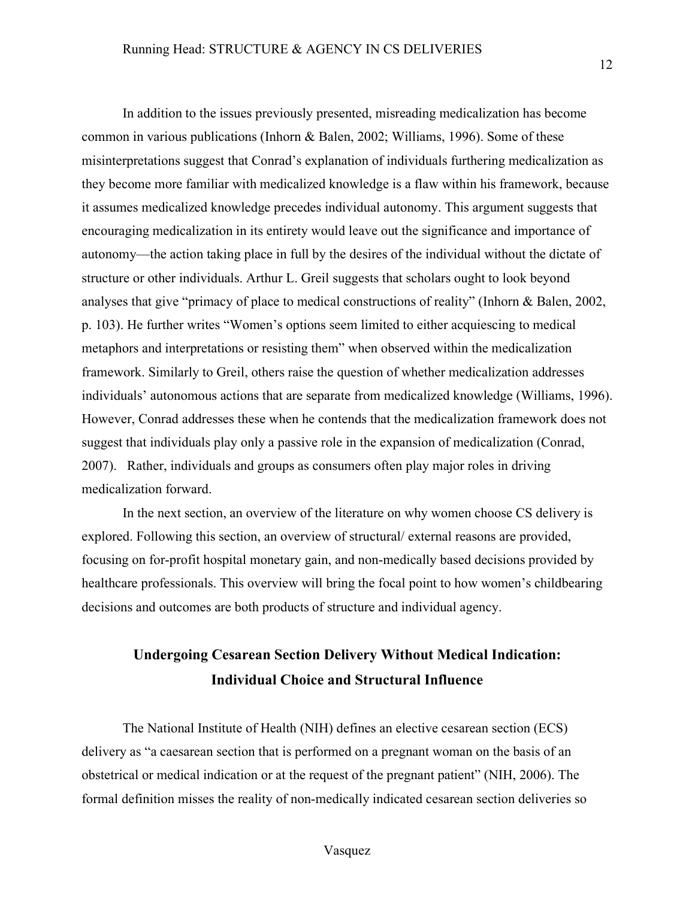In addition to the issues previously presented, misreading medicalization has become common in various publications (Inhorn & Balen, 2002; Williams, 1996). Some of these misinterpretations suggest that Conrad's explanation of individuals furthering medicalization as they become more familiar with medicalized knowledge is a flaw within his framework, because it assumes medicalized knowledge precedes individual autonomy. This argument suggests that encouraging medicalization in its entirety would leave out the significance and importance of autonomy—the action taking place in full by the desires of the individual without the dictate of structure or other individuals. Arthur L. Greil suggests that scholars ought to look beyond analyses that give "primacy of place to medical constructions of reality" (Inhorn & Balen, 2002, p. 103). He further writes "Women's options seem limited to either acquiescing to medical metaphors and interpretations or resisting them" when observed within the medicalization framework. Similarly to Greil, others raise the question of whether medicalization addresses individuals' autonomous actions that are separate from medicalized knowledge (Williams, 1996). However, Conrad addresses these when he contends that the medicalization framework does not suggest that individuals play only a passive role in the expansion of medicalization (Conrad, 2007). Rather, individuals and groups as consumers often play major roles in driving medicalization forward.

In the next section, an overview of the literature on why women choose CS delivery is explored. Following this section, an overview of structural/ external reasons are provided, focusing on for-profit hospital monetary gain, and non-medically based decisions provided by healthcare professionals. This overview will bring the focal point to how women's childbearing decisions and outcomes are both products of structure and individual agency.

## Undergoing Cesarean Section Delivery Without Medical Indication: Individual Choice and Structural Influence

The National Institute of Health (NIH) defines an elective cesarean section (ECS) delivery as "a caesarean section that is performed on a pregnant woman on the basis of an obstetrical or medical indication or at the request of the pregnant patient" (NIH, 2006). The formal definition misses the reality of non-medically indicated cesarean section deliveries so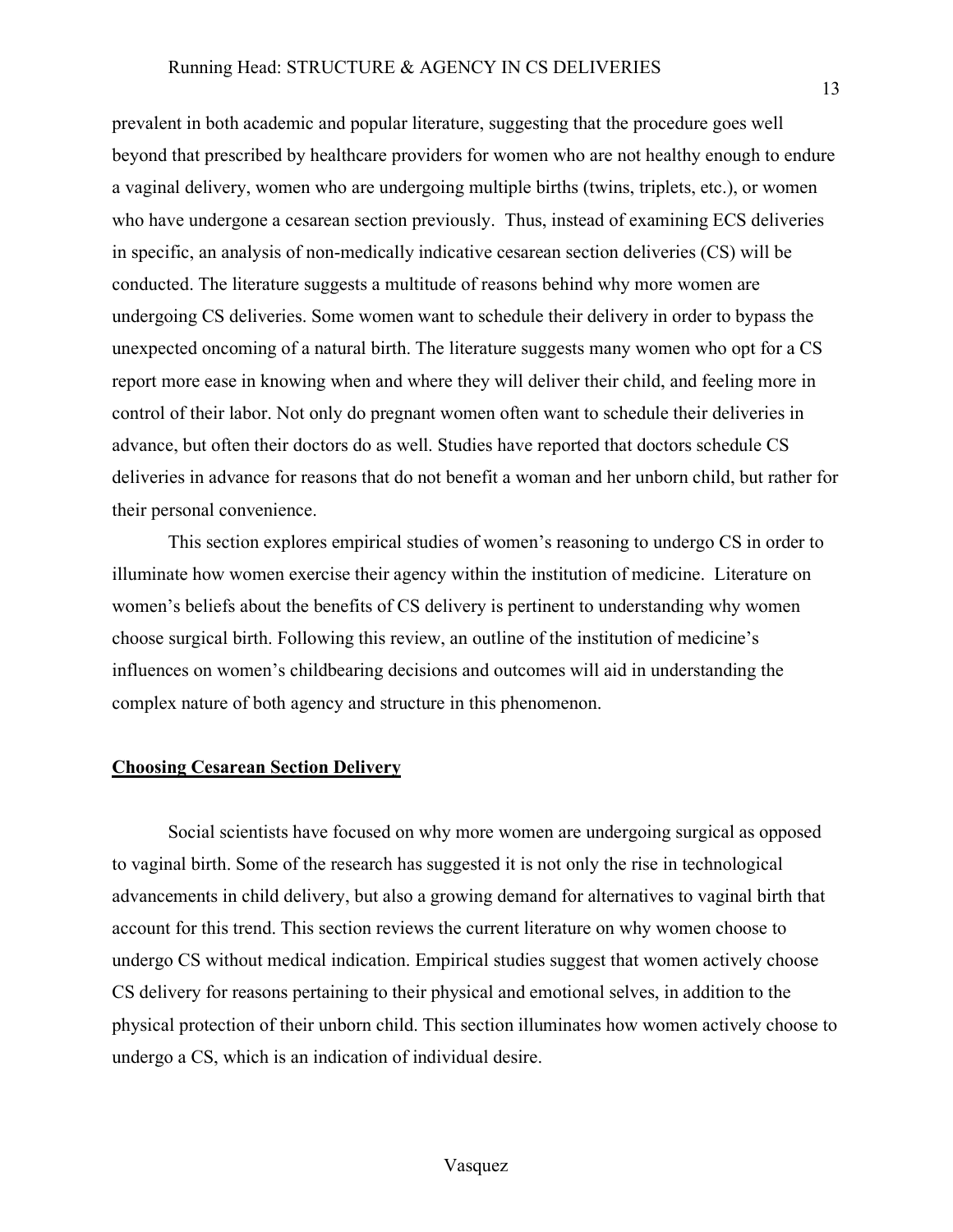prevalent in both academic and popular literature, suggesting that the procedure goes well beyond that prescribed by healthcare providers for women who are not healthy enough to endure a vaginal delivery, women who are undergoing multiple births (twins, triplets, etc.), or women who have undergone a cesarean section previously. Thus, instead of examining ECS deliveries in specific, an analysis of non-medically indicative cesarean section deliveries (CS) will be conducted. The literature suggests a multitude of reasons behind why more women are undergoing CS deliveries. Some women want to schedule their delivery in order to bypass the unexpected oncoming of a natural birth. The literature suggests many women who opt for a CS report more ease in knowing when and where they will deliver their child, and feeling more in control of their labor. Not only do pregnant women often want to schedule their deliveries in advance, but often their doctors do as well. Studies have reported that doctors schedule CS deliveries in advance for reasons that do not benefit a woman and her unborn child, but rather for their personal convenience.

This section explores empirical studies of women's reasoning to undergo CS in order to illuminate how women exercise their agency within the institution of medicine. Literature on women's beliefs about the benefits of CS delivery is pertinent to understanding why women choose surgical birth. Following this review, an outline of the institution of medicine's influences on women's childbearing decisions and outcomes will aid in understanding the complex nature of both agency and structure in this phenomenon.

## Choosing Cesarean Section Delivery

Social scientists have focused on why more women are undergoing surgical as opposed to vaginal birth. Some of the research has suggested it is not only the rise in technological advancements in child delivery, but also a growing demand for alternatives to vaginal birth that account for this trend. This section reviews the current literature on why women choose to undergo CS without medical indication. Empirical studies suggest that women actively choose CS delivery for reasons pertaining to their physical and emotional selves, in addition to the physical protection of their unborn child. This section illuminates how women actively choose to undergo a CS, which is an indication of individual desire.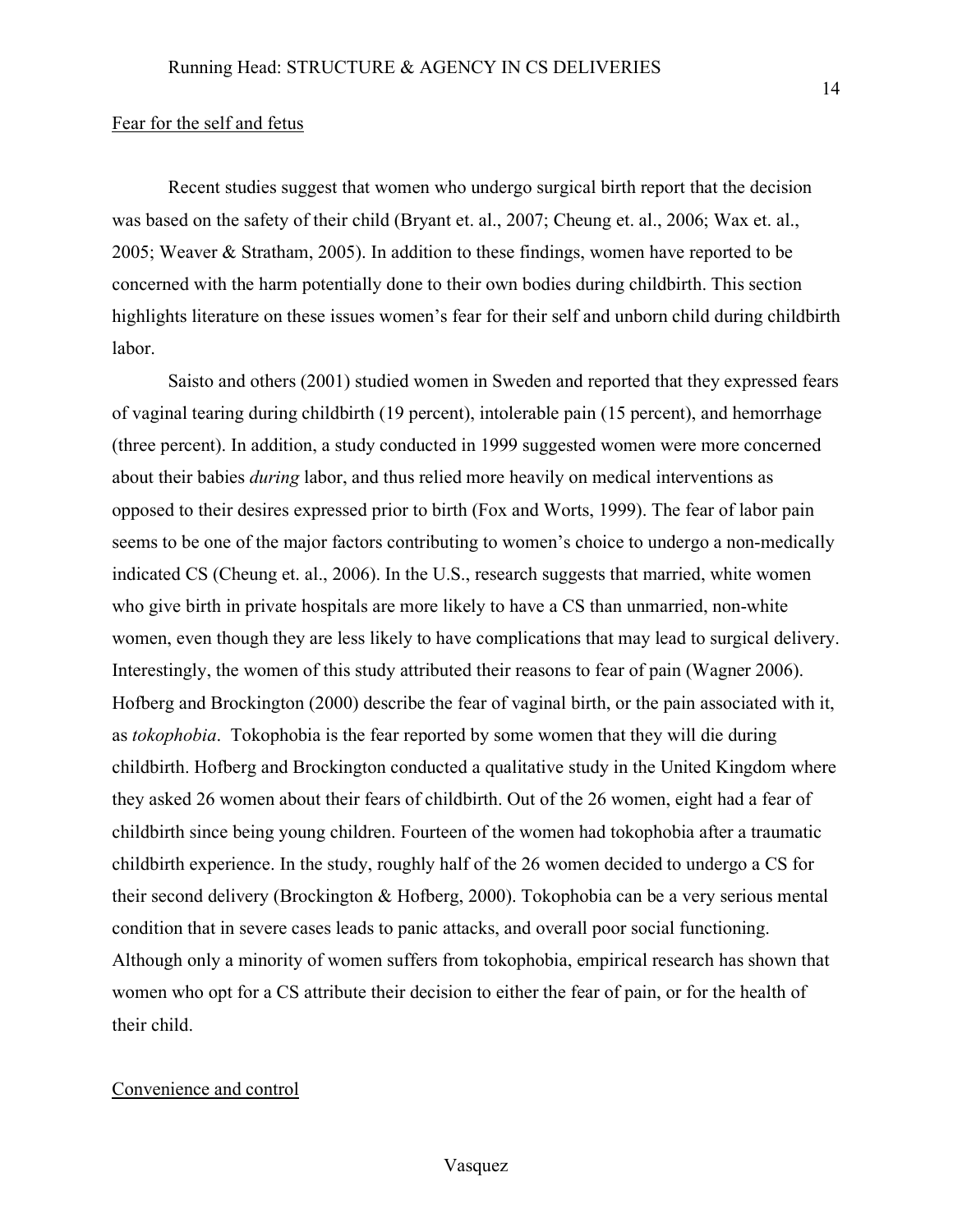Fear for the self and fetus

Recent studies suggest that women who undergo surgical birth report that the decision was based on the safety of their child (Bryant et. al., 2007; Cheung et. al., 2006; Wax et. al., 2005; Weaver & Stratham, 2005). In addition to these findings, women have reported to be concerned with the harm potentially done to their own bodies during childbirth. This section highlights literature on these issues women's fear for their self and unborn child during childbirth labor.

Saisto and others (2001) studied women in Sweden and reported that they expressed fears of vaginal tearing during childbirth (19 percent), intolerable pain (15 percent), and hemorrhage (three percent). In addition, a study conducted in 1999 suggested women were more concerned about their babies *during* labor, and thus relied more heavily on medical interventions as opposed to their desires expressed prior to birth (Fox and Worts, 1999). The fear of labor pain seems to be one of the major factors contributing to women's choice to undergo a non-medically indicated CS (Cheung et. al., 2006). In the U.S., research suggests that married, white women who give birth in private hospitals are more likely to have a CS than unmarried, non-white women, even though they are less likely to have complications that may lead to surgical delivery. Interestingly, the women of this study attributed their reasons to fear of pain (Wagner 2006). Hofberg and Brockington (2000) describe the fear of vaginal birth, or the pain associated with it, as *tokophobia*. Tokophobia is the fear reported by some women that they will die during childbirth. Hofberg and Brockington conducted a qualitative study in the United Kingdom where they asked 26 women about their fears of childbirth. Out of the 26 women, eight had a fear of childbirth since being young children. Fourteen of the women had tokophobia after a traumatic childbirth experience. In the study, roughly half of the 26 women decided to undergo a CS for their second delivery (Brockington & Hofberg, 2000). Tokophobia can be a very serious mental condition that in severe cases leads to panic attacks, and overall poor social functioning. Although only a minority of women suffers from tokophobia, empirical research has shown that women who opt for a CS attribute their decision to either the fear of pain, or for the health of their child.

Convenience and control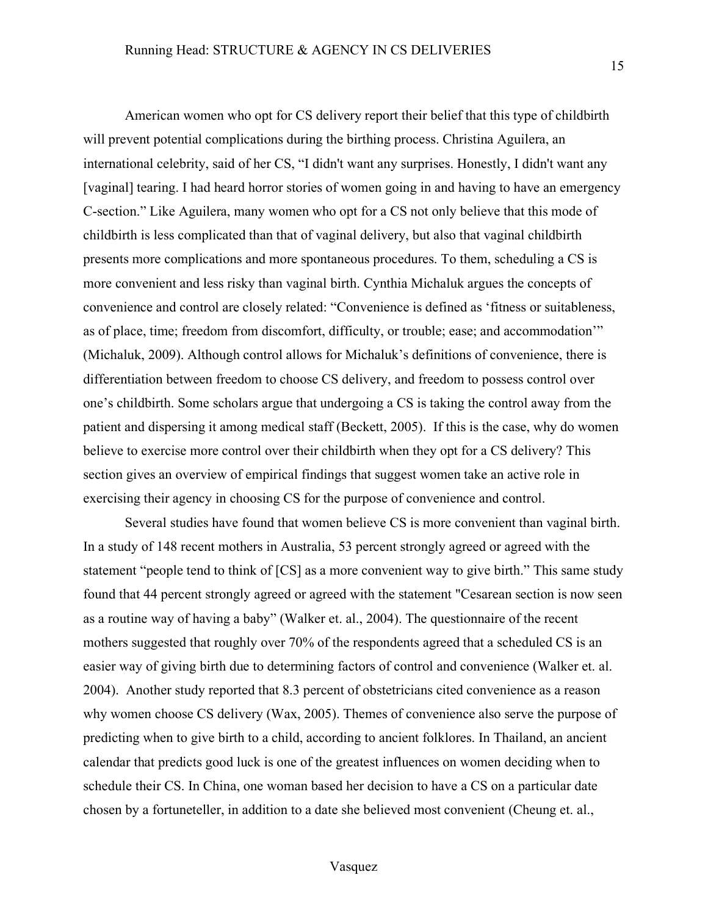American women who opt for CS delivery report their belief that this type of childbirth will prevent potential complications during the birthing process. Christina Aguilera, an international celebrity, said of her CS, "I didn't want any surprises. Honestly, I didn't want any [vaginal] tearing. I had heard horror stories of women going in and having to have an emergency C-section." Like Aguilera, many women who opt for a CS not only believe that this mode of childbirth is less complicated than that of vaginal delivery, but also that vaginal childbirth presents more complications and more spontaneous procedures. To them, scheduling a CS is more convenient and less risky than vaginal birth. Cynthia Michaluk argues the concepts of convenience and control are closely related: "Convenience is defined as 'fitness or suitableness, as of place, time; freedom from discomfort, difficulty, or trouble; ease; and accommodation'" (Michaluk, 2009). Although control allows for Michaluk's definitions of convenience, there is differentiation between freedom to choose CS delivery, and freedom to possess control over one's childbirth. Some scholars argue that undergoing a CS is taking the control away from the patient and dispersing it among medical staff (Beckett, 2005). If this is the case, why do women believe to exercise more control over their childbirth when they opt for a CS delivery? This section gives an overview of empirical findings that suggest women take an active role in exercising their agency in choosing CS for the purpose of convenience and control.

Several studies have found that women believe CS is more convenient than vaginal birth. In a study of 148 recent mothers in Australia, 53 percent strongly agreed or agreed with the statement "people tend to think of [CS] as a more convenient way to give birth." This same study found that 44 percent strongly agreed or agreed with the statement "Cesarean section is now seen as a routine way of having a baby" (Walker et. al., 2004). The questionnaire of the recent mothers suggested that roughly over 70% of the respondents agreed that a scheduled CS is an easier way of giving birth due to determining factors of control and convenience (Walker et. al. 2004). Another study reported that 8.3 percent of obstetricians cited convenience as a reason why women choose CS delivery (Wax, 2005). Themes of convenience also serve the purpose of predicting when to give birth to a child, according to ancient folklores. In Thailand, an ancient calendar that predicts good luck is one of the greatest influences on women deciding when to schedule their CS. In China, one woman based her decision to have a CS on a particular date chosen by a fortuneteller, in addition to a date she believed most convenient (Cheung et. al.,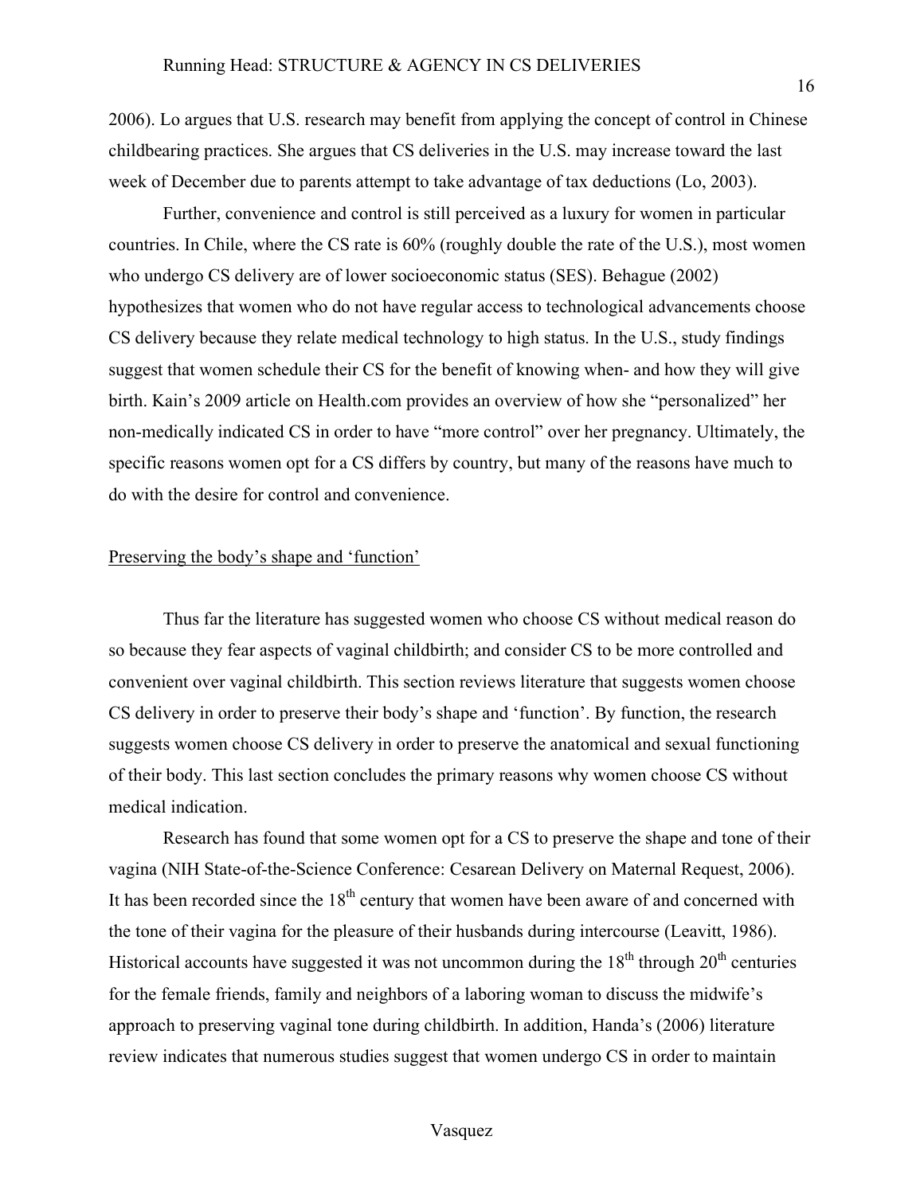2006). Lo argues that U.S. research may benefit from applying the concept of control in Chinese childbearing practices. She argues that CS deliveries in the U.S. may increase toward the last week of December due to parents attempt to take advantage of tax deductions (Lo, 2003).

Further, convenience and control is still perceived as a luxury for women in particular countries. In Chile, where the CS rate is 60% (roughly double the rate of the U.S.), most women who undergo CS delivery are of lower socioeconomic status (SES). Behague (2002) hypothesizes that women who do not have regular access to technological advancements choose CS delivery because they relate medical technology to high status. In the U.S., study findings suggest that women schedule their CS for the benefit of knowing when- and how they will give birth. Kain's 2009 article on Health.com provides an overview of how she "personalized" her non-medically indicated CS in order to have "more control" over her pregnancy. Ultimately, the specific reasons women opt for a CS differs by country, but many of the reasons have much to do with the desire for control and convenience.

<u>Preserving the body's shape and 'function'</u>

Thus far the literature has suggested women who choose CS without medical reason do so because they fear aspects of vaginal childbirth; and consider CS to be more controlled and convenient over vaginal childbirth. This section reviews literature that suggests women choose CS delivery in order to preserve their body's shape and 'function'. By function, the research suggests women choose CS delivery in order to preserve the anatomical and sexual functioning of their body. This last section concludes the primary reasons why women choose CS without medical indication.

Research has found that some women opt for a CS to preserve the shape and tone of their vagina (NIH State-of-the-Science Conference: Cesarean Delivery on Maternal Request, 2006). It has been recorded since the 18th century that women have been aware of and concerned with the tone of their vagina for the pleasure of their husbands during intercourse (Leavitt, 1986). Historical accounts have suggested it was not uncommon during the 18th through 20th centuries for the female friends, family and neighbors of a laboring woman to discuss the midwife's approach to preserving vaginal tone during childbirth. In addition, Handa's (2006) literature review indicates that numerous studies suggest that women undergo CS in order to maintain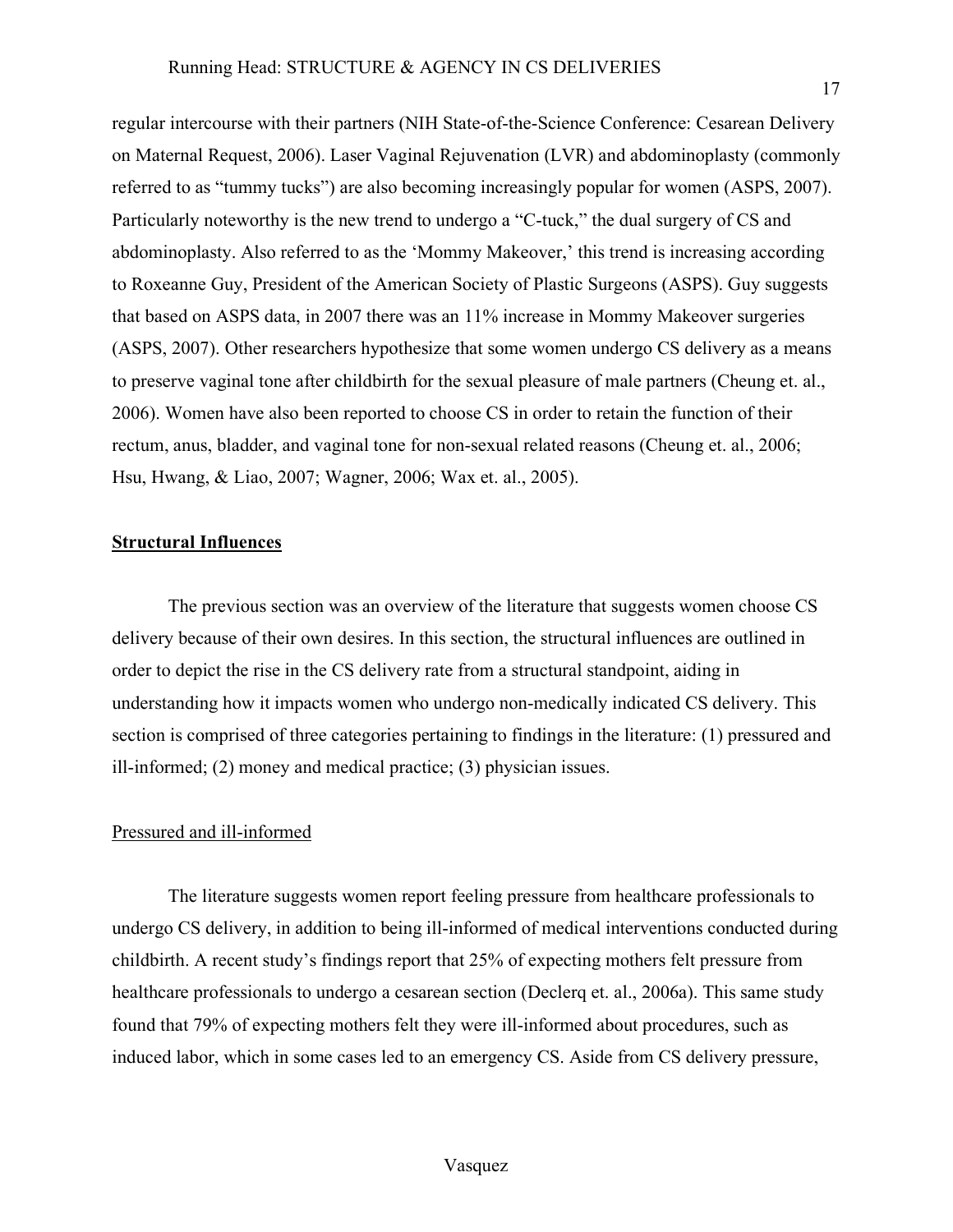regular intercourse with their partners (NIH State-of-the-Science Conference: Cesarean Delivery on Maternal Request, 2006). Laser Vaginal Rejuvenation (LVR) and abdominoplasty (commonly referred to as "tummy tucks") are also becoming increasingly popular for women (ASPS, 2007). Particularly noteworthy is the new trend to undergo a "C-tuck," the dual surgery of CS and abdominoplasty. Also referred to as the 'Mommy Makeover,' this trend is increasing according to Roxeanne Guy, President of the American Society of Plastic Surgeons (ASPS). Guy suggests that based on ASPS data, in 2007 there was an 11% increase in Mommy Makeover surgeries (ASPS, 2007). Other researchers hypothesize that some women undergo CS delivery as a means to preserve vaginal tone after childbirth for the sexual pleasure of male partners (Cheung et. al., 2006). Women have also been reported to choose CS in order to retain the function of their rectum, anus, bladder, and vaginal tone for non-sexual related reasons (Cheung et. al., 2006; Hsu, Hwang, & Liao, 2007; Wagner, 2006; Wax et. al., 2005).

## Structural Influences

The previous section was an overview of the literature that suggests women choose CS delivery because of their own desires. In this section, the structural influences are outlined in order to depict the rise in the CS delivery rate from a structural standpoint, aiding in understanding how it impacts women who undergo non-medically indicated CS delivery. This section is comprised of three categories pertaining to findings in the literature: (1) pressured and ill-informed; (2) money and medical practice; (3) physician issues.

### Pressured and ill-informed

The literature suggests women report feeling pressure from healthcare professionals to undergo CS delivery, in addition to being ill-informed of medical interventions conducted during childbirth. A recent study's findings report that 25% of expecting mothers felt pressure from healthcare professionals to undergo a cesarean section (Declerq et. al., 2006a). This same study found that 79% of expecting mothers felt they were ill-informed about procedures, such as induced labor, which in some cases led to an emergency CS. Aside from CS delivery pressure,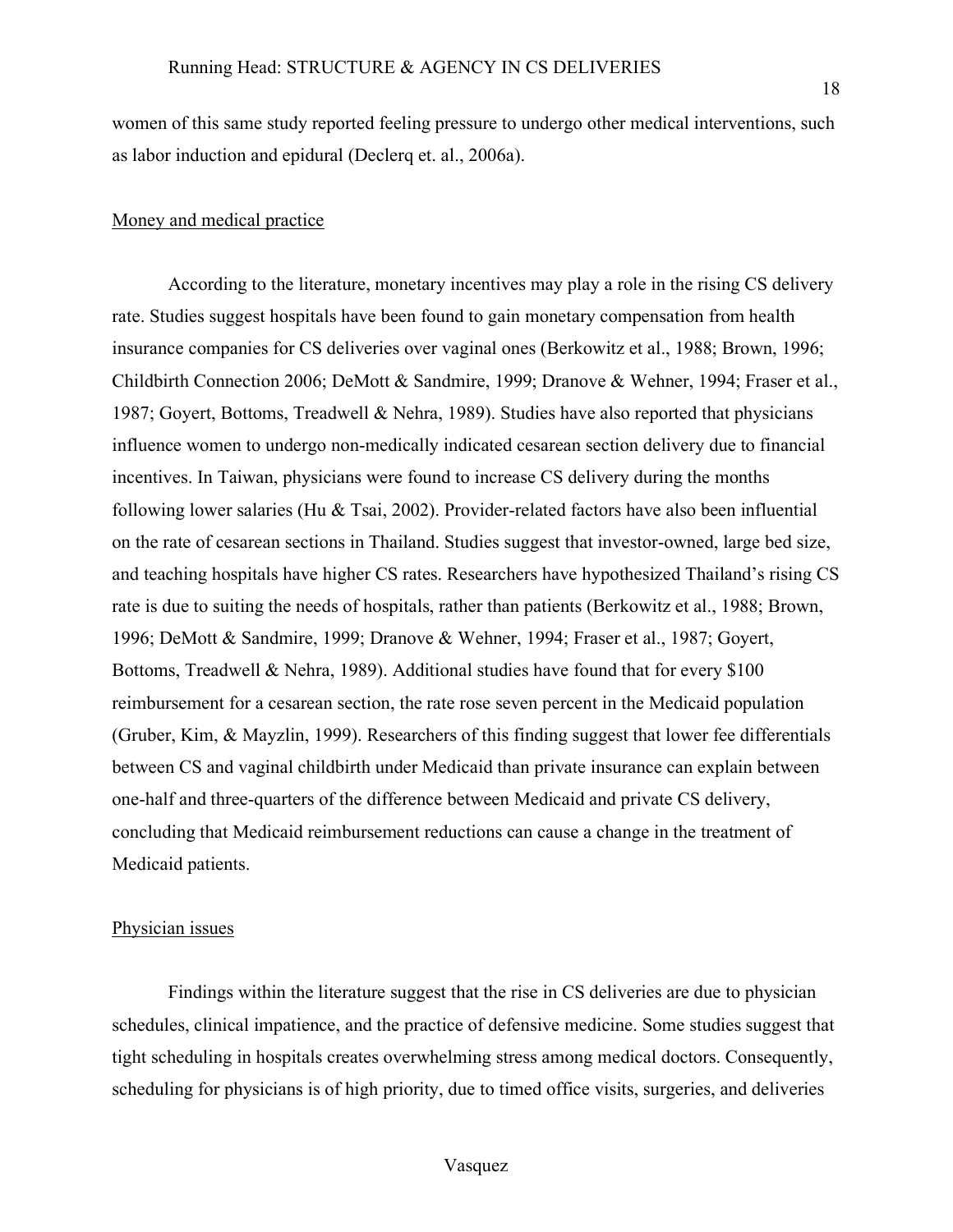women of this same study reported feeling pressure to undergo other medical interventions, such as labor induction and epidural (Declerq et. al., 2006a).

<u>Money and medical practice</u>

According to the literature, monetary incentives may play a role in the rising CS delivery rate. Studies suggest hospitals have been found to gain monetary compensation from health insurance companies for CS deliveries over vaginal ones (Berkowitz et al., 1988; Brown, 1996; Childbirth Connection 2006; DeMott & Sandmire, 1999; Dranove & Wehner, 1994; Fraser et al., 1987; Goyert, Bottoms, Treadwell & Nehra, 1989). Studies have also reported that physicians influence women to undergo non-medically indicated cesarean section delivery due to financial incentives. In Taiwan, physicians were found to increase CS delivery during the months following lower salaries (Hu & Tsai, 2002). Provider-related factors have also been influential on the rate of cesarean sections in Thailand. Studies suggest that investor-owned, large bed size, and teaching hospitals have higher CS rates. Researchers have hypothesized Thailand's rising CS rate is due to suiting the needs of hospitals, rather than patients (Berkowitz et al., 1988; Brown, 1996; DeMott & Sandmire, 1999; Dranove & Wehner, 1994; Fraser et al., 1987; Goyert, Bottoms, Treadwell & Nehra, 1989). Additional studies have found that for every $100 reimbursement for a cesarean section, the rate rose seven percent in the Medicaid population (Gruber, Kim, & Mayzlin, 1999). Researchers of this finding suggest that lower fee differentials between CS and vaginal childbirth under Medicaid than private insurance can explain between one-half and three-quarters of the difference between Medicaid and private CS delivery, concluding that Medicaid reimbursement reductions can cause a change in the treatment of Medicaid patients.

<u>Physician issues</u>

Findings within the literature suggest that the rise in CS deliveries are due to physician schedules, clinical impatience, and the practice of defensive medicine. Some studies suggest that tight scheduling in hospitals creates overwhelming stress among medical doctors. Consequently, scheduling for physicians is of high priority, due to timed office visits, surgeries, and deliveries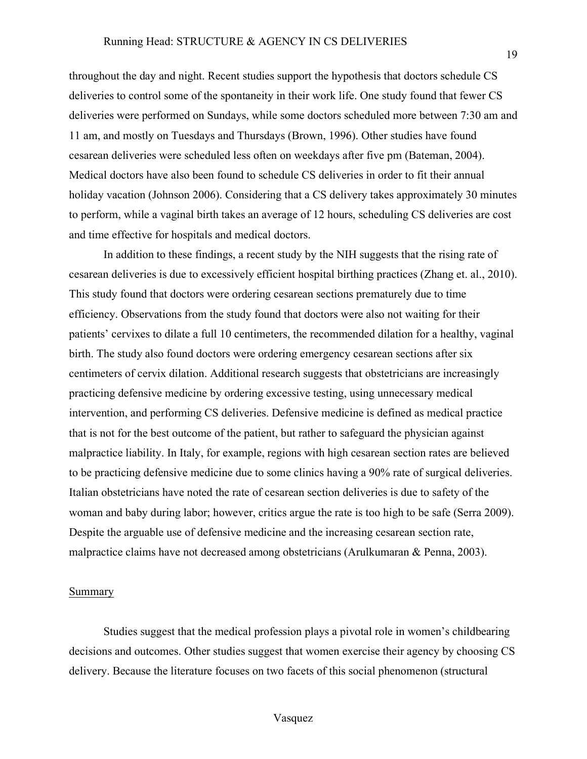throughout the day and night. Recent studies support the hypothesis that doctors schedule CS deliveries to control some of the spontaneity in their work life. One study found that fewer CS deliveries were performed on Sundays, while some doctors scheduled more between 7:30 am and 11 am, and mostly on Tuesdays and Thursdays (Brown, 1996). Other studies have found cesarean deliveries were scheduled less often on weekdays after five pm (Bateman, 2004). Medical doctors have also been found to schedule CS deliveries in order to fit their annual holiday vacation (Johnson 2006). Considering that a CS delivery takes approximately 30 minutes to perform, while a vaginal birth takes an average of 12 hours, scheduling CS deliveries are cost and time effective for hospitals and medical doctors.

In addition to these findings, a recent study by the NIH suggests that the rising rate of cesarean deliveries is due to excessively efficient hospital birthing practices (Zhang et. al., 2010). This study found that doctors were ordering cesarean sections prematurely due to time efficiency. Observations from the study found that doctors were also not waiting for their patients' cervixes to dilate a full 10 centimeters, the recommended dilation for a healthy, vaginal birth. The study also found doctors were ordering emergency cesarean sections after six centimeters of cervix dilation. Additional research suggests that obstetricians are increasingly practicing defensive medicine by ordering excessive testing, using unnecessary medical intervention, and performing CS deliveries. Defensive medicine is defined as medical practice that is not for the best outcome of the patient, but rather to safeguard the physician against malpractice liability. In Italy, for example, regions with high cesarean section rates are believed to be practicing defensive medicine due to some clinics having a 90% rate of surgical deliveries. Italian obstetricians have noted the rate of cesarean section deliveries is due to safety of the woman and baby during labor; however, critics argue the rate is too high to be safe (Serra 2009). Despite the arguable use of defensive medicine and the increasing cesarean section rate, malpractice claims have not decreased among obstetricians (Arulkumaran & Penna, 2003).

## Summary

Studies suggest that the medical profession plays a pivotal role in women's childbearing decisions and outcomes. Other studies suggest that women exercise their agency by choosing CS delivery. Because the literature focuses on two facets of this social phenomenon (structural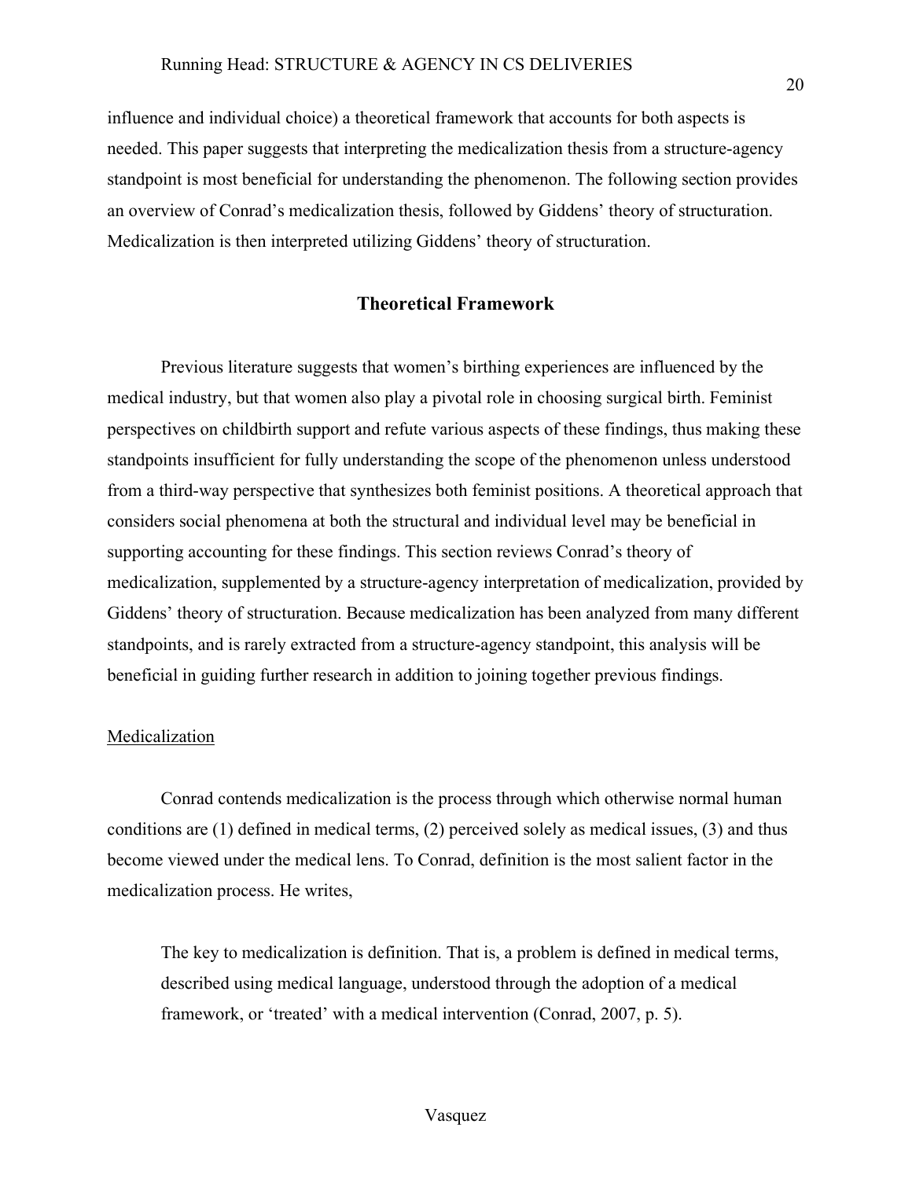influence and individual choice) a theoretical framework that accounts for both aspects is needed. This paper suggests that interpreting the medicalization thesis from a structure-agency standpoint is most beneficial for understanding the phenomenon. The following section provides an overview of Conrad's medicalization thesis, followed by Giddens' theory of structuration. Medicalization is then interpreted utilizing Giddens' theory of structuration.

## Theoretical Framework

Previous literature suggests that women's birthing experiences are influenced by the medical industry, but that women also play a pivotal role in choosing surgical birth. Feminist perspectives on childbirth support and refute various aspects of these findings, thus making these standpoints insufficient for fully understanding the scope of the phenomenon unless understood from a third-way perspective that synthesizes both feminist positions. A theoretical approach that considers social phenomena at both the structural and individual level may be beneficial in supporting accounting for these findings. This section reviews Conrad's theory of medicalization, supplemented by a structure-agency interpretation of medicalization, provided by Giddens' theory of structuration. Because medicalization has been analyzed from many different standpoints, and is rarely extracted from a structure-agency standpoint, this analysis will be beneficial in guiding further research in addition to joining together previous findings.

### Medicalization

Conrad contends medicalization is the process through which otherwise normal human conditions are (1) defined in medical terms, (2) perceived solely as medical issues, (3) and thus become viewed under the medical lens. To Conrad, definition is the most salient factor in the medicalization process. He writes,

> The key to medicalization is definition. That is, a problem is defined in medical terms, described using medical language, understood through the adoption of a medical framework, or 'treated' with a medical intervention (Conrad, 2007, p. 5).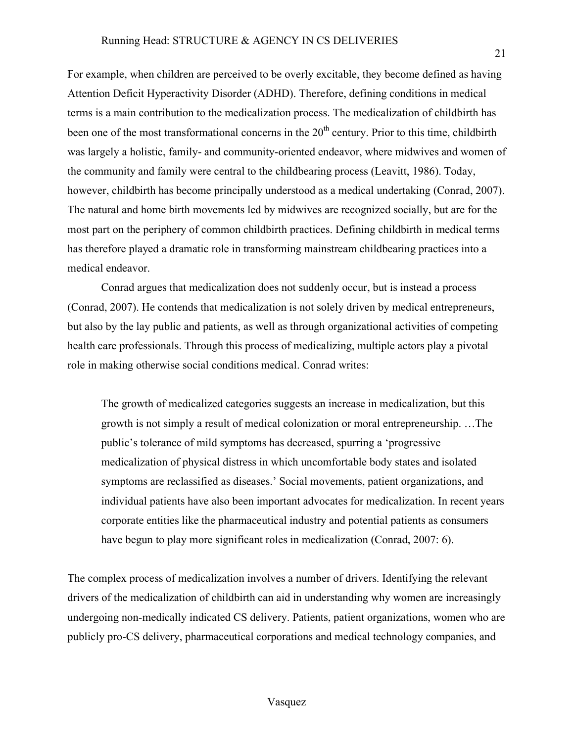For example, when children are perceived to be overly excitable, they become defined as having Attention Deficit Hyperactivity Disorder (ADHD). Therefore, defining conditions in medical terms is a main contribution to the medicalization process. The medicalization of childbirth has been one of the most transformational concerns in the 20th century. Prior to this time, childbirth was largely a holistic, family- and community-oriented endeavor, where midwives and women of the community and family were central to the childbearing process (Leavitt, 1986). Today, however, childbirth has become principally understood as a medical undertaking (Conrad, 2007). The natural and home birth movements led by midwives are recognized socially, but are for the most part on the periphery of common childbirth practices. Defining childbirth in medical terms has therefore played a dramatic role in transforming mainstream childbearing practices into a medical endeavor.

Conrad argues that medicalization does not suddenly occur, but is instead a process (Conrad, 2007). He contends that medicalization is not solely driven by medical entrepreneurs, but also by the lay public and patients, as well as through organizational activities of competing health care professionals. Through this process of medicalizing, multiple actors play a pivotal role in making otherwise social conditions medical. Conrad writes:

> The growth of medicalized categories suggests an increase in medicalization, but this growth is not simply a result of medical colonization or moral entrepreneurship. …The public's tolerance of mild symptoms has decreased, spurring a 'progressive medicalization of physical distress in which uncomfortable body states and isolated symptoms are reclassified as diseases.' Social movements, patient organizations, and individual patients have also been important advocates for medicalization. In recent years corporate entities like the pharmaceutical industry and potential patients as consumers have begun to play more significant roles in medicalization (Conrad, 2007: 6).

The complex process of medicalization involves a number of drivers. Identifying the relevant drivers of the medicalization of childbirth can aid in understanding why women are increasingly undergoing non-medically indicated CS delivery. Patients, patient organizations, women who are publicly pro-CS delivery, pharmaceutical corporations and medical technology companies, and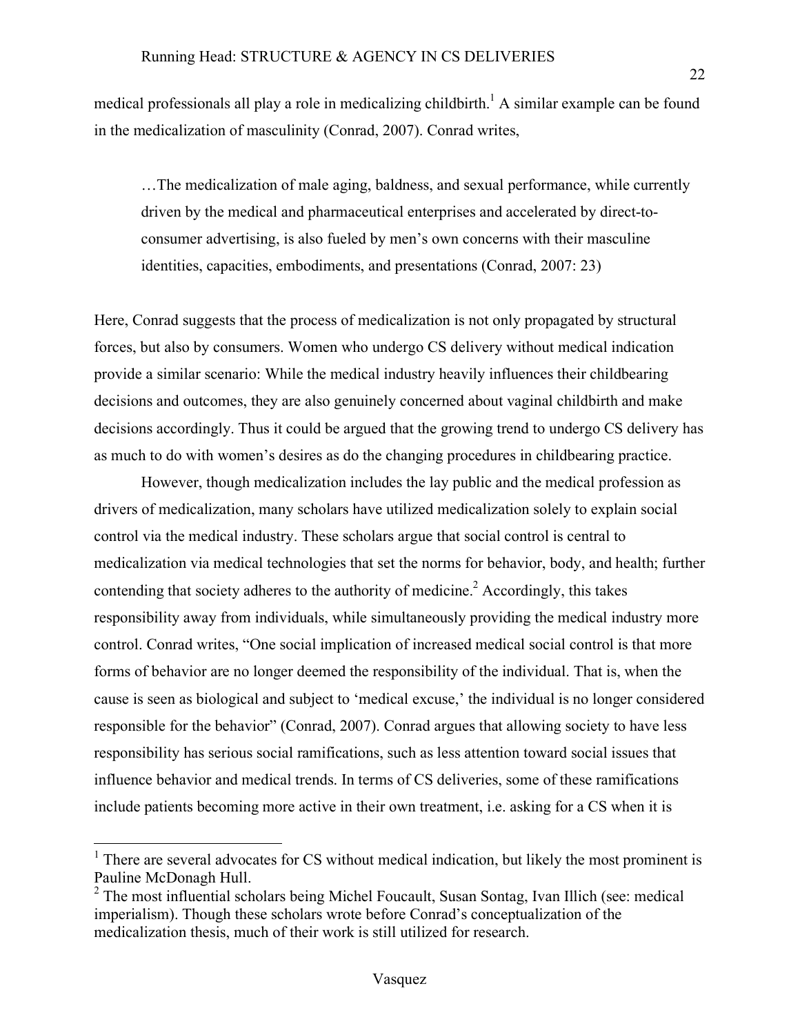medical professionals all play a role in medicalizing childbirth.[1] A similar example can be found in the medicalization of masculinity (Conrad, 2007). Conrad writes,

> …The medicalization of male aging, baldness, and sexual performance, while currently driven by the medical and pharmaceutical enterprises and accelerated by direct-to-consumer advertising, is also fueled by men's own concerns with their masculine identities, capacities, embodiments, and presentations (Conrad, 2007: 23)

Here, Conrad suggests that the process of medicalization is not only propagated by structural forces, but also by consumers. Women who undergo CS delivery without medical indication provide a similar scenario: While the medical industry heavily influences their childbearing decisions and outcomes, they are also genuinely concerned about vaginal childbirth and make decisions accordingly. Thus it could be argued that the growing trend to undergo CS delivery has as much to do with women's desires as do the changing procedures in childbearing practice.

However, though medicalization includes the lay public and the medical profession as drivers of medicalization, many scholars have utilized medicalization solely to explain social control via the medical industry. These scholars argue that social control is central to medicalization via medical technologies that set the norms for behavior, body, and health; further contending that society adheres to the authority of medicine.[2] Accordingly, this takes responsibility away from individuals, while simultaneously providing the medical industry more control. Conrad writes, "One social implication of increased medical social control is that more forms of behavior are no longer deemed the responsibility of the individual. That is, when the cause is seen as biological and subject to 'medical excuse,' the individual is no longer considered responsible for the behavior" (Conrad, 2007). Conrad argues that allowing society to have less responsibility has serious social ramifications, such as less attention toward social issues that influence behavior and medical trends. In terms of CS deliveries, some of these ramifications include patients becoming more active in their own treatment, i.e. asking for a CS when it is

---

[1] There are several advocates for CS without medical indication, but likely the most prominent is Pauline McDonagh Hull.

[2] The most influential scholars being Michel Foucault, Susan Sontag, Ivan Illich (see: medical imperialism). Though these scholars wrote before Conrad's conceptualization of the medicalization thesis, much of their work is still utilized for research.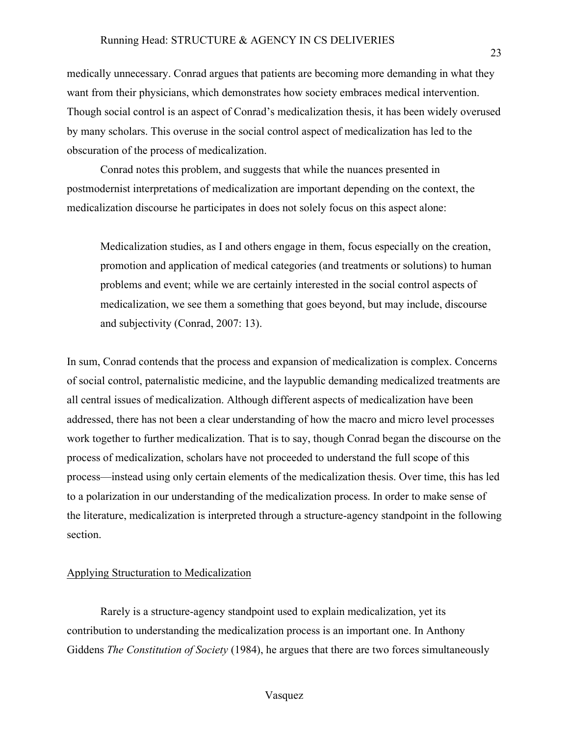medically unnecessary. Conrad argues that patients are becoming more demanding in what they want from their physicians, which demonstrates how society embraces medical intervention. Though social control is an aspect of Conrad's medicalization thesis, it has been widely overused by many scholars. This overuse in the social control aspect of medicalization has led to the obscuration of the process of medicalization.

Conrad notes this problem, and suggests that while the nuances presented in postmodernist interpretations of medicalization are important depending on the context, the medicalization discourse he participates in does not solely focus on this aspect alone:

> Medicalization studies, as I and others engage in them, focus especially on the creation, promotion and application of medical categories (and treatments or solutions) to human problems and event; while we are certainly interested in the social control aspects of medicalization, we see them a something that goes beyond, but may include, discourse and subjectivity (Conrad, 2007: 13).

In sum, Conrad contends that the process and expansion of medicalization is complex. Concerns of social control, paternalistic medicine, and the laypublic demanding medicalized treatments are all central issues of medicalization. Although different aspects of medicalization have been addressed, there has not been a clear understanding of how the macro and micro level processes work together to further medicalization. That is to say, though Conrad began the discourse on the process of medicalization, scholars have not proceeded to understand the full scope of this process—instead using only certain elements of the medicalization thesis. Over time, this has led to a polarization in our understanding of the medicalization process. In order to make sense of the literature, medicalization is interpreted through a structure-agency standpoint in the following section.

## Applying Structuration to Medicalization

Rarely is a structure-agency standpoint used to explain medicalization, yet its contribution to understanding the medicalization process is an important one. In Anthony Giddens *The Constitution of Society* (1984), he argues that there are two forces simultaneously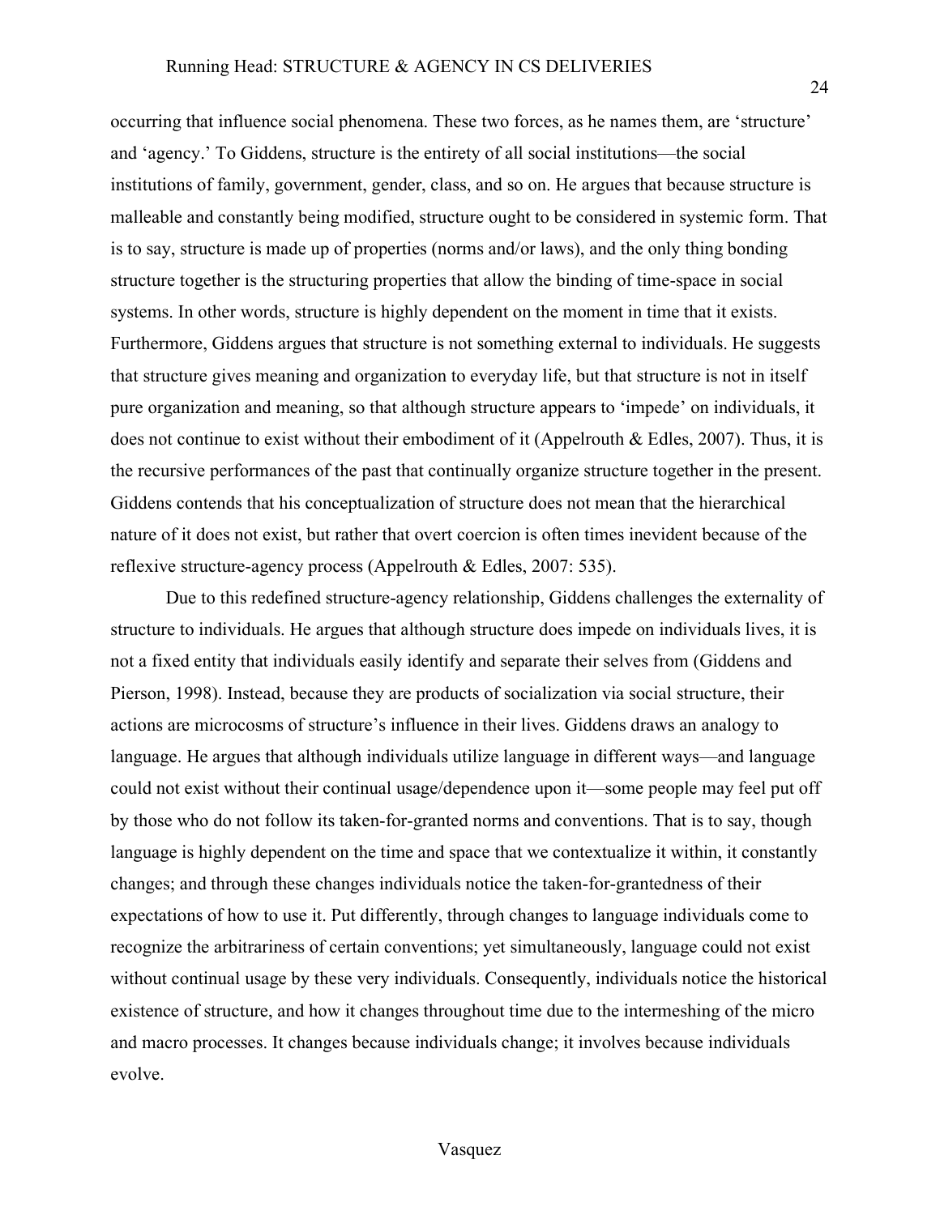occurring that influence social phenomena. These two forces, as he names them, are 'structure' and 'agency.' To Giddens, structure is the entirety of all social institutions—the social institutions of family, government, gender, class, and so on. He argues that because structure is malleable and constantly being modified, structure ought to be considered in systemic form. That is to say, structure is made up of properties (norms and/or laws), and the only thing bonding structure together is the structuring properties that allow the binding of time-space in social systems. In other words, structure is highly dependent on the moment in time that it exists. Furthermore, Giddens argues that structure is not something external to individuals. He suggests that structure gives meaning and organization to everyday life, but that structure is not in itself pure organization and meaning, so that although structure appears to 'impede' on individuals, it does not continue to exist without their embodiment of it (Appelrouth & Edles, 2007). Thus, it is the recursive performances of the past that continually organize structure together in the present. Giddens contends that his conceptualization of structure does not mean that the hierarchical nature of it does not exist, but rather that overt coercion is often times inevident because of the reflexive structure-agency process (Appelrouth & Edles, 2007: 535).

Due to this redefined structure-agency relationship, Giddens challenges the externality of structure to individuals. He argues that although structure does impede on individuals lives, it is not a fixed entity that individuals easily identify and separate their selves from (Giddens and Pierson, 1998). Instead, because they are products of socialization via social structure, their actions are microcosms of structure's influence in their lives. Giddens draws an analogy to language. He argues that although individuals utilize language in different ways—and language could not exist without their continual usage/dependence upon it—some people may feel put off by those who do not follow its taken-for-granted norms and conventions. That is to say, though language is highly dependent on the time and space that we contextualize it within, it constantly changes; and through these changes individuals notice the taken-for-grantedness of their expectations of how to use it. Put differently, through changes to language individuals come to recognize the arbitrariness of certain conventions; yet simultaneously, language could not exist without continual usage by these very individuals. Consequently, individuals notice the historical existence of structure, and how it changes throughout time due to the intermeshing of the micro and macro processes. It changes because individuals change; it involves because individuals evolve.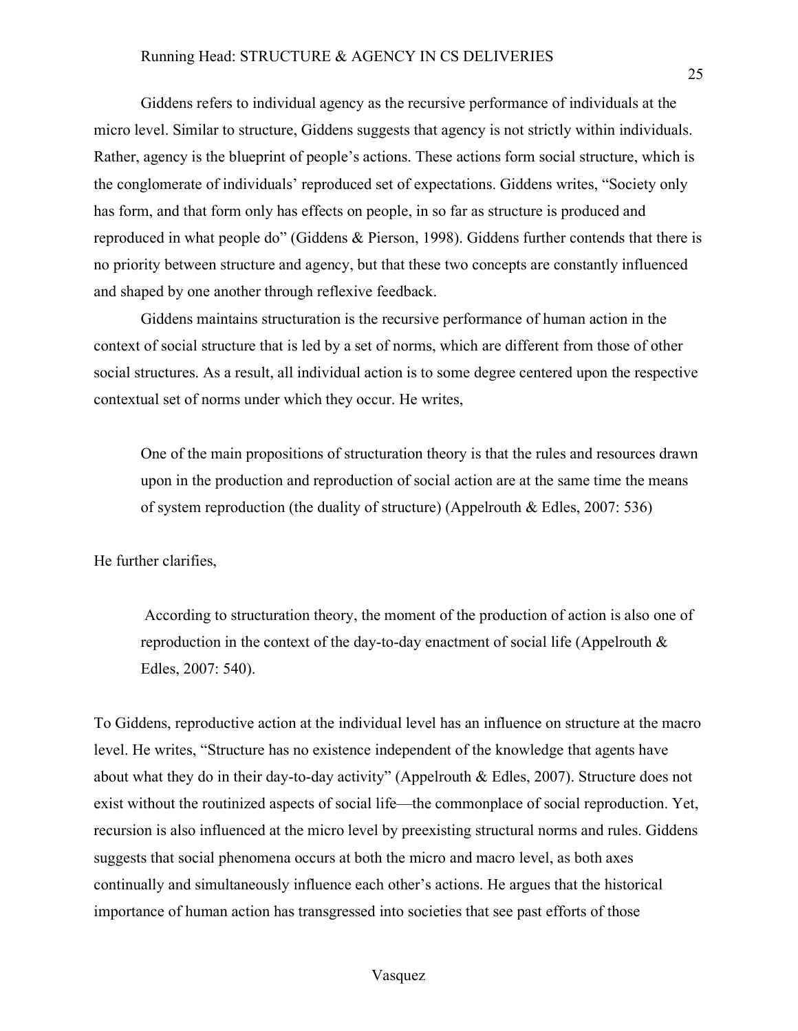Giddens refers to individual agency as the recursive performance of individuals at the micro level. Similar to structure, Giddens suggests that agency is not strictly within individuals. Rather, agency is the blueprint of people's actions. These actions form social structure, which is the conglomerate of individuals' reproduced set of expectations. Giddens writes, "Society only has form, and that form only has effects on people, in so far as structure is produced and reproduced in what people do" (Giddens & Pierson, 1998). Giddens further contends that there is no priority between structure and agency, but that these two concepts are constantly influenced and shaped by one another through reflexive feedback.

Giddens maintains structuration is the recursive performance of human action in the context of social structure that is led by a set of norms, which are different from those of other social structures. As a result, all individual action is to some degree centered upon the respective contextual set of norms under which they occur. He writes,

> One of the main propositions of structuration theory is that the rules and resources drawn upon in the production and reproduction of social action are at the same time the means of system reproduction (the duality of structure) (Appelrouth & Edles, 2007: 536)

He further clarifies,

> According to structuration theory, the moment of the production of action is also one of reproduction in the context of the day-to-day enactment of social life (Appelrouth & Edles, 2007: 540).

To Giddens, reproductive action at the individual level has an influence on structure at the macro level. He writes, "Structure has no existence independent of the knowledge that agents have about what they do in their day-to-day activity" (Appelrouth & Edles, 2007). Structure does not exist without the routinized aspects of social life—the commonplace of social reproduction. Yet, recursion is also influenced at the micro level by preexisting structural norms and rules. Giddens suggests that social phenomena occurs at both the micro and macro level, as both axes continually and simultaneously influence each other's actions. He argues that the historical importance of human action has transgressed into societies that see past efforts of those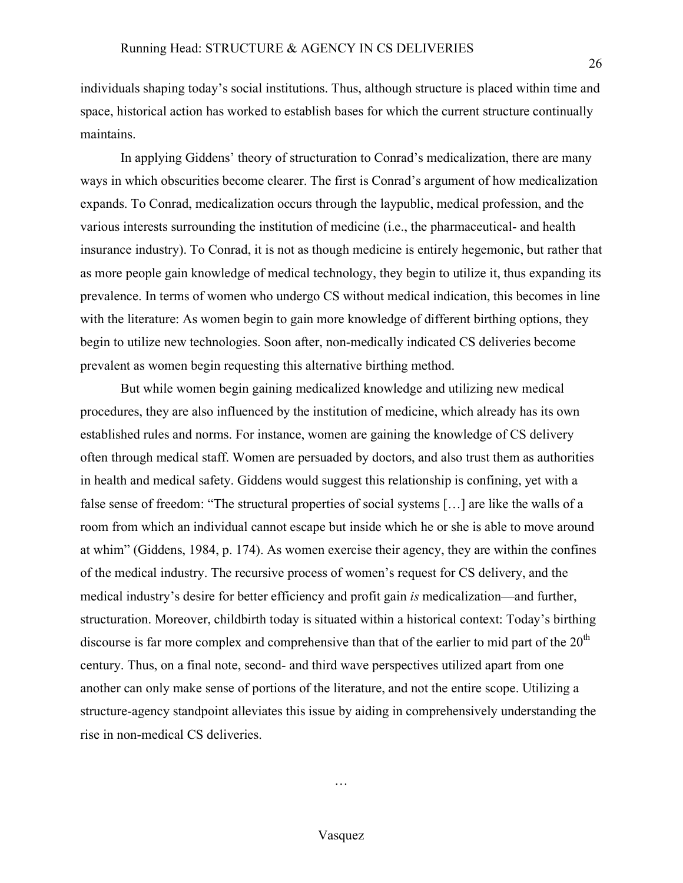individuals shaping today's social institutions. Thus, although structure is placed within time and space, historical action has worked to establish bases for which the current structure continually maintains.

In applying Giddens' theory of structuration to Conrad's medicalization, there are many ways in which obscurities become clearer. The first is Conrad's argument of how medicalization expands. To Conrad, medicalization occurs through the laypublic, medical profession, and the various interests surrounding the institution of medicine (i.e., the pharmaceutical- and health insurance industry). To Conrad, it is not as though medicine is entirely hegemonic, but rather that as more people gain knowledge of medical technology, they begin to utilize it, thus expanding its prevalence. In terms of women who undergo CS without medical indication, this becomes in line with the literature: As women begin to gain more knowledge of different birthing options, they begin to utilize new technologies. Soon after, non-medically indicated CS deliveries become prevalent as women begin requesting this alternative birthing method.

But while women begin gaining medicalized knowledge and utilizing new medical procedures, they are also influenced by the institution of medicine, which already has its own established rules and norms. For instance, women are gaining the knowledge of CS delivery often through medical staff. Women are persuaded by doctors, and also trust them as authorities in health and medical safety. Giddens would suggest this relationship is confining, yet with a false sense of freedom: "The structural properties of social systems […] are like the walls of a room from which an individual cannot escape but inside which he or she is able to move around at whim" (Giddens, 1984, p. 174). As women exercise their agency, they are within the confines of the medical industry. The recursive process of women's request for CS delivery, and the medical industry's desire for better efficiency and profit gain *is* medicalization—and further, structuration. Moreover, childbirth today is situated within a historical context: Today's birthing discourse is far more complex and comprehensive than that of the earlier to mid part of the 20th century. Thus, on a final note, second- and third wave perspectives utilized apart from one another can only make sense of portions of the literature, and not the entire scope. Utilizing a structure-agency standpoint alleviates this issue by aiding in comprehensively understanding the rise in non-medical CS deliveries.

…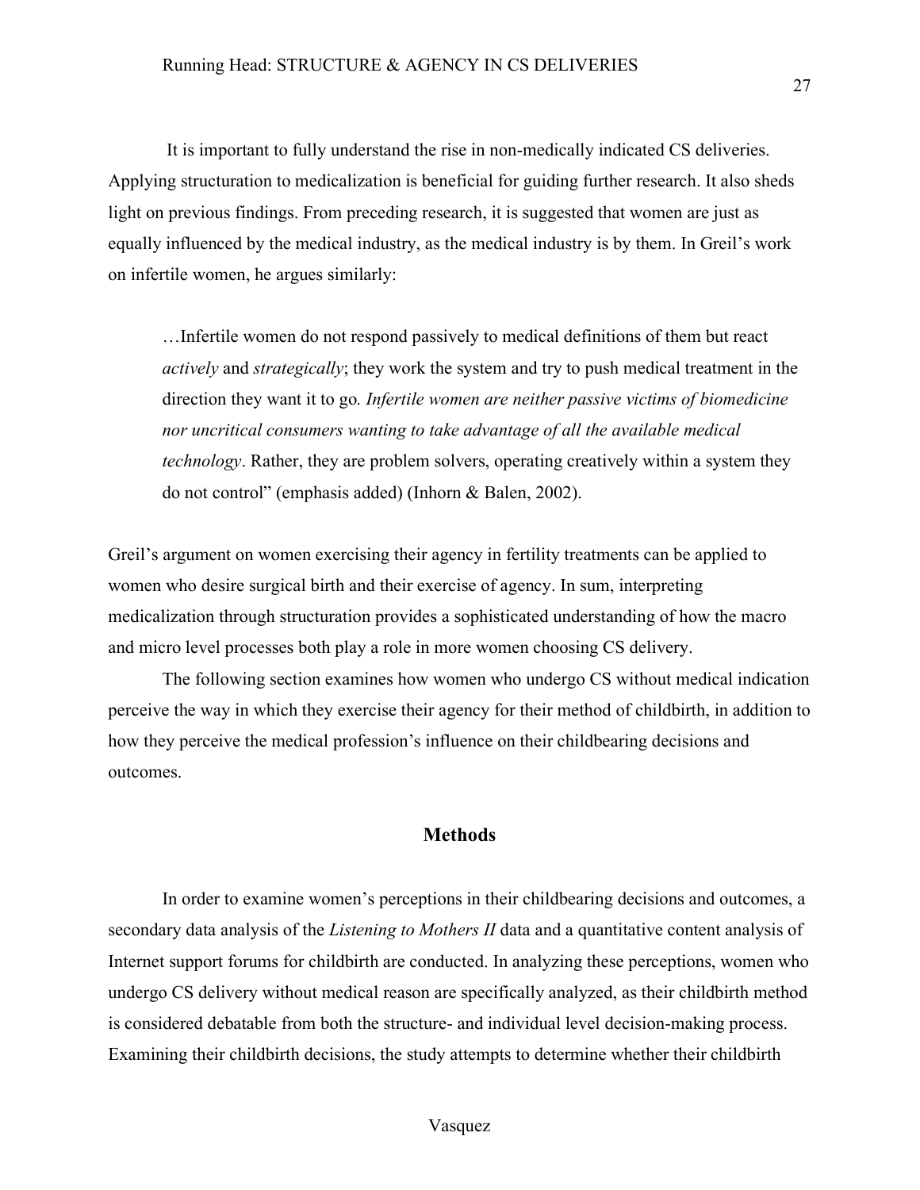It is important to fully understand the rise in non-medically indicated CS deliveries. Applying structuration to medicalization is beneficial for guiding further research. It also sheds light on previous findings. From preceding research, it is suggested that women are just as equally influenced by the medical industry, as the medical industry is by them. In Greil's work on infertile women, he argues similarly:

> …Infertile women do not respond passively to medical definitions of them but react *actively* and *strategically*; they work the system and try to push medical treatment in the direction they want it to go. *Infertile women are neither passive victims of biomedicine nor uncritical consumers wanting to take advantage of all the available medical technology*. Rather, they are problem solvers, operating creatively within a system they do not control" (emphasis added) (Inhorn & Balen, 2002).

Greil's argument on women exercising their agency in fertility treatments can be applied to women who desire surgical birth and their exercise of agency. In sum, interpreting medicalization through structuration provides a sophisticated understanding of how the macro and micro level processes both play a role in more women choosing CS delivery.

The following section examines how women who undergo CS without medical indication perceive the way in which they exercise their agency for their method of childbirth, in addition to how they perceive the medical profession's influence on their childbearing decisions and outcomes.

## Methods

In order to examine women's perceptions in their childbearing decisions and outcomes, a secondary data analysis of the *Listening to Mothers II* data and a quantitative content analysis of Internet support forums for childbirth are conducted. In analyzing these perceptions, women who undergo CS delivery without medical reason are specifically analyzed, as their childbirth method is considered debatable from both the structure- and individual level decision-making process. Examining their childbirth decisions, the study attempts to determine whether their childbirth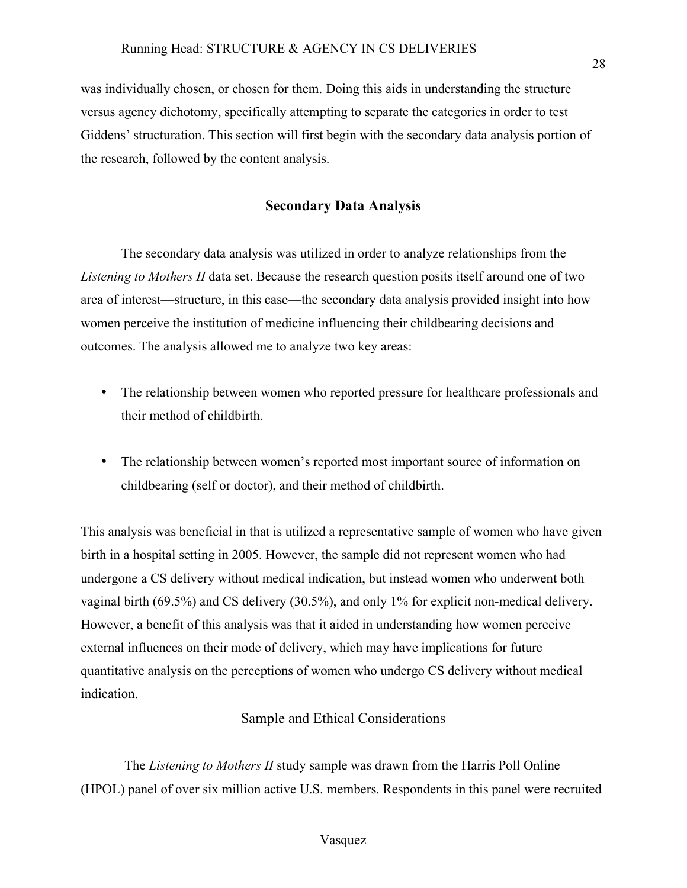was individually chosen, or chosen for them. Doing this aids in understanding the structure versus agency dichotomy, specifically attempting to separate the categories in order to test Giddens' structuration. This section will first begin with the secondary data analysis portion of the research, followed by the content analysis.

## Secondary Data Analysis

The secondary data analysis was utilized in order to analyze relationships from the *Listening to Mothers II* data set. Because the research question posits itself around one of two area of interest—structure, in this case—the secondary data analysis provided insight into how women perceive the institution of medicine influencing their childbearing decisions and outcomes. The analysis allowed me to analyze two key areas:

- The relationship between women who reported pressure for healthcare professionals and their method of childbirth.
- The relationship between women's reported most important source of information on childbearing (self or doctor), and their method of childbirth.

This analysis was beneficial in that is utilized a representative sample of women who have given birth in a hospital setting in 2005. However, the sample did not represent women who had undergone a CS delivery without medical indication, but instead women who underwent both vaginal birth (69.5%) and CS delivery (30.5%), and only 1% for explicit non-medical delivery. However, a benefit of this analysis was that it aided in understanding how women perceive external influences on their mode of delivery, which may have implications for future quantitative analysis on the perceptions of women who undergo CS delivery without medical indication.

### Sample and Ethical Considerations

The *Listening to Mothers II* study sample was drawn from the Harris Poll Online (HPOL) panel of over six million active U.S. members. Respondents in this panel were recruited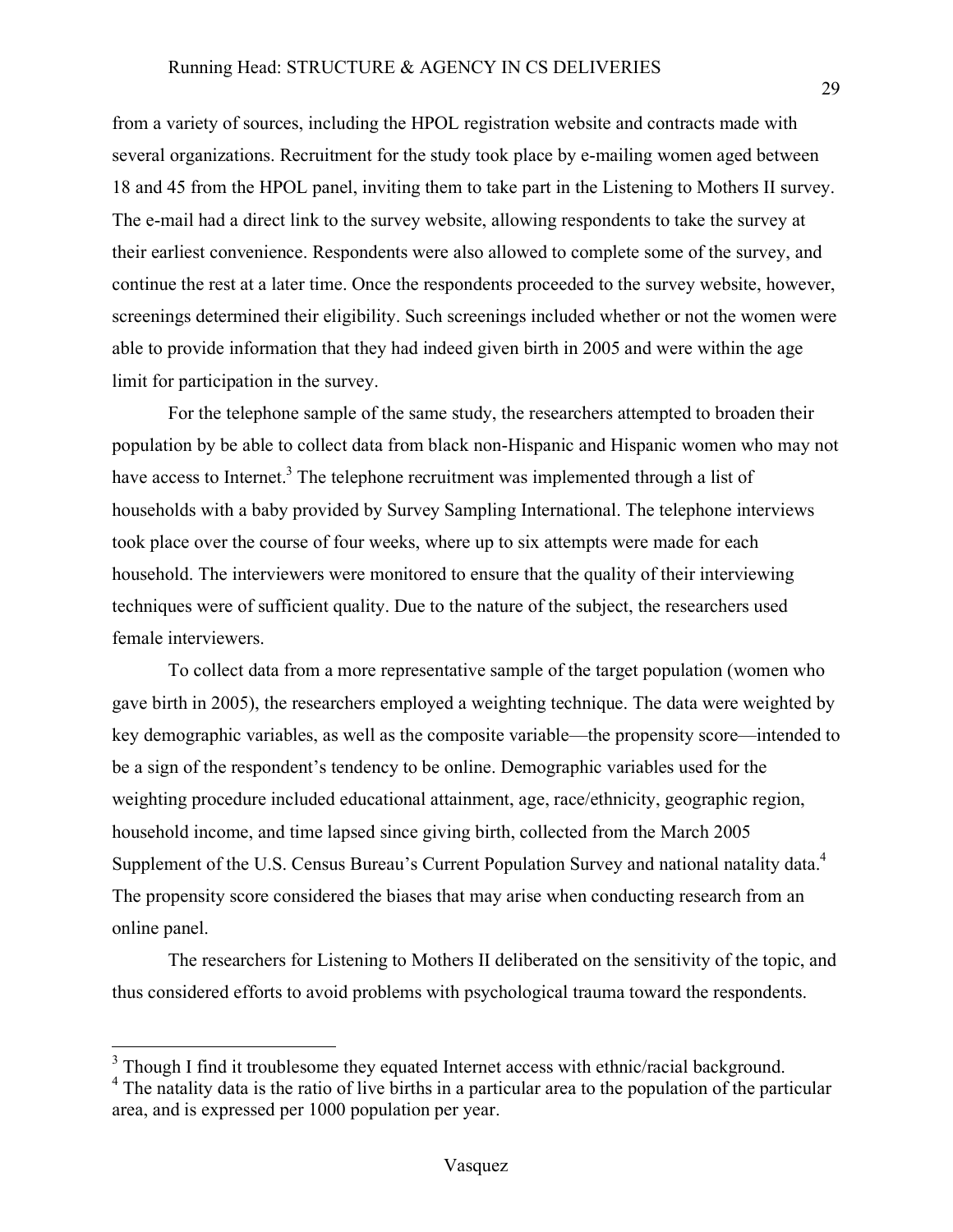from a variety of sources, including the HPOL registration website and contracts made with several organizations. Recruitment for the study took place by e-mailing women aged between 18 and 45 from the HPOL panel, inviting them to take part in the Listening to Mothers II survey. The e-mail had a direct link to the survey website, allowing respondents to take the survey at their earliest convenience. Respondents were also allowed to complete some of the survey, and continue the rest at a later time. Once the respondents proceeded to the survey website, however, screenings determined their eligibility. Such screenings included whether or not the women were able to provide information that they had indeed given birth in 2005 and were within the age limit for participation in the survey.

For the telephone sample of the same study, the researchers attempted to broaden their population by be able to collect data from black non-Hispanic and Hispanic women who may not have access to Internet.[3] The telephone recruitment was implemented through a list of households with a baby provided by Survey Sampling International. The telephone interviews took place over the course of four weeks, where up to six attempts were made for each household. The interviewers were monitored to ensure that the quality of their interviewing techniques were of sufficient quality. Due to the nature of the subject, the researchers used female interviewers.

To collect data from a more representative sample of the target population (women who gave birth in 2005), the researchers employed a weighting technique. The data were weighted by key demographic variables, as well as the composite variable—the propensity score—intended to be a sign of the respondent's tendency to be online. Demographic variables used for the weighting procedure included educational attainment, age, race/ethnicity, geographic region, household income, and time lapsed since giving birth, collected from the March 2005 Supplement of the U.S. Census Bureau's Current Population Survey and national natality data.[4] The propensity score considered the biases that may arise when conducting research from an online panel.

The researchers for Listening to Mothers II deliberated on the sensitivity of the topic, and thus considered efforts to avoid problems with psychological trauma toward the respondents.

---

[3] Though I find it troublesome they equated Internet access with ethnic/racial background.

[4] The natality data is the ratio of live births in a particular area to the population of the particular area, and is expressed per 1000 population per year.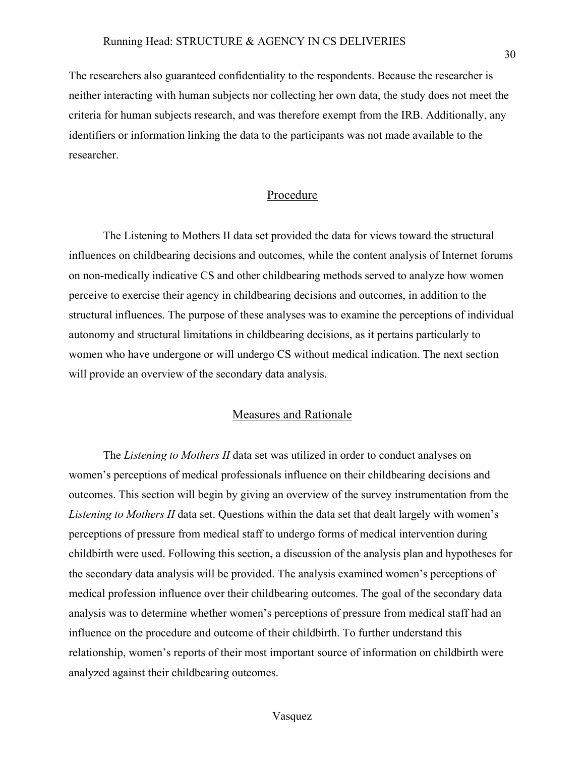The researchers also guaranteed confidentiality to the respondents. Because the researcher is neither interacting with human subjects nor collecting her own data, the study does not meet the criteria for human subjects research, and was therefore exempt from the IRB. Additionally, any identifiers or information linking the data to the participants was not made available to the researcher.

## Procedure

The Listening to Mothers II data set provided the data for views toward the structural influences on childbearing decisions and outcomes, while the content analysis of Internet forums on non-medically indicative CS and other childbearing methods served to analyze how women perceive to exercise their agency in childbearing decisions and outcomes, in addition to the structural influences. The purpose of these analyses was to examine the perceptions of individual autonomy and structural limitations in childbearing decisions, as it pertains particularly to women who have undergone or will undergo CS without medical indication. The next section will provide an overview of the secondary data analysis.

## Measures and Rationale

The *Listening to Mothers II* data set was utilized in order to conduct analyses on women's perceptions of medical professionals influence on their childbearing decisions and outcomes. This section will begin by giving an overview of the survey instrumentation from the *Listening to Mothers II* data set. Questions within the data set that dealt largely with women's perceptions of pressure from medical staff to undergo forms of medical intervention during childbirth were used. Following this section, a discussion of the analysis plan and hypotheses for the secondary data analysis will be provided. The analysis examined women's perceptions of medical profession influence over their childbearing outcomes. The goal of the secondary data analysis was to determine whether women's perceptions of pressure from medical staff had an influence on the procedure and outcome of their childbirth. To further understand this relationship, women's reports of their most important source of information on childbirth were analyzed against their childbearing outcomes.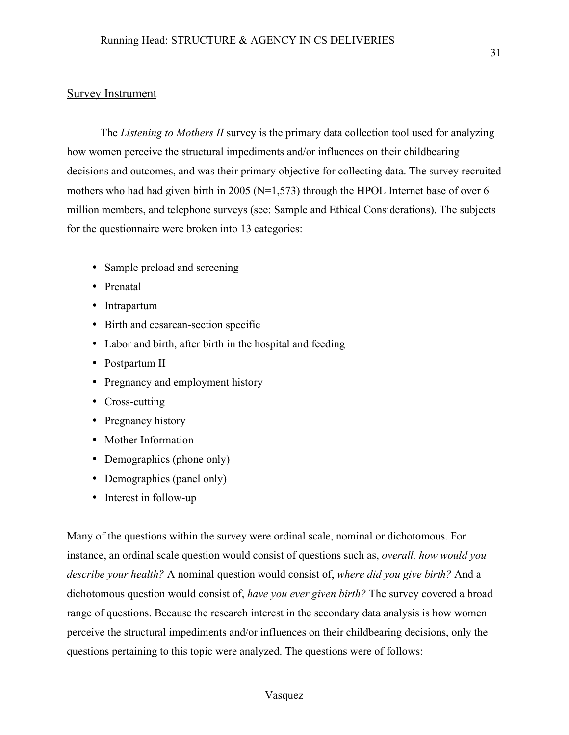## Survey Instrument

The *Listening to Mothers II* survey is the primary data collection tool used for analyzing how women perceive the structural impediments and/or influences on their childbearing decisions and outcomes, and was their primary objective for collecting data. The survey recruited mothers who had had given birth in 2005 (N=1,573) through the HPOL Internet base of over 6 million members, and telephone surveys (see: Sample and Ethical Considerations). The subjects for the questionnaire were broken into 13 categories:

- Sample preload and screening
- Prenatal
- Intrapartum
- Birth and cesarean-section specific
- Labor and birth, after birth in the hospital and feeding
- Postpartum II
- Pregnancy and employment history
- Cross-cutting
- Pregnancy history
- Mother Information
- Demographics (phone only)
- Demographics (panel only)
- Interest in follow-up

Many of the questions within the survey were ordinal scale, nominal or dichotomous. For instance, an ordinal scale question would consist of questions such as, *overall, how would you describe your health?* A nominal question would consist of, *where did you give birth?* And a dichotomous question would consist of, *have you ever given birth?* The survey covered a broad range of questions. Because the research interest in the secondary data analysis is how women perceive the structural impediments and/or influences on their childbearing decisions, only the questions pertaining to this topic were analyzed. The questions were of follows: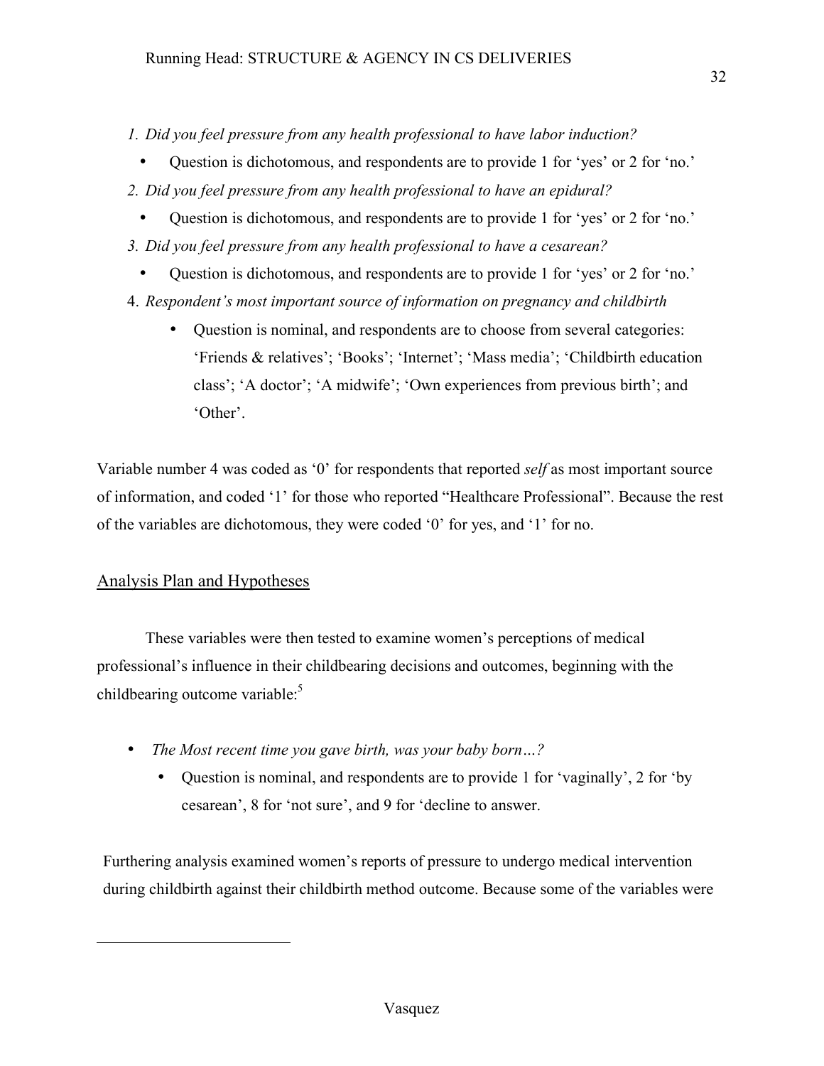1. *Did you feel pressure from any health professional to have labor induction?*
   - Question is dichotomous, and respondents are to provide 1 for 'yes' or 2 for 'no.'
2. *Did you feel pressure from any health professional to have an epidural?*
   - Question is dichotomous, and respondents are to provide 1 for 'yes' or 2 for 'no.'
3. *Did you feel pressure from any health professional to have a cesarean?*
   - Question is dichotomous, and respondents are to provide 1 for 'yes' or 2 for 'no.'
4. *Respondent's most important source of information on pregnancy and childbirth*
   - Question is nominal, and respondents are to choose from several categories: 'Friends & relatives'; 'Books'; 'Internet'; 'Mass media'; 'Childbirth education class'; 'A doctor'; 'A midwife'; 'Own experiences from previous birth'; and 'Other'.

Variable number 4 was coded as '0' for respondents that reported *self* as most important source of information, and coded '1' for those who reported "Healthcare Professional". Because the rest of the variables are dichotomous, they were coded '0' for yes, and '1' for no.

## Analysis Plan and Hypotheses

These variables were then tested to examine women's perceptions of medical professional's influence in their childbearing decisions and outcomes, beginning with the childbearing outcome variable:[5]

- *The Most recent time you gave birth, was your baby born…?*
  - Question is nominal, and respondents are to provide 1 for 'vaginally', 2 for 'by cesarean', 8 for 'not sure', and 9 for 'decline to answer.

Furthering analysis examined women's reports of pressure to undergo medical intervention during childbirth against their childbirth method outcome. Because some of the variables were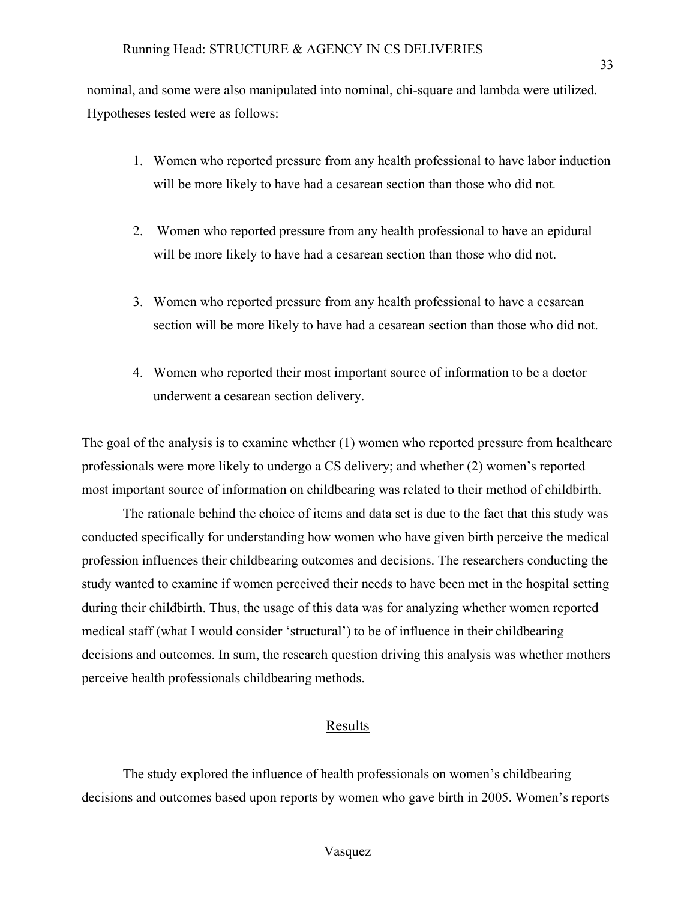nominal, and some were also manipulated into nominal, chi-square and lambda were utilized. Hypotheses tested were as follows:

1. Women who reported pressure from any health professional to have labor induction will be more likely to have had a cesarean section than those who did not.

2. Women who reported pressure from any health professional to have an epidural will be more likely to have had a cesarean section than those who did not.

3. Women who reported pressure from any health professional to have a cesarean section will be more likely to have had a cesarean section than those who did not.

4. Women who reported their most important source of information to be a doctor underwent a cesarean section delivery.

The goal of the analysis is to examine whether (1) women who reported pressure from healthcare professionals were more likely to undergo a CS delivery; and whether (2) women's reported most important source of information on childbearing was related to their method of childbirth.

The rationale behind the choice of items and data set is due to the fact that this study was conducted specifically for understanding how women who have given birth perceive the medical profession influences their childbearing outcomes and decisions. The researchers conducting the study wanted to examine if women perceived their needs to have been met in the hospital setting during their childbirth. Thus, the usage of this data was for analyzing whether women reported medical staff (what I would consider 'structural') to be of influence in their childbearing decisions and outcomes. In sum, the research question driving this analysis was whether mothers perceive health professionals childbearing methods.

## Results

The study explored the influence of health professionals on women's childbearing decisions and outcomes based upon reports by women who gave birth in 2005. Women's reports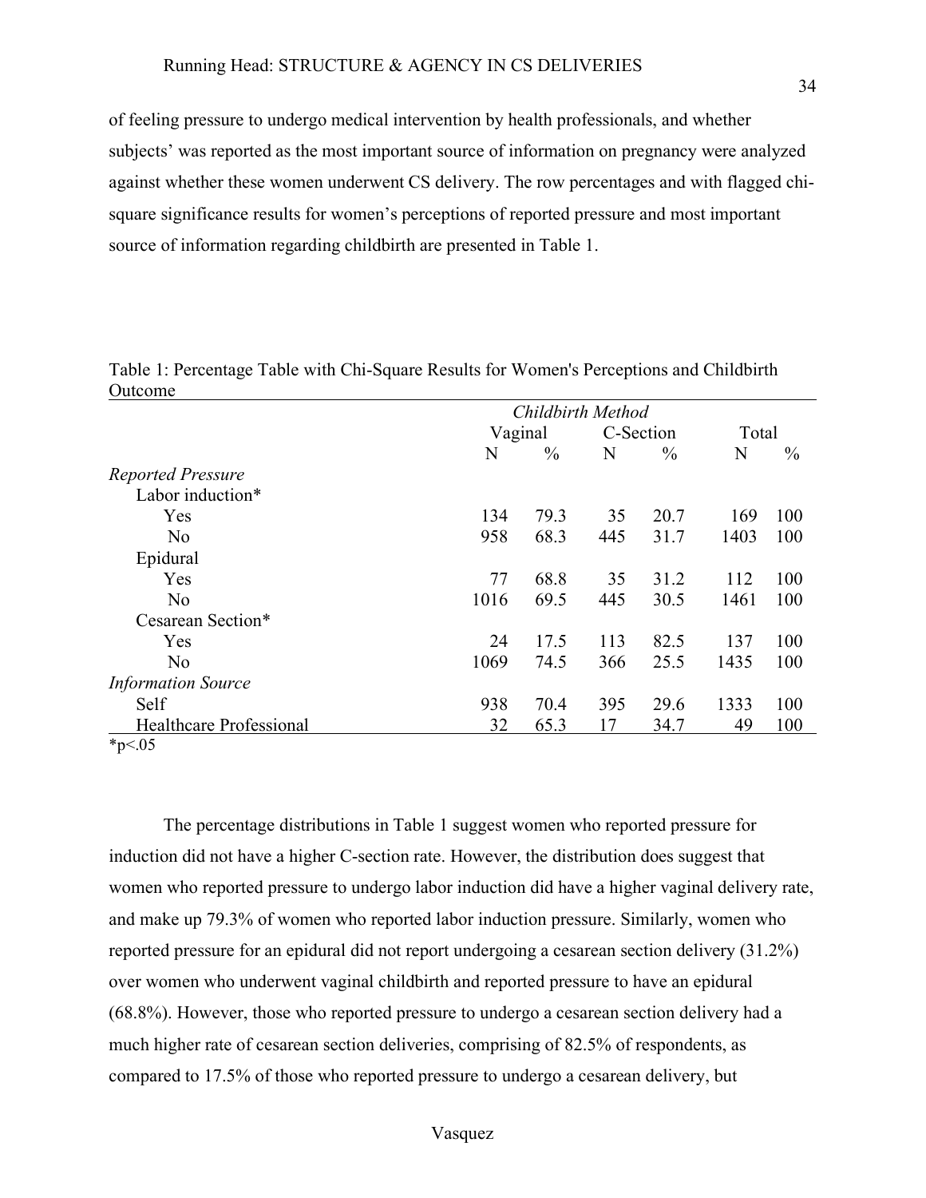of feeling pressure to undergo medical intervention by health professionals, and whether subjects' was reported as the most important source of information on pregnancy were analyzed against whether these women underwent CS delivery. The row percentages and with flagged chi-square significance results for women's perceptions of reported pressure and most important source of information regarding childbirth are presented in Table 1.

Table 1: Percentage Table with Chi-Square Results for Women's Perceptions and Childbirth Outcome

| | *Childbirth Method* | | | | | |
|---|---|---|---|---|---|---|
| | Vaginal | | C-Section | | Total | |
| | N | % | N | % | N | % |
| *Reported Pressure* | | | | | | |
| Labor induction* | | | | | | |
| Yes | 134 | 79.3 | 35 | 20.7 | 169 | 100 |
| No | 958 | 68.3 | 445 | 31.7 | 1403 | 100 |
| Epidural | | | | | | |
| Yes | 77 | 68.8 | 35 | 31.2 | 112 | 100 |
| No | 1016 | 69.5 | 445 | 30.5 | 1461 | 100 |
| Cesarean Section* | | | | | | |
| Yes | 24 | 17.5 | 113 | 82.5 | 137 | 100 |
| No | 1069 | 74.5 | 366 | 25.5 | 1435 | 100 |
| *Information Source* | | | | | | |
| Self | 938 | 70.4 | 395 | 29.6 | 1333 | 100 |
| Healthcare Professional | 32 | 65.3 | 17 | 34.7 | 49 | 100 |

$^*p<.05$

The percentage distributions in Table 1 suggest women who reported pressure for induction did not have a higher C-section rate. However, the distribution does suggest that women who reported pressure to undergo labor induction did have a higher vaginal delivery rate, and make up 79.3% of women who reported labor induction pressure. Similarly, women who reported pressure for an epidural did not report undergoing a cesarean section delivery (31.2%) over women who underwent vaginal childbirth and reported pressure to have an epidural (68.8%). However, those who reported pressure to undergo a cesarean section delivery had a much higher rate of cesarean section deliveries, comprising of 82.5% of respondents, as compared to 17.5% of those who reported pressure to undergo a cesarean delivery, but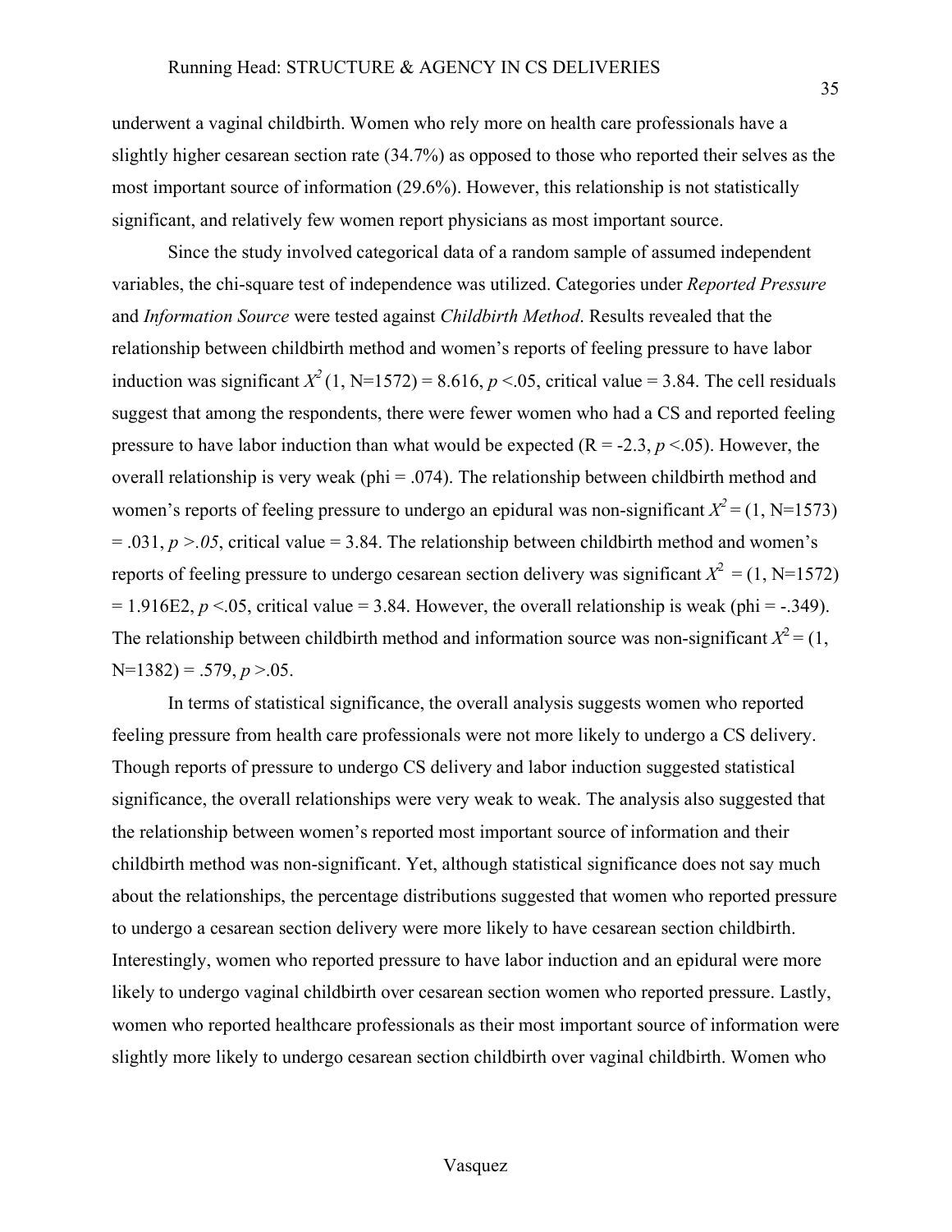underwent a vaginal childbirth. Women who rely more on health care professionals have a slightly higher cesarean section rate (34.7%) as opposed to those who reported their selves as the most important source of information (29.6%). However, this relationship is not statistically significant, and relatively few women report physicians as most important source.

Since the study involved categorical data of a random sample of assumed independent variables, the chi-square test of independence was utilized. Categories under *Reported Pressure* and *Information Source* were tested against *Childbirth Method*. Results revealed that the relationship between childbirth method and women's reports of feeling pressure to have labor induction was significant $X^2$ (1, N=1572) = 8.616, $p$ <.05, critical value = 3.84. The cell residuals suggest that among the respondents, there were fewer women who had a CS and reported feeling pressure to have labor induction than what would be expected (R = -2.3, $p$ <.05). However, the overall relationship is very weak (phi = .074). The relationship between childbirth method and women's reports of feeling pressure to undergo an epidural was non-significant $X^2$ = (1, N=1573) = .031, $p >.05$, critical value = 3.84. The relationship between childbirth method and women's reports of feeling pressure to undergo cesarean section delivery was significant $X^2$ = (1, N=1572) = 1.916E2, $p$ <.05, critical value = 3.84. However, the overall relationship is weak (phi = -.349). The relationship between childbirth method and information source was non-significant $X^2$ = (1, N=1382) = .579, $p$ >.05.

In terms of statistical significance, the overall analysis suggests women who reported feeling pressure from health care professionals were not more likely to undergo a CS delivery. Though reports of pressure to undergo CS delivery and labor induction suggested statistical significance, the overall relationships were very weak to weak. The analysis also suggested that the relationship between women's reported most important source of information and their childbirth method was non-significant. Yet, although statistical significance does not say much about the relationships, the percentage distributions suggested that women who reported pressure to undergo a cesarean section delivery were more likely to have cesarean section childbirth. Interestingly, women who reported pressure to have labor induction and an epidural were more likely to undergo vaginal childbirth over cesarean section women who reported pressure. Lastly, women who reported healthcare professionals as their most important source of information were slightly more likely to undergo cesarean section childbirth over vaginal childbirth. Women who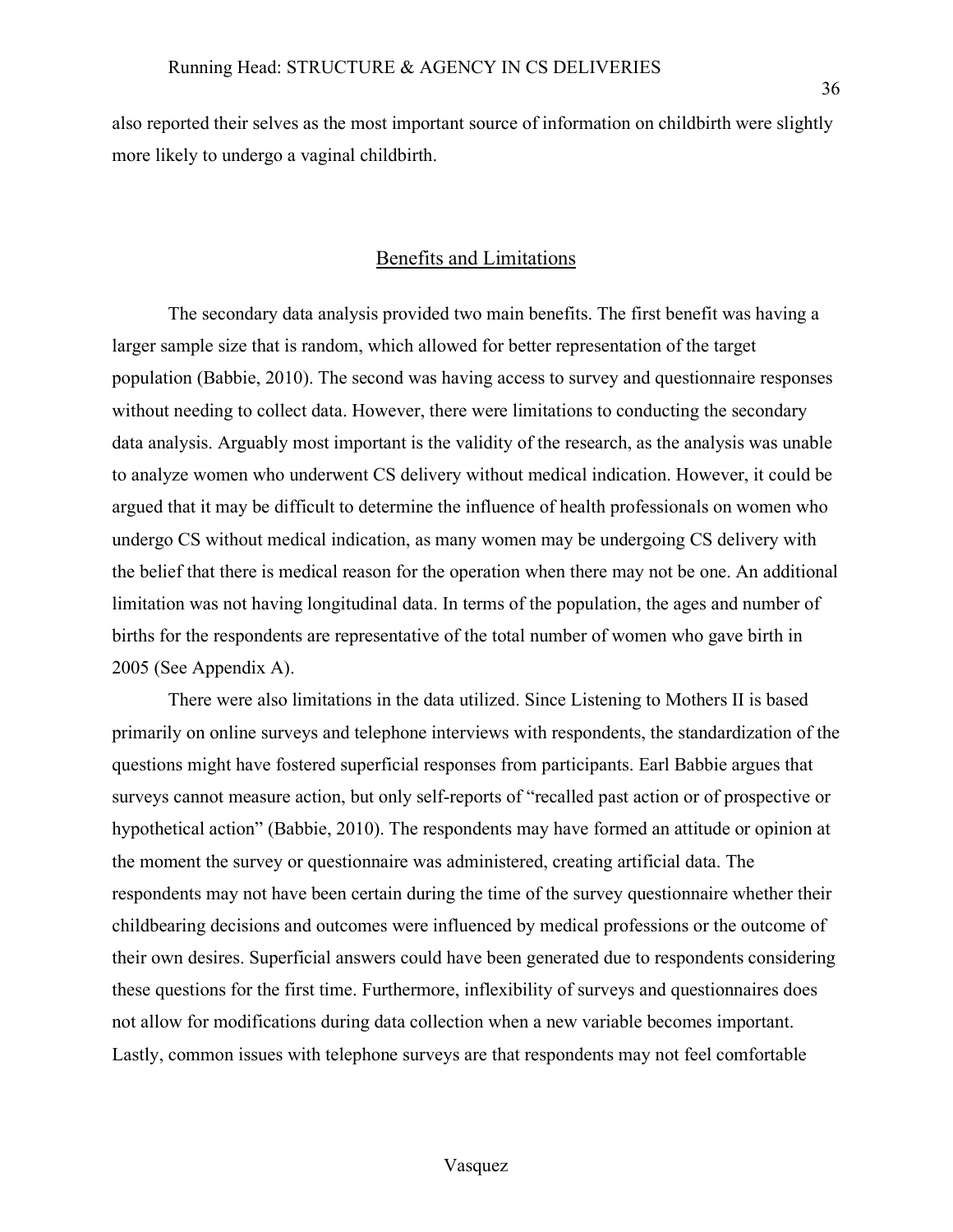also reported their selves as the most important source of information on childbirth were slightly more likely to undergo a vaginal childbirth.

## Benefits and Limitations

The secondary data analysis provided two main benefits. The first benefit was having a larger sample size that is random, which allowed for better representation of the target population (Babbie, 2010). The second was having access to survey and questionnaire responses without needing to collect data. However, there were limitations to conducting the secondary data analysis. Arguably most important is the validity of the research, as the analysis was unable to analyze women who underwent CS delivery without medical indication. However, it could be argued that it may be difficult to determine the influence of health professionals on women who undergo CS without medical indication, as many women may be undergoing CS delivery with the belief that there is medical reason for the operation when there may not be one. An additional limitation was not having longitudinal data. In terms of the population, the ages and number of births for the respondents are representative of the total number of women who gave birth in 2005 (See Appendix A).

There were also limitations in the data utilized. Since Listening to Mothers II is based primarily on online surveys and telephone interviews with respondents, the standardization of the questions might have fostered superficial responses from participants. Earl Babbie argues that surveys cannot measure action, but only self-reports of "recalled past action or of prospective or hypothetical action" (Babbie, 2010). The respondents may have formed an attitude or opinion at the moment the survey or questionnaire was administered, creating artificial data. The respondents may not have been certain during the time of the survey questionnaire whether their childbearing decisions and outcomes were influenced by medical professions or the outcome of their own desires. Superficial answers could have been generated due to respondents considering these questions for the first time. Furthermore, inflexibility of surveys and questionnaires does not allow for modifications during data collection when a new variable becomes important. Lastly, common issues with telephone surveys are that respondents may not feel comfortable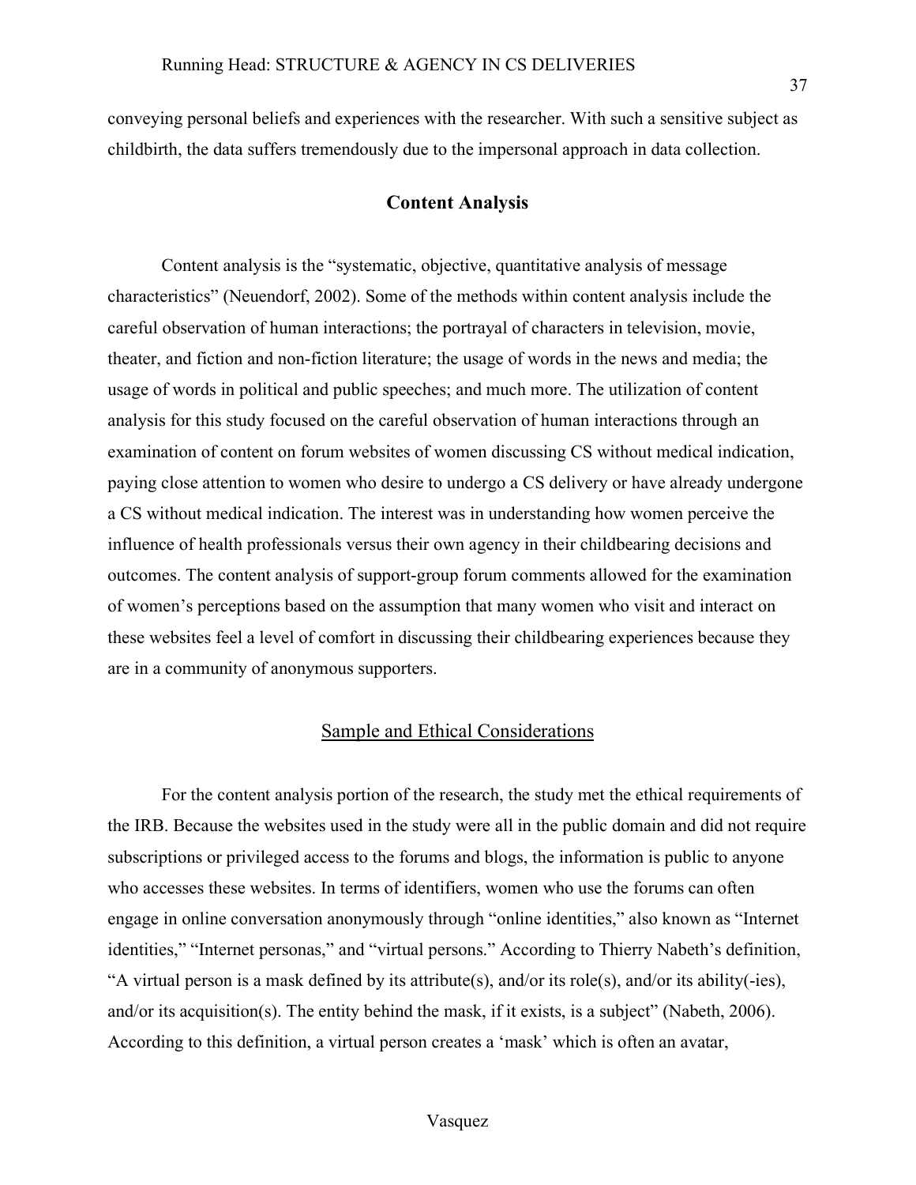conveying personal beliefs and experiences with the researcher. With such a sensitive subject as childbirth, the data suffers tremendously due to the impersonal approach in data collection.

## Content Analysis

Content analysis is the "systematic, objective, quantitative analysis of message characteristics" (Neuendorf, 2002). Some of the methods within content analysis include the careful observation of human interactions; the portrayal of characters in television, movie, theater, and fiction and non-fiction literature; the usage of words in the news and media; the usage of words in political and public speeches; and much more. The utilization of content analysis for this study focused on the careful observation of human interactions through an examination of content on forum websites of women discussing CS without medical indication, paying close attention to women who desire to undergo a CS delivery or have already undergone a CS without medical indication. The interest was in understanding how women perceive the influence of health professionals versus their own agency in their childbearing decisions and outcomes. The content analysis of support-group forum comments allowed for the examination of women's perceptions based on the assumption that many women who visit and interact on these websites feel a level of comfort in discussing their childbearing experiences because they are in a community of anonymous supporters.

### Sample and Ethical Considerations

For the content analysis portion of the research, the study met the ethical requirements of the IRB. Because the websites used in the study were all in the public domain and did not require subscriptions or privileged access to the forums and blogs, the information is public to anyone who accesses these websites. In terms of identifiers, women who use the forums can often engage in online conversation anonymously through "online identities," also known as "Internet identities," "Internet personas," and "virtual persons." According to Thierry Nabeth's definition, "A virtual person is a mask defined by its attribute(s), and/or its role(s), and/or its ability(-ies), and/or its acquisition(s). The entity behind the mask, if it exists, is a subject" (Nabeth, 2006). According to this definition, a virtual person creates a 'mask' which is often an avatar,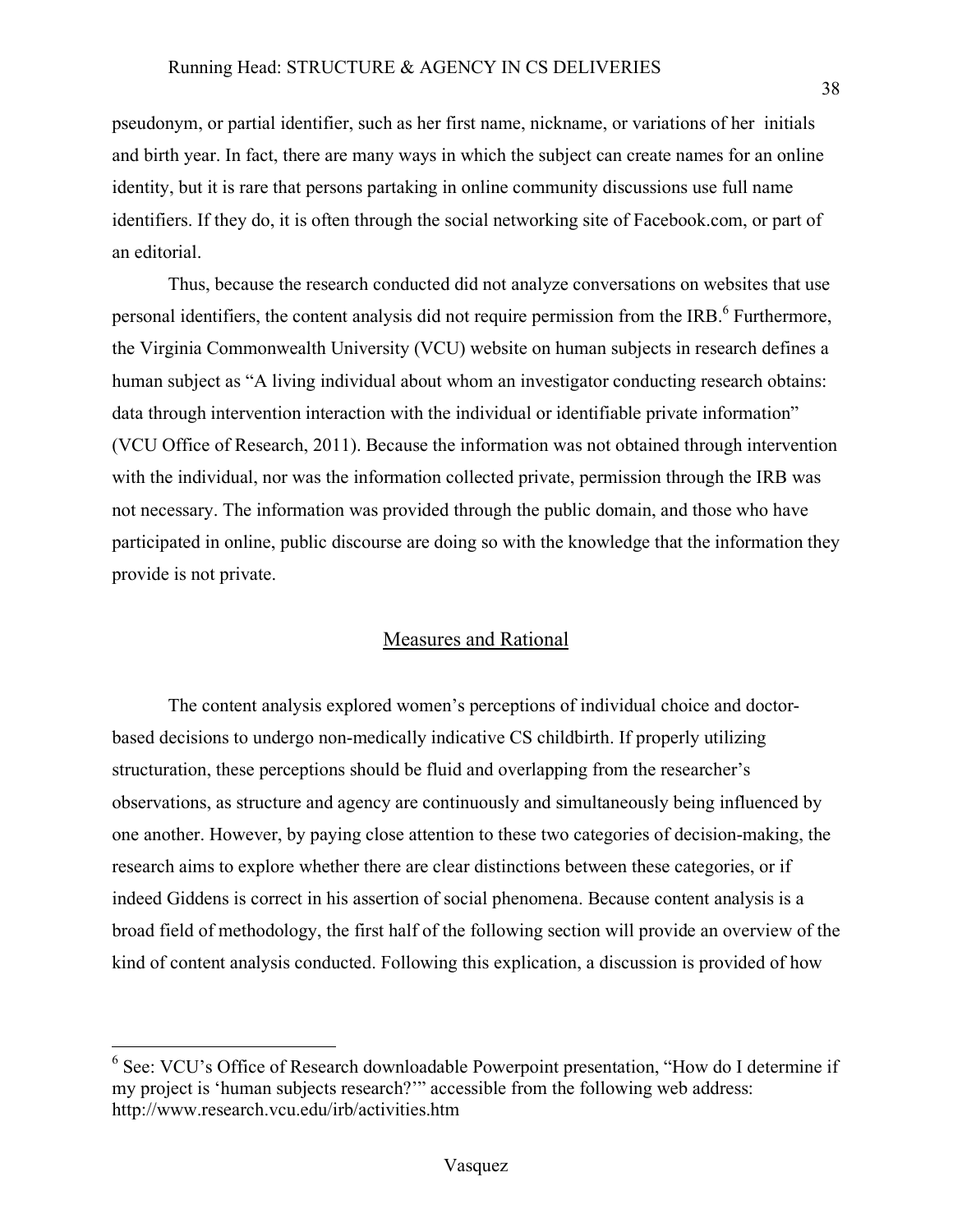pseudonym, or partial identifier, such as her first name, nickname, or variations of her initials and birth year. In fact, there are many ways in which the subject can create names for an online identity, but it is rare that persons partaking in online community discussions use full name identifiers. If they do, it is often through the social networking site of Facebook.com, or part of an editorial.

Thus, because the research conducted did not analyze conversations on websites that use personal identifiers, the content analysis did not require permission from the IRB.[6] Furthermore, the Virginia Commonwealth University (VCU) website on human subjects in research defines a human subject as "A living individual about whom an investigator conducting research obtains: data through intervention interaction with the individual or identifiable private information" (VCU Office of Research, 2011). Because the information was not obtained through intervention with the individual, nor was the information collected private, permission through the IRB was not necessary. The information was provided through the public domain, and those who have participated in online, public discourse are doing so with the knowledge that the information they provide is not private.

## Measures and Rational

The content analysis explored women's perceptions of individual choice and doctor-based decisions to undergo non-medically indicative CS childbirth. If properly utilizing structuration, these perceptions should be fluid and overlapping from the researcher's observations, as structure and agency are continuously and simultaneously being influenced by one another. However, by paying close attention to these two categories of decision-making, the research aims to explore whether there are clear distinctions between these categories, or if indeed Giddens is correct in his assertion of social phenomena. Because content analysis is a broad field of methodology, the first half of the following section will provide an overview of the kind of content analysis conducted. Following this explication, a discussion is provided of how

---

[6] See: VCU's Office of Research downloadable Powerpoint presentation, "How do I determine if my project is 'human subjects research?'" accessible from the following web address: http://www.research.vcu.edu/irb/activities.htm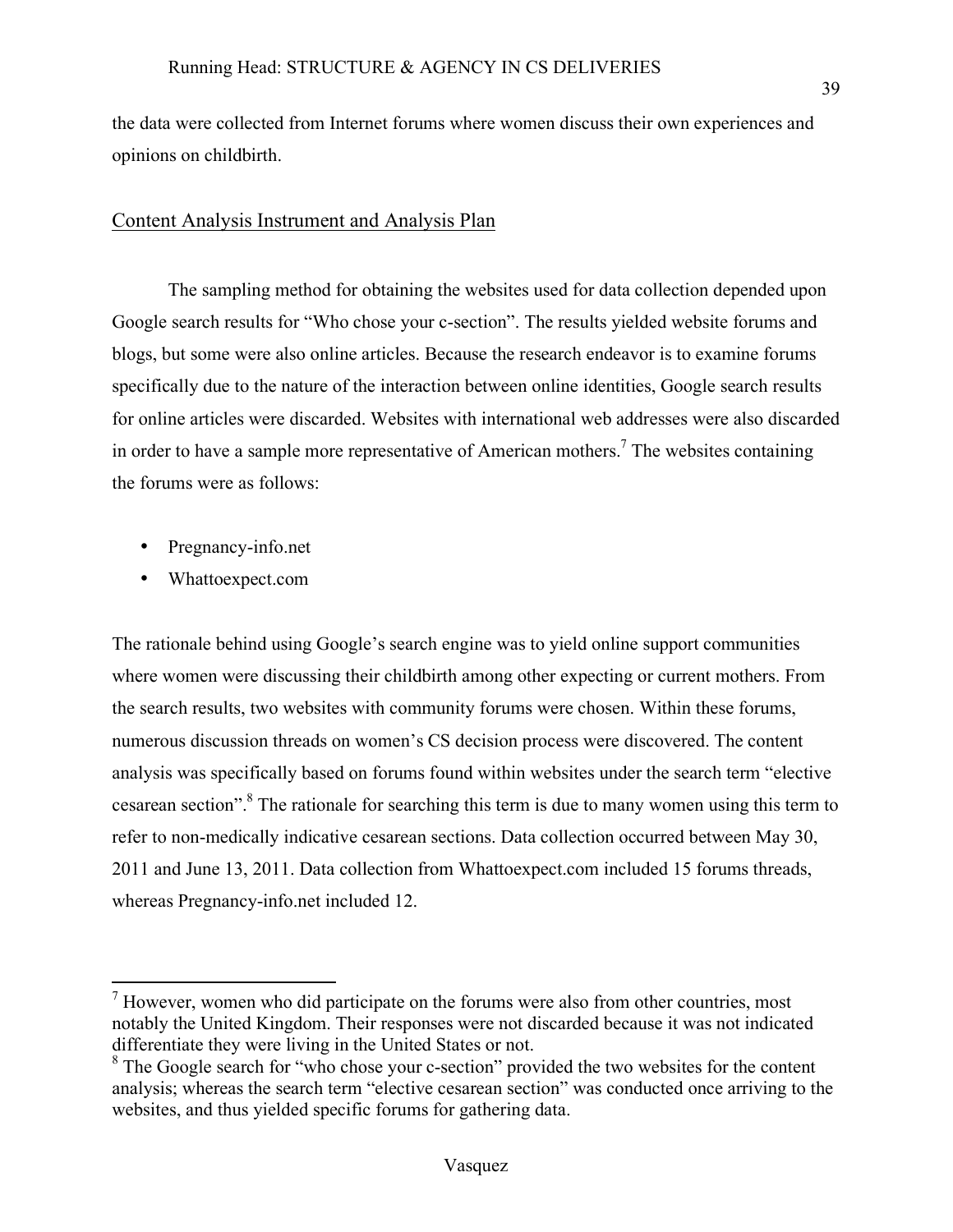the data were collected from Internet forums where women discuss their own experiences and opinions on childbirth.

## Content Analysis Instrument and Analysis Plan

The sampling method for obtaining the websites used for data collection depended upon Google search results for "Who chose your c-section". The results yielded website forums and blogs, but some were also online articles. Because the research endeavor is to examine forums specifically due to the nature of the interaction between online identities, Google search results for online articles were discarded. Websites with international web addresses were also discarded in order to have a sample more representative of American mothers.[7] The websites containing the forums were as follows:

- Pregnancy-info.net
- Whattoexpect.com

The rationale behind using Google's search engine was to yield online support communities where women were discussing their childbirth among other expecting or current mothers. From the search results, two websites with community forums were chosen. Within these forums, numerous discussion threads on women's CS decision process were discovered. The content analysis was specifically based on forums found within websites under the search term "elective cesarean section".[8] The rationale for searching this term is due to many women using this term to refer to non-medically indicative cesarean sections. Data collection occurred between May 30, 2011 and June 13, 2011. Data collection from Whattoexpect.com included 15 forums threads, whereas Pregnancy-info.net included 12.

---

[7] However, women who did participate on the forums were also from other countries, most notably the United Kingdom. Their responses were not discarded because it was not indicated differentiate they were living in the United States or not.

[8] The Google search for "who chose your c-section" provided the two websites for the content analysis; whereas the search term "elective cesarean section" was conducted once arriving to the websites, and thus yielded specific forums for gathering data.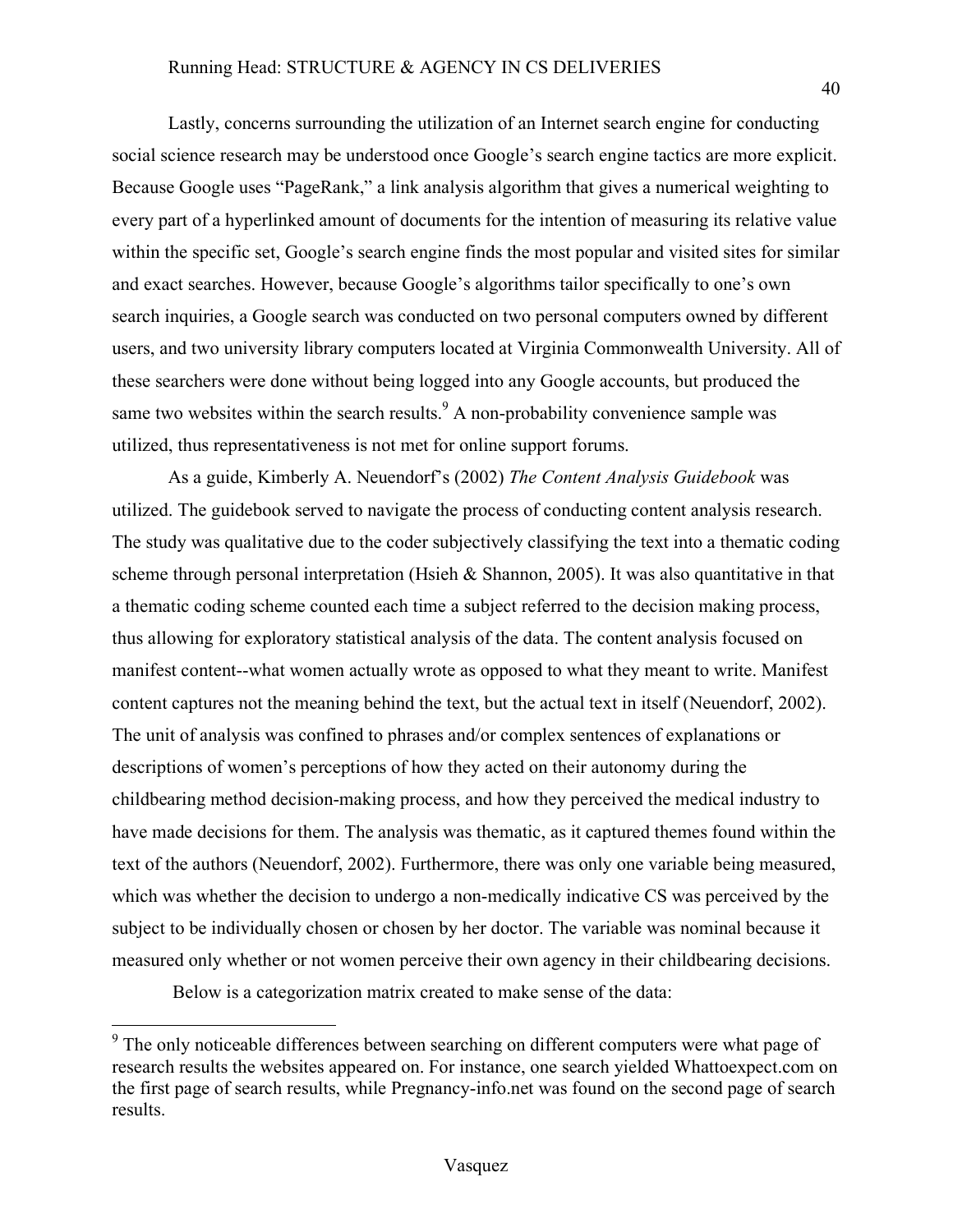Lastly, concerns surrounding the utilization of an Internet search engine for conducting social science research may be understood once Google's search engine tactics are more explicit. Because Google uses "PageRank," a link analysis algorithm that gives a numerical weighting to every part of a hyperlinked amount of documents for the intention of measuring its relative value within the specific set, Google's search engine finds the most popular and visited sites for similar and exact searches. However, because Google's algorithms tailor specifically to one's own search inquiries, a Google search was conducted on two personal computers owned by different users, and two university library computers located at Virginia Commonwealth University. All of these searchers were done without being logged into any Google accounts, but produced the same two websites within the search results.[9] A non-probability convenience sample was utilized, thus representativeness is not met for online support forums.

As a guide, Kimberly A. Neuendorf's (2002) *The Content Analysis Guidebook* was utilized. The guidebook served to navigate the process of conducting content analysis research. The study was qualitative due to the coder subjectively classifying the text into a thematic coding scheme through personal interpretation (Hsieh & Shannon, 2005). It was also quantitative in that a thematic coding scheme counted each time a subject referred to the decision making process, thus allowing for exploratory statistical analysis of the data. The content analysis focused on manifest content--what women actually wrote as opposed to what they meant to write. Manifest content captures not the meaning behind the text, but the actual text in itself (Neuendorf, 2002). The unit of analysis was confined to phrases and/or complex sentences of explanations or descriptions of women's perceptions of how they acted on their autonomy during the childbearing method decision-making process, and how they perceived the medical industry to have made decisions for them. The analysis was thematic, as it captured themes found within the text of the authors (Neuendorf, 2002). Furthermore, there was only one variable being measured, which was whether the decision to undergo a non-medically indicative CS was perceived by the subject to be individually chosen or chosen by her doctor. The variable was nominal because it measured only whether or not women perceive their own agency in their childbearing decisions.

Below is a categorization matrix created to make sense of the data:

---

[9] The only noticeable differences between searching on different computers were what page of research results the websites appeared on. For instance, one search yielded Whattoexpect.com on the first page of search results, while Pregnancy-info.net was found on the second page of search results.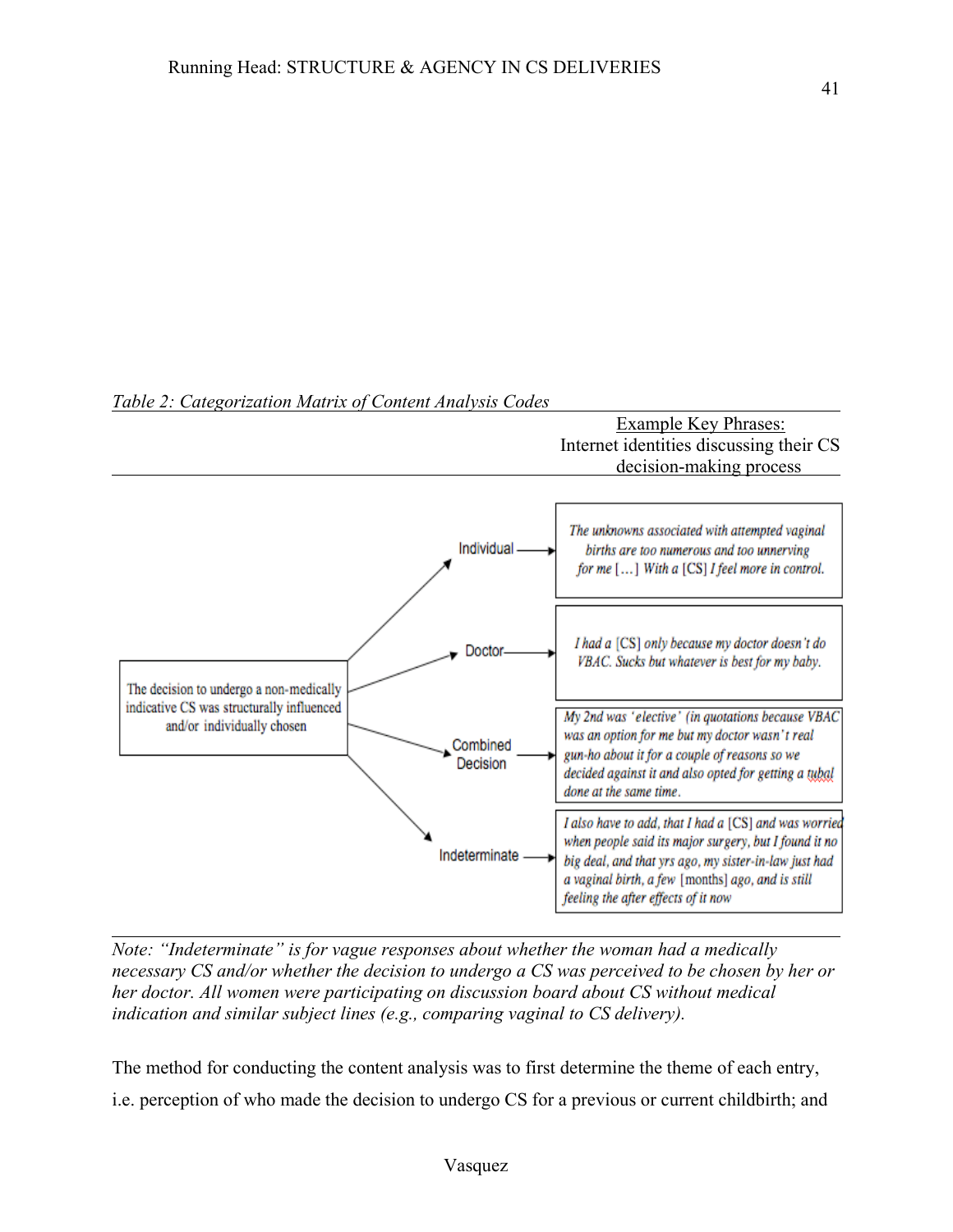*Table 2: Categorization Matrix of Content Analysis Codes*

| | | Example Key Phrases: Internet identities discussing their CS decision-making process |
|---|---|---|
| The decision to undergo a non-medically indicative CS was structurally influenced and/or individually chosen | Individual | *The unknowns associated with attempted vaginal births are too numerous and too unnerving for me [...] With a [CS] I feel more in control.* |
| | Doctor | *I had a [CS] only because my doctor doesn't do VBAC. Sucks but whatever is best for my baby.* |
| | Combined Decision | *My 2nd was 'elective' (in quotations because VBAC was an option for me but my doctor wasn't real gun-ho about it for a couple of reasons so we decided against it and also opted for getting a tubal done at the same time.* |
| | Indeterminate | *I also have to add, that I had a [CS] and was worried when people said its major surgery, but I found it no big deal, and that yrs ago, my sister-in-law just had a vaginal birth, a few [months] ago, and is still feeling the after effects of it now* |

*Note: "Indeterminate" is for vague responses about whether the woman had a medically necessary CS and/or whether the decision to undergo a CS was perceived to be chosen by her or her doctor. All women were participating on discussion board about CS without medical indication and similar subject lines (e.g., comparing vaginal to CS delivery).*

The method for conducting the content analysis was to first determine the theme of each entry, i.e. perception of who made the decision to undergo CS for a previous or current childbirth; and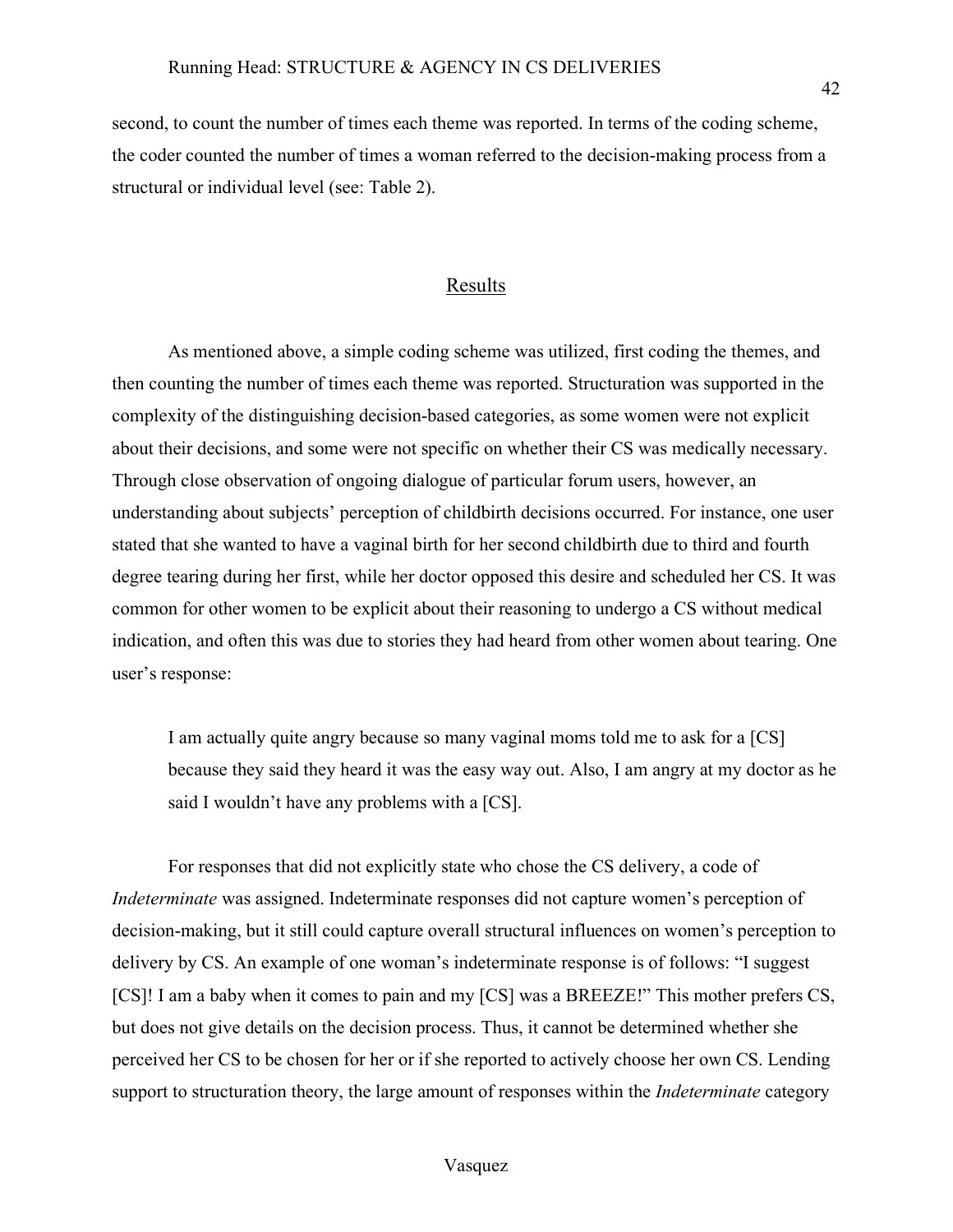second, to count the number of times each theme was reported. In terms of the coding scheme, the coder counted the number of times a woman referred to the decision-making process from a structural or individual level (see: Table 2).

## Results

As mentioned above, a simple coding scheme was utilized, first coding the themes, and then counting the number of times each theme was reported. Structuration was supported in the complexity of the distinguishing decision-based categories, as some women were not explicit about their decisions, and some were not specific on whether their CS was medically necessary. Through close observation of ongoing dialogue of particular forum users, however, an understanding about subjects' perception of childbirth decisions occurred. For instance, one user stated that she wanted to have a vaginal birth for her second childbirth due to third and fourth degree tearing during her first, while her doctor opposed this desire and scheduled her CS. It was common for other women to be explicit about their reasoning to undergo a CS without medical indication, and often this was due to stories they had heard from other women about tearing. One user's response:

> I am actually quite angry because so many vaginal moms told me to ask for a [CS] because they said they heard it was the easy way out. Also, I am angry at my doctor as he said I wouldn't have any problems with a [CS].

For responses that did not explicitly state who chose the CS delivery, a code of *Indeterminate* was assigned. Indeterminate responses did not capture women's perception of decision-making, but it still could capture overall structural influences on women's perception to delivery by CS. An example of one woman's indeterminate response is of follows: "I suggest [CS]! I am a baby when it comes to pain and my [CS] was a BREEZE!" This mother prefers CS, but does not give details on the decision process. Thus, it cannot be determined whether she perceived her CS to be chosen for her or if she reported to actively choose her own CS. Lending support to structuration theory, the large amount of responses within the *Indeterminate* category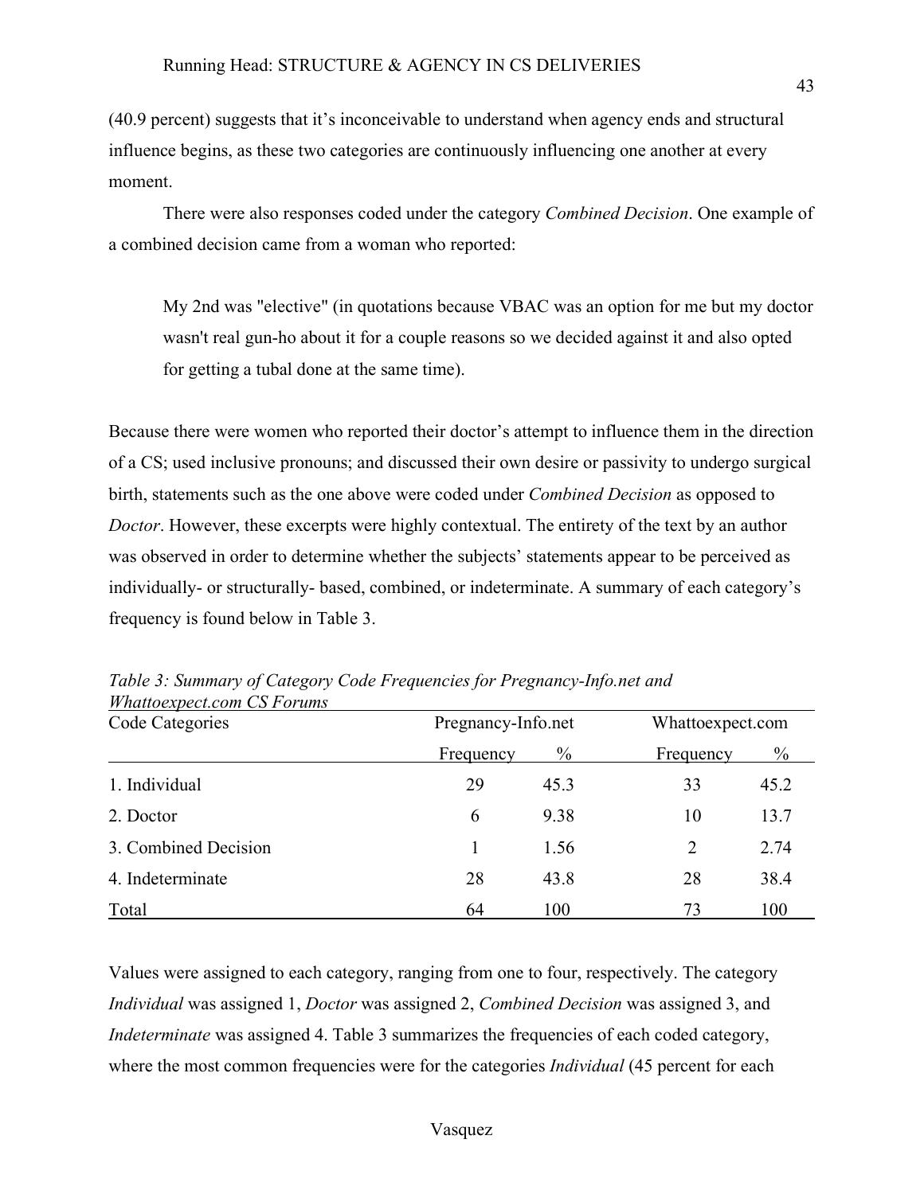(40.9 percent) suggests that it's inconceivable to understand when agency ends and structural influence begins, as these two categories are continuously influencing one another at every moment.

There were also responses coded under the category *Combined Decision*. One example of a combined decision came from a woman who reported:

> My 2nd was "elective" (in quotations because VBAC was an option for me but my doctor wasn't real gun-ho about it for a couple reasons so we decided against it and also opted for getting a tubal done at the same time).

Because there were women who reported their doctor's attempt to influence them in the direction of a CS; used inclusive pronouns; and discussed their own desire or passivity to undergo surgical birth, statements such as the one above were coded under *Combined Decision* as opposed to *Doctor*. However, these excerpts were highly contextual. The entirety of the text by an author was observed in order to determine whether the subjects' statements appear to be perceived as individually- or structurally- based, combined, or indeterminate. A summary of each category's frequency is found below in Table 3.

*Table 3: Summary of Category Code Frequencies for Pregnancy-Info.net and Whattoexpect.com CS Forums*

| Code Categories | Pregnancy-Info.net | | Whattoexpect.com | |
|---|---|---|---|---|
| | Frequency | % | Frequency | % |
| 1. Individual | 29 | 45.3 | 33 | 45.2 |
| 2. Doctor | 6 | 9.38 | 10 | 13.7 |
| 3. Combined Decision | 1 | 1.56 | 2 | 2.74 |
| 4. Indeterminate | 28 | 43.8 | 28 | 38.4 |
| Total | 64 | 100 | 73 | 100 |

Values were assigned to each category, ranging from one to four, respectively. The category *Individual* was assigned 1, *Doctor* was assigned 2, *Combined Decision* was assigned 3, and *Indeterminate* was assigned 4. Table 3 summarizes the frequencies of each coded category, where the most common frequencies were for the categories *Individual* (45 percent for each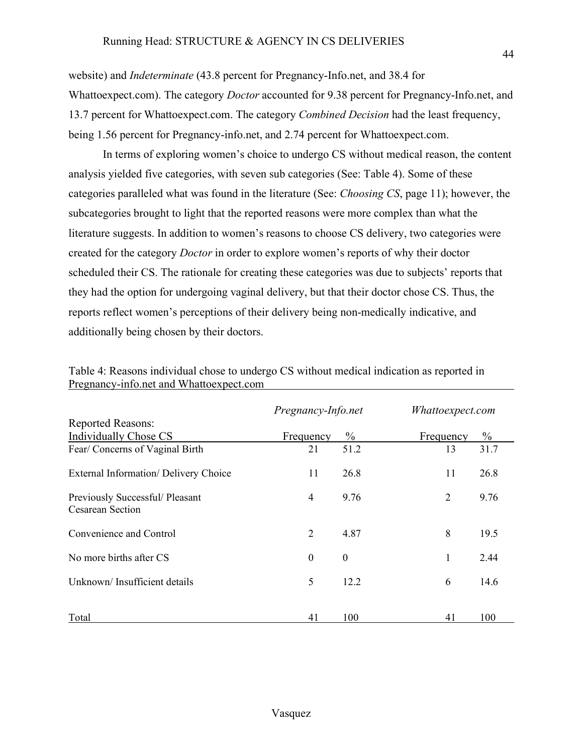website) and *Indeterminate* (43.8 percent for Pregnancy-Info.net, and 38.4 for Whattoexpect.com). The category *Doctor* accounted for 9.38 percent for Pregnancy-Info.net, and 13.7 percent for Whattoexpect.com. The category *Combined Decision* had the least frequency, being 1.56 percent for Pregnancy-info.net, and 2.74 percent for Whattoexpect.com.

In terms of exploring women's choice to undergo CS without medical reason, the content analysis yielded five categories, with seven sub categories (See: Table 4). Some of these categories paralleled what was found in the literature (See: *Choosing CS*, page 11); however, the subcategories brought to light that the reported reasons were more complex than what the literature suggests. In addition to women's reasons to choose CS delivery, two categories were created for the category *Doctor* in order to explore women's reports of why their doctor scheduled their CS. The rationale for creating these categories was due to subjects' reports that they had the option for undergoing vaginal delivery, but that their doctor chose CS. Thus, the reports reflect women's perceptions of their delivery being non-medically indicative, and additionally being chosen by their doctors.

Table 4: Reasons individual chose to undergo CS without medical indication as reported in Pregnancy-info.net and Whattoexpect.com

| | *Pregnancy-Info.net* | | *Whattoexpect.com* | |
|---|---|---|---|---|
| Reported Reasons: Individually Chose CS | Frequency | % | Frequency | % |
| Fear/ Concerns of Vaginal Birth | 21 | 51.2 | 13 | 31.7 |
| External Information/ Delivery Choice | 11 | 26.8 | 11 | 26.8 |
| Previously Successful/ Pleasant Cesarean Section | 4 | 9.76 | 2 | 9.76 |
| Convenience and Control | 2 | 4.87 | 8 | 19.5 |
| No more births after CS | 0 | 0 | 1 | 2.44 |
| Unknown/ Insufficient details | 5 | 12.2 | 6 | 14.6 |
| Total | 41 | 100 | 41 | 100 |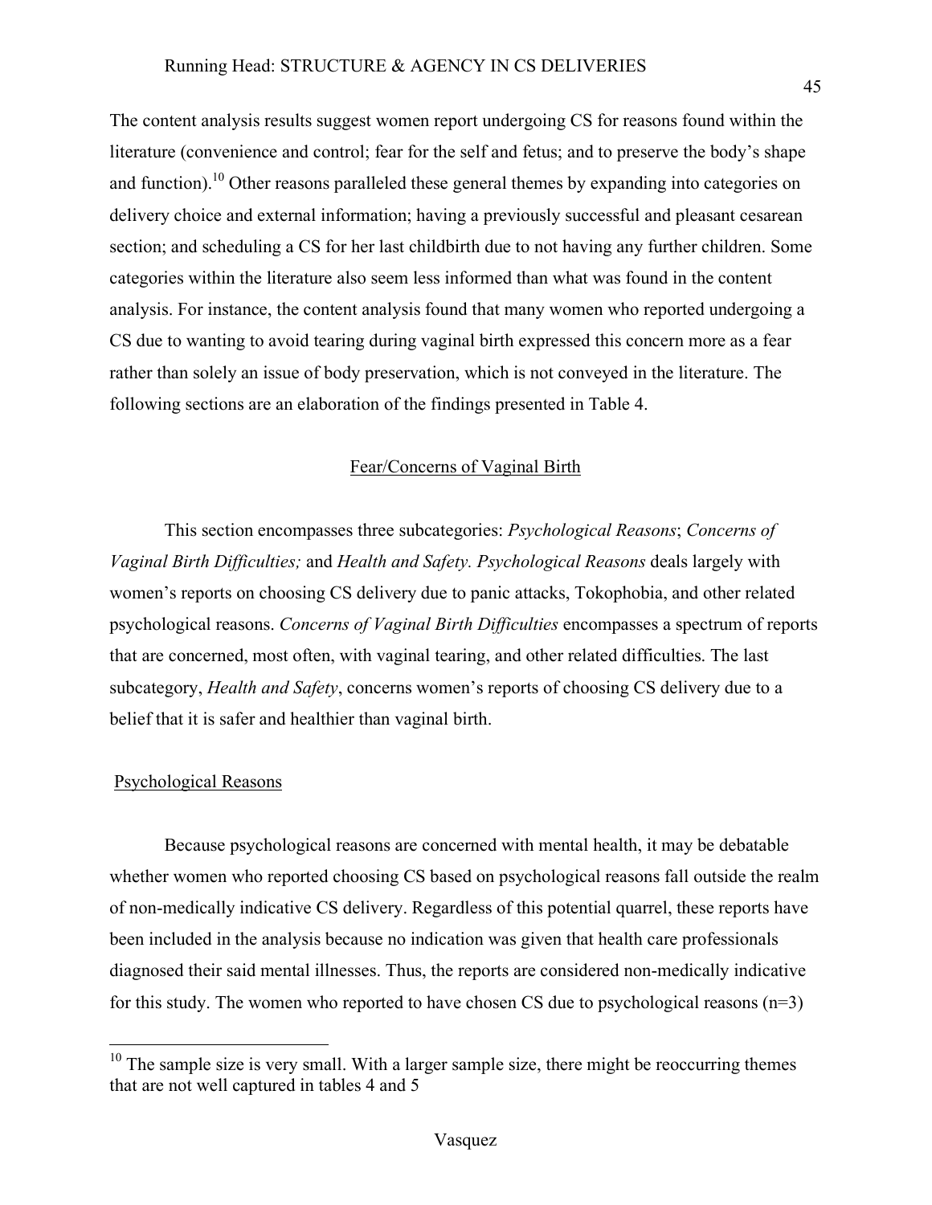The content analysis results suggest women report undergoing CS for reasons found within the literature (convenience and control; fear for the self and fetus; and to preserve the body's shape and function).[10] Other reasons paralleled these general themes by expanding into categories on delivery choice and external information; having a previously successful and pleasant cesarean section; and scheduling a CS for her last childbirth due to not having any further children. Some categories within the literature also seem less informed than what was found in the content analysis. For instance, the content analysis found that many women who reported undergoing a CS due to wanting to avoid tearing during vaginal birth expressed this concern more as a fear rather than solely an issue of body preservation, which is not conveyed in the literature. The following sections are an elaboration of the findings presented in Table 4.

## Fear/Concerns of Vaginal Birth

This section encompasses three subcategories: *Psychological Reasons*; *Concerns of Vaginal Birth Difficulties;* and *Health and Safety. Psychological Reasons* deals largely with women's reports on choosing CS delivery due to panic attacks, Tokophobia, and other related psychological reasons. *Concerns of Vaginal Birth Difficulties* encompasses a spectrum of reports that are concerned, most often, with vaginal tearing, and other related difficulties. The last subcategory, *Health and Safety*, concerns women's reports of choosing CS delivery due to a belief that it is safer and healthier than vaginal birth.

### Psychological Reasons

Because psychological reasons are concerned with mental health, it may be debatable whether women who reported choosing CS based on psychological reasons fall outside the realm of non-medically indicative CS delivery. Regardless of this potential quarrel, these reports have been included in the analysis because no indication was given that health care professionals diagnosed their said mental illnesses. Thus, the reports are considered non-medically indicative for this study. The women who reported to have chosen CS due to psychological reasons (n=3)

[10] The sample size is very small. With a larger sample size, there might be reoccurring themes that are not well captured in tables 4 and 5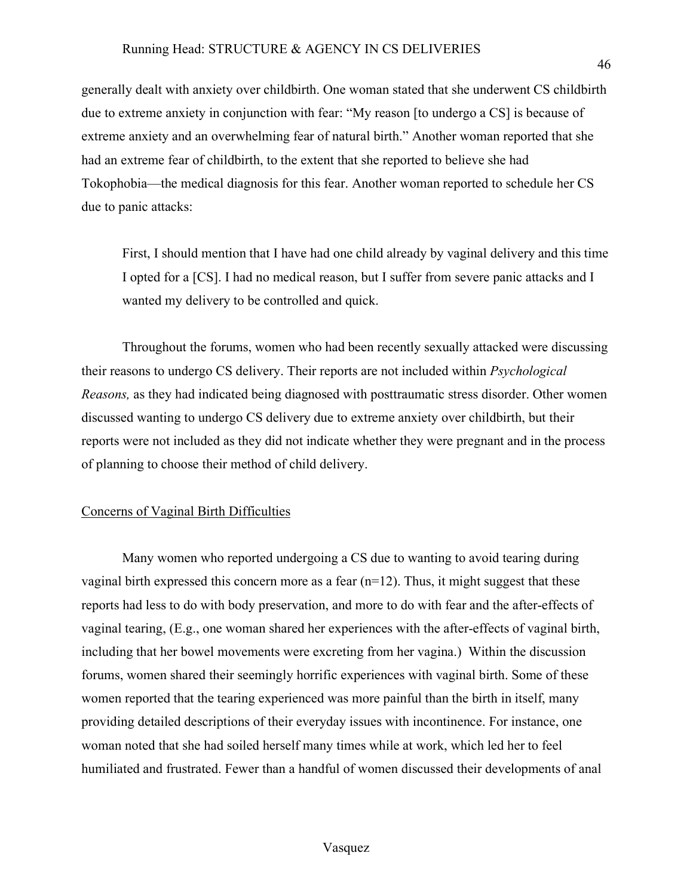generally dealt with anxiety over childbirth. One woman stated that she underwent CS childbirth due to extreme anxiety in conjunction with fear: “My reason [to undergo a CS] is because of extreme anxiety and an overwhelming fear of natural birth.” Another woman reported that she had an extreme fear of childbirth, to the extent that she reported to believe she had Tokophobia—the medical diagnosis for this fear. Another woman reported to schedule her CS due to panic attacks:

> First, I should mention that I have had one child already by vaginal delivery and this time I opted for a [CS]. I had no medical reason, but I suffer from severe panic attacks and I wanted my delivery to be controlled and quick.

Throughout the forums, women who had been recently sexually attacked were discussing their reasons to undergo CS delivery. Their reports are not included within *Psychological Reasons,* as they had indicated being diagnosed with posttraumatic stress disorder. Other women discussed wanting to undergo CS delivery due to extreme anxiety over childbirth, but their reports were not included as they did not indicate whether they were pregnant and in the process of planning to choose their method of child delivery.

<u>Concerns of Vaginal Birth Difficulties</u>

Many women who reported undergoing a CS due to wanting to avoid tearing during vaginal birth expressed this concern more as a fear (n=12). Thus, it might suggest that these reports had less to do with body preservation, and more to do with fear and the after-effects of vaginal tearing, (E.g., one woman shared her experiences with the after-effects of vaginal birth, including that her bowel movements were excreting from her vagina.) Within the discussion forums, women shared their seemingly horrific experiences with vaginal birth. Some of these women reported that the tearing experienced was more painful than the birth in itself, many providing detailed descriptions of their everyday issues with incontinence. For instance, one woman noted that she had soiled herself many times while at work, which led her to feel humiliated and frustrated. Fewer than a handful of women discussed their developments of anal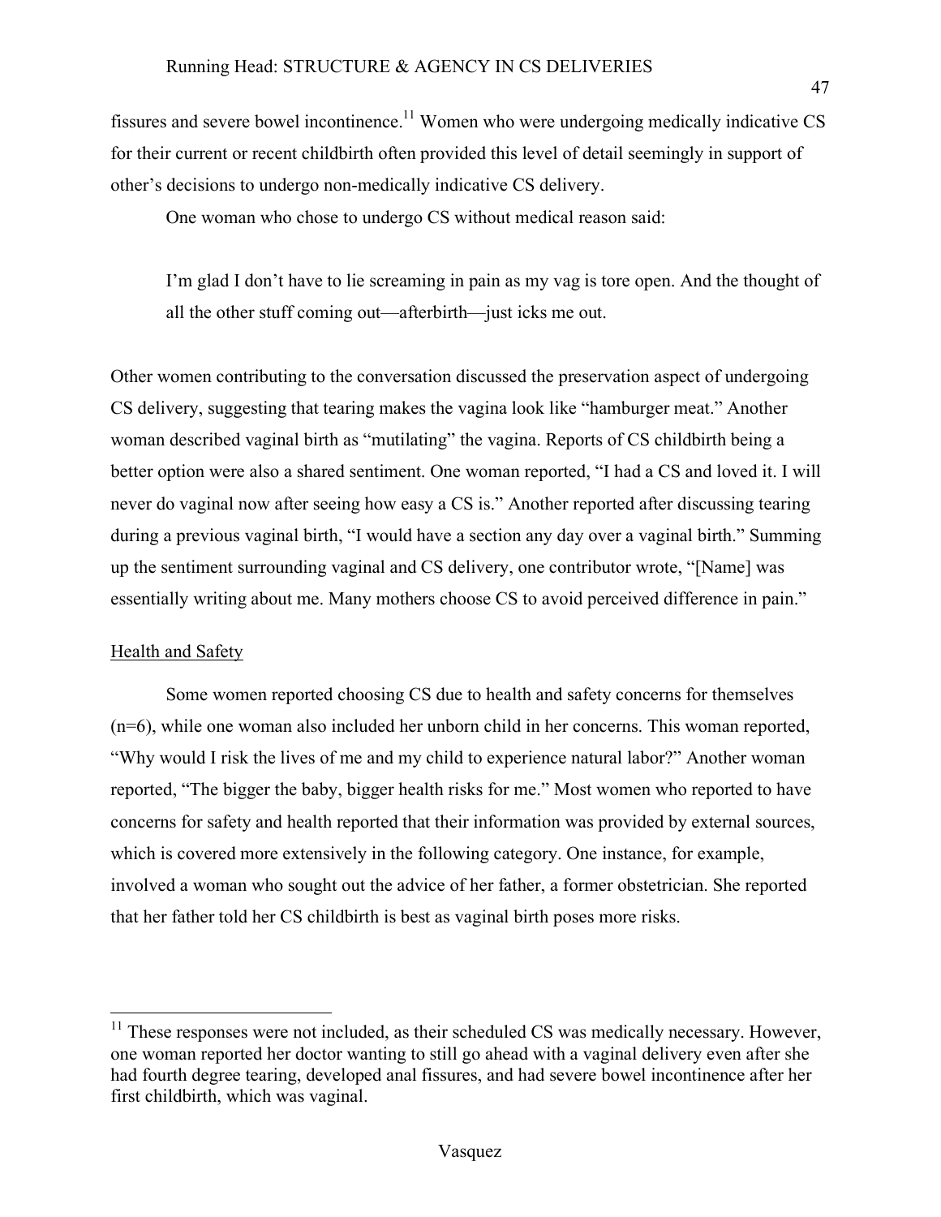fissures and severe bowel incontinence.[11] Women who were undergoing medically indicative CS for their current or recent childbirth often provided this level of detail seemingly in support of other's decisions to undergo non-medically indicative CS delivery.

One woman who chose to undergo CS without medical reason said:

> I'm glad I don't have to lie screaming in pain as my vag is tore open. And the thought of all the other stuff coming out—afterbirth—just icks me out.

Other women contributing to the conversation discussed the preservation aspect of undergoing CS delivery, suggesting that tearing makes the vagina look like "hamburger meat." Another woman described vaginal birth as "mutilating" the vagina. Reports of CS childbirth being a better option were also a shared sentiment. One woman reported, "I had a CS and loved it. I will never do vaginal now after seeing how easy a CS is." Another reported after discussing tearing during a previous vaginal birth, "I would have a section any day over a vaginal birth." Summing up the sentiment surrounding vaginal and CS delivery, one contributor wrote, "[Name] was essentially writing about me. Many mothers choose CS to avoid perceived difference in pain."

<u>Health and Safety</u>

Some women reported choosing CS due to health and safety concerns for themselves (n=6), while one woman also included her unborn child in her concerns. This woman reported, "Why would I risk the lives of me and my child to experience natural labor?" Another woman reported, "The bigger the baby, bigger health risks for me." Most women who reported to have concerns for safety and health reported that their information was provided by external sources, which is covered more extensively in the following category. One instance, for example, involved a woman who sought out the advice of her father, a former obstetrician. She reported that her father told her CS childbirth is best as vaginal birth poses more risks.

---

[11] These responses were not included, as their scheduled CS was medically necessary. However, one woman reported her doctor wanting to still go ahead with a vaginal delivery even after she had fourth degree tearing, developed anal fissures, and had severe bowel incontinence after her first childbirth, which was vaginal.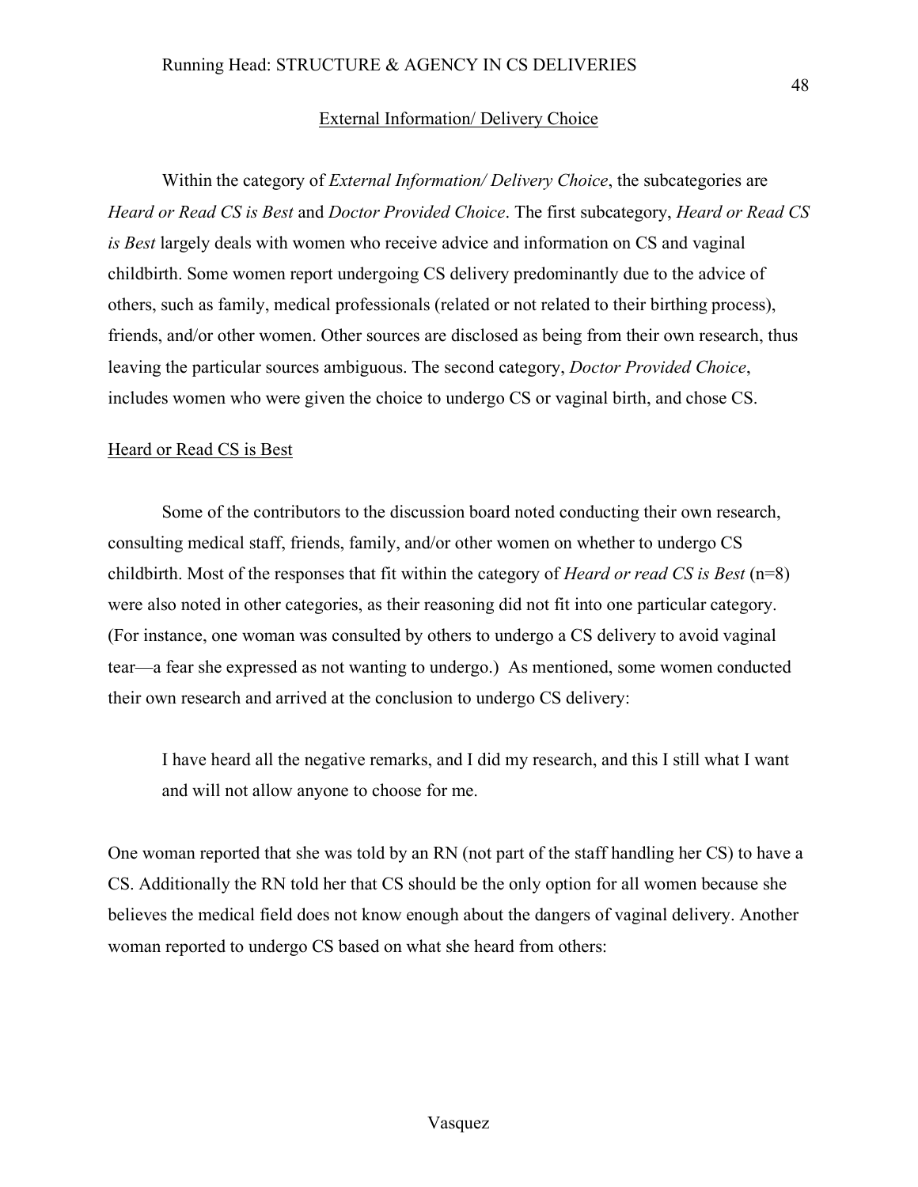## External Information/ Delivery Choice

Within the category of *External Information/ Delivery Choice*, the subcategories are *Heard or Read CS is Best* and *Doctor Provided Choice*. The first subcategory, *Heard or Read CS is Best* largely deals with women who receive advice and information on CS and vaginal childbirth. Some women report undergoing CS delivery predominantly due to the advice of others, such as family, medical professionals (related or not related to their birthing process), friends, and/or other women. Other sources are disclosed as being from their own research, thus leaving the particular sources ambiguous. The second category, *Doctor Provided Choice*, includes women who were given the choice to undergo CS or vaginal birth, and chose CS.

### Heard or Read CS is Best

Some of the contributors to the discussion board noted conducting their own research, consulting medical staff, friends, family, and/or other women on whether to undergo CS childbirth. Most of the responses that fit within the category of *Heard or read CS is Best* (n=8) were also noted in other categories, as their reasoning did not fit into one particular category. (For instance, one woman was consulted by others to undergo a CS delivery to avoid vaginal tear—a fear she expressed as not wanting to undergo.) As mentioned, some women conducted their own research and arrived at the conclusion to undergo CS delivery:

> I have heard all the negative remarks, and I did my research, and this I still what I want and will not allow anyone to choose for me.

One woman reported that she was told by an RN (not part of the staff handling her CS) to have a CS. Additionally the RN told her that CS should be the only option for all women because she believes the medical field does not know enough about the dangers of vaginal delivery. Another woman reported to undergo CS based on what she heard from others: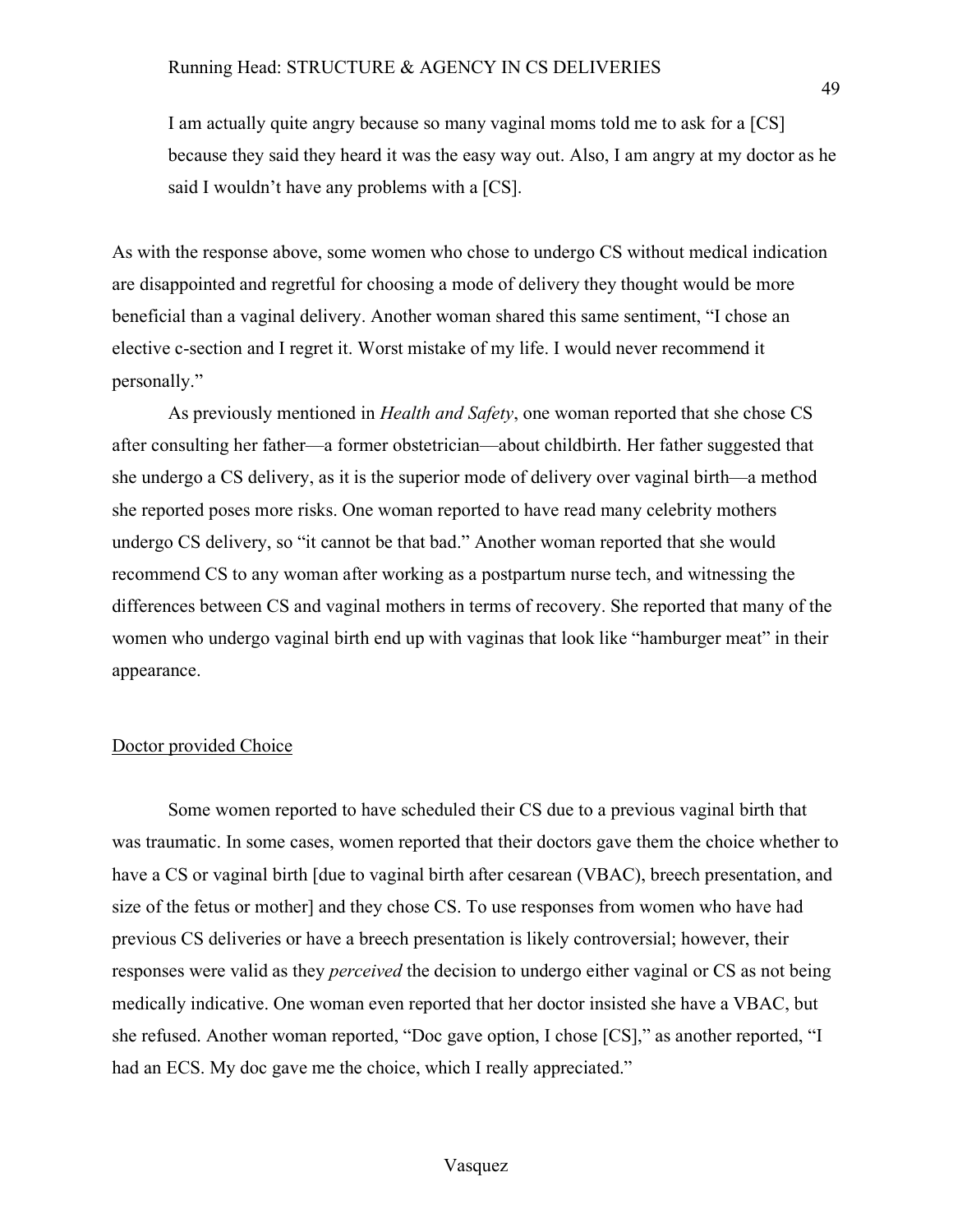> I am actually quite angry because so many vaginal moms told me to ask for a [CS] because they said they heard it was the easy way out. Also, I am angry at my doctor as he said I wouldn't have any problems with a [CS].

As with the response above, some women who chose to undergo CS without medical indication are disappointed and regretful for choosing a mode of delivery they thought would be more beneficial than a vaginal delivery. Another woman shared this same sentiment, "I chose an elective c-section and I regret it. Worst mistake of my life. I would never recommend it personally."

As previously mentioned in *Health and Safety*, one woman reported that she chose CS after consulting her father—a former obstetrician—about childbirth. Her father suggested that she undergo a CS delivery, as it is the superior mode of delivery over vaginal birth—a method she reported poses more risks. One woman reported to have read many celebrity mothers undergo CS delivery, so "it cannot be that bad." Another woman reported that she would recommend CS to any woman after working as a postpartum nurse tech, and witnessing the differences between CS and vaginal mothers in terms of recovery. She reported that many of the women who undergo vaginal birth end up with vaginas that look like "hamburger meat" in their appearance.

<u>Doctor provided Choice</u>

Some women reported to have scheduled their CS due to a previous vaginal birth that was traumatic. In some cases, women reported that their doctors gave them the choice whether to have a CS or vaginal birth [due to vaginal birth after cesarean (VBAC), breech presentation, and size of the fetus or mother] and they chose CS. To use responses from women who have had previous CS deliveries or have a breech presentation is likely controversial; however, their responses were valid as they *perceived* the decision to undergo either vaginal or CS as not being medically indicative. One woman even reported that her doctor insisted she have a VBAC, but she refused. Another woman reported, "Doc gave option, I chose [CS]," as another reported, "I had an ECS. My doc gave me the choice, which I really appreciated."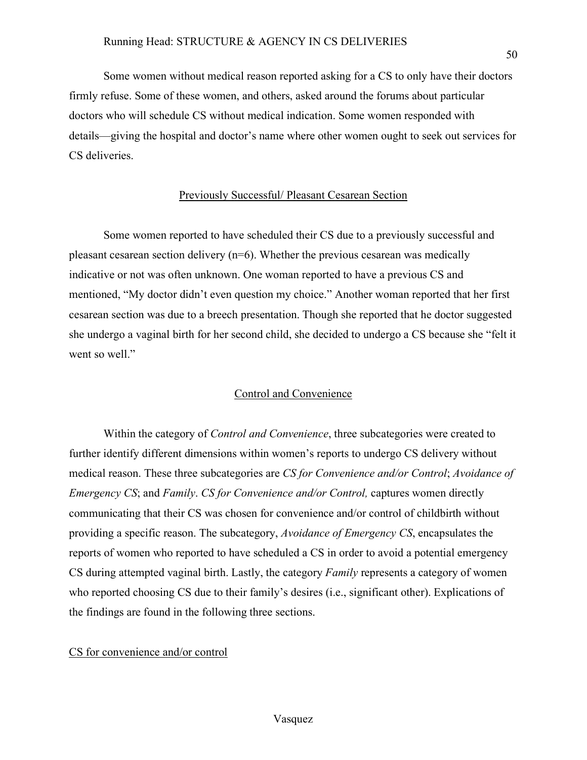Some women without medical reason reported asking for a CS to only have their doctors firmly refuse. Some of these women, and others, asked around the forums about particular doctors who will schedule CS without medical indication. Some women responded with details—giving the hospital and doctor's name where other women ought to seek out services for CS deliveries.

### Previously Successful/ Pleasant Cesarean Section

Some women reported to have scheduled their CS due to a previously successful and pleasant cesarean section delivery (n=6). Whether the previous cesarean was medically indicative or not was often unknown. One woman reported to have a previous CS and mentioned, "My doctor didn't even question my choice." Another woman reported that her first cesarean section was due to a breech presentation. Though she reported that he doctor suggested she undergo a vaginal birth for her second child, she decided to undergo a CS because she "felt it went so well."

### Control and Convenience

Within the category of *Control and Convenience*, three subcategories were created to further identify different dimensions within women's reports to undergo CS delivery without medical reason. These three subcategories are *CS for Convenience and/or Control*; *Avoidance of Emergency CS*; and *Family*. *CS for Convenience and/or Control,* captures women directly communicating that their CS was chosen for convenience and/or control of childbirth without providing a specific reason. The subcategory, *Avoidance of Emergency CS*, encapsulates the reports of women who reported to have scheduled a CS in order to avoid a potential emergency CS during attempted vaginal birth. Lastly, the category *Family* represents a category of women who reported choosing CS due to their family's desires (i.e., significant other). Explications of the findings are found in the following three sections.

#### CS for convenience and/or control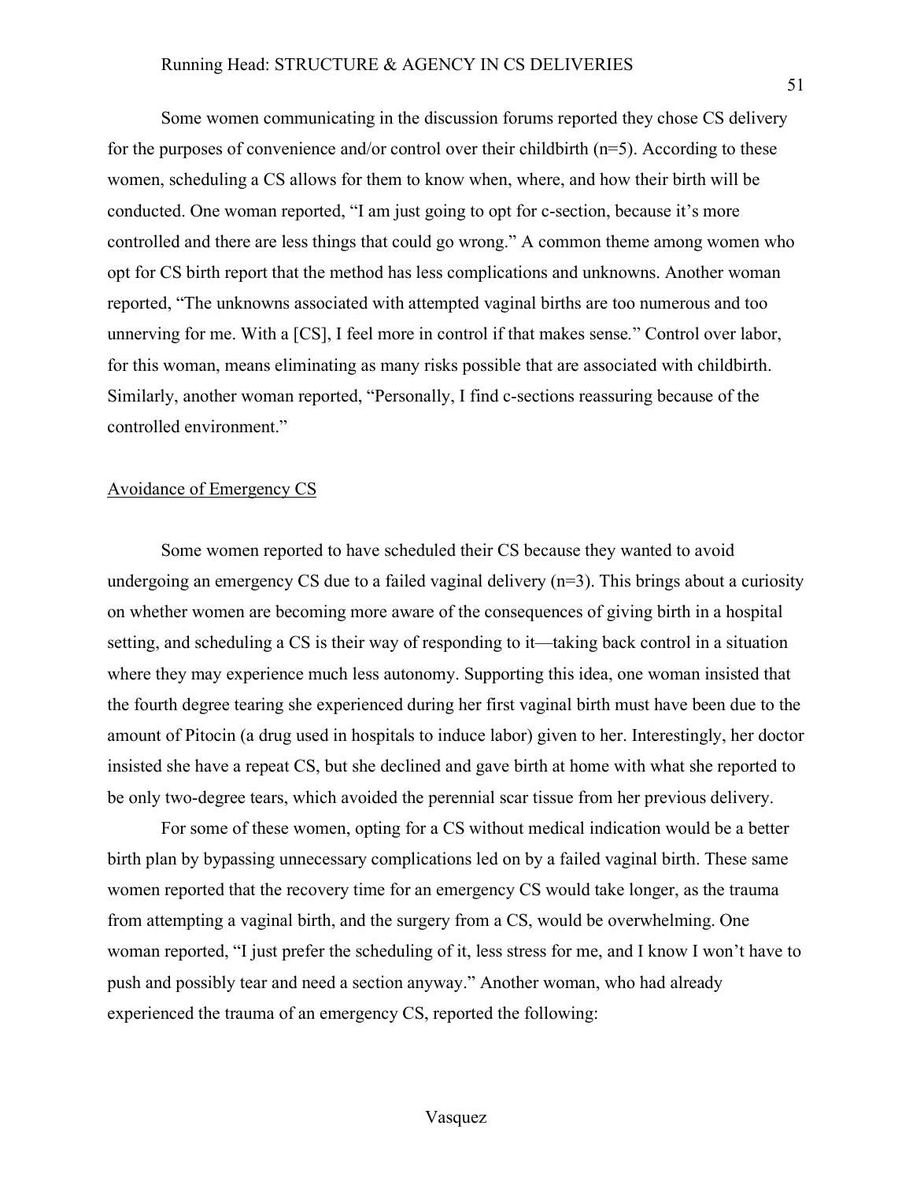Some women communicating in the discussion forums reported they chose CS delivery for the purposes of convenience and/or control over their childbirth (n=5). According to these women, scheduling a CS allows for them to know when, where, and how their birth will be conducted. One woman reported, "I am just going to opt for c-section, because it's more controlled and there are less things that could go wrong." A common theme among women who opt for CS birth report that the method has less complications and unknowns. Another woman reported, "The unknowns associated with attempted vaginal births are too numerous and too unnerving for me. With a [CS], I feel more in control if that makes sense." Control over labor, for this woman, means eliminating as many risks possible that are associated with childbirth. Similarly, another woman reported, "Personally, I find c-sections reassuring because of the controlled environment."

<u>Avoidance of Emergency CS</u>

Some women reported to have scheduled their CS because they wanted to avoid undergoing an emergency CS due to a failed vaginal delivery (n=3). This brings about a curiosity on whether women are becoming more aware of the consequences of giving birth in a hospital setting, and scheduling a CS is their way of responding to it—taking back control in a situation where they may experience much less autonomy. Supporting this idea, one woman insisted that the fourth degree tearing she experienced during her first vaginal birth must have been due to the amount of Pitocin (a drug used in hospitals to induce labor) given to her. Interestingly, her doctor insisted she have a repeat CS, but she declined and gave birth at home with what she reported to be only two-degree tears, which avoided the perennial scar tissue from her previous delivery.

For some of these women, opting for a CS without medical indication would be a better birth plan by bypassing unnecessary complications led on by a failed vaginal birth. These same women reported that the recovery time for an emergency CS would take longer, as the trauma from attempting a vaginal birth, and the surgery from a CS, would be overwhelming. One woman reported, "I just prefer the scheduling of it, less stress for me, and I know I won't have to push and possibly tear and need a section anyway." Another woman, who had already experienced the trauma of an emergency CS, reported the following: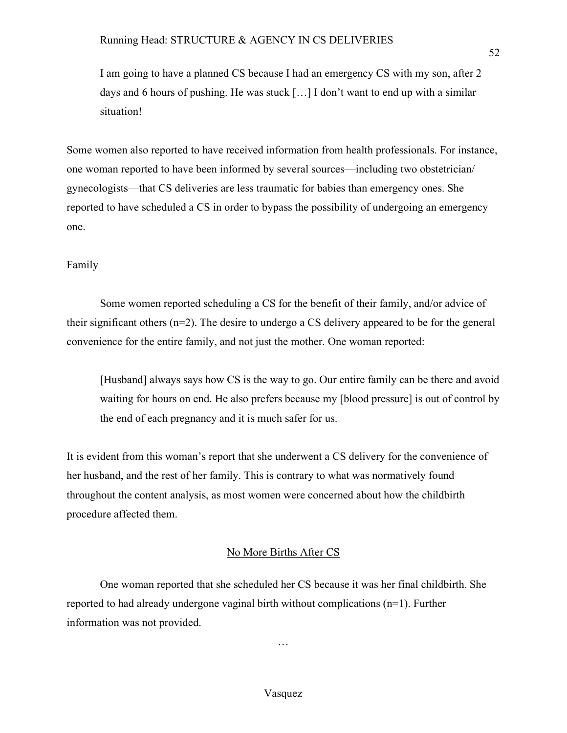> I am going to have a planned CS because I had an emergency CS with my son, after 2 days and 6 hours of pushing. He was stuck […] I don't want to end up with a similar situation!

Some women also reported to have received information from health professionals. For instance, one woman reported to have been informed by several sources—including two obstetrician/ gynecologists—that CS deliveries are less traumatic for babies than emergency ones. She reported to have scheduled a CS in order to bypass the possibility of undergoing an emergency one.

Family

Some women reported scheduling a CS for the benefit of their family, and/or advice of their significant others (n=2). The desire to undergo a CS delivery appeared to be for the general convenience for the entire family, and not just the mother. One woman reported:

> [Husband] always says how CS is the way to go. Our entire family can be there and avoid waiting for hours on end. He also prefers because my [blood pressure] is out of control by the end of each pregnancy and it is much safer for us.

It is evident from this woman's report that she underwent a CS delivery for the convenience of her husband, and the rest of her family. This is contrary to what was normatively found throughout the content analysis, as most women were concerned about how the childbirth procedure affected them.

No More Births After CS

One woman reported that she scheduled her CS because it was her final childbirth. She reported to had already undergone vaginal birth without complications (n=1). Further information was not provided.

…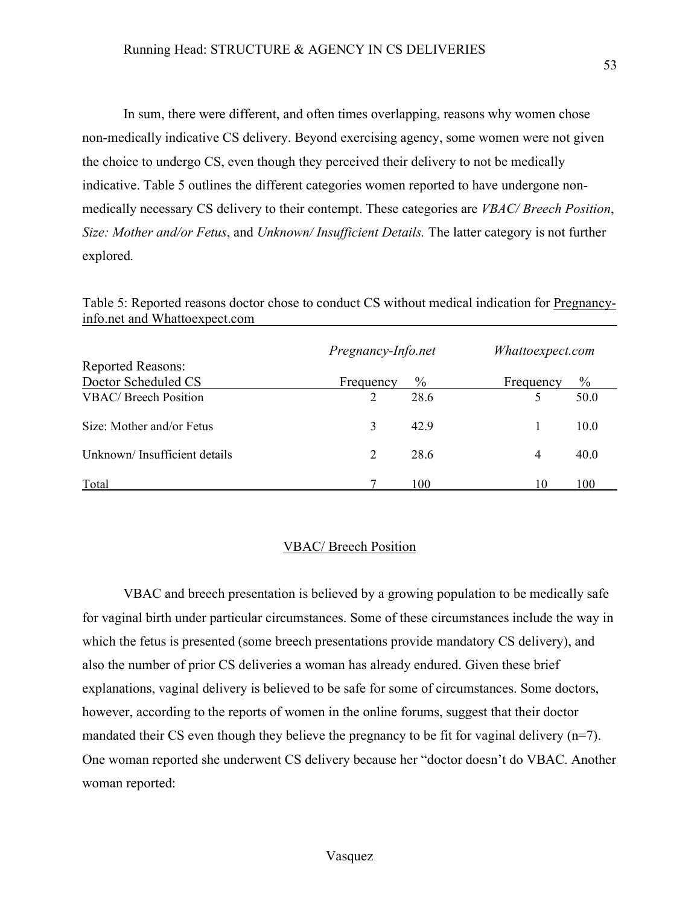In sum, there were different, and often times overlapping, reasons why women chose non-medically indicative CS delivery. Beyond exercising agency, some women were not given the choice to undergo CS, even though they perceived their delivery to not be medically indicative. Table 5 outlines the different categories women reported to have undergone non-medically necessary CS delivery to their contempt. These categories are *VBAC/ Breech Position*, *Size: Mother and/or Fetus*, and *Unknown/ Insufficient Details.* The latter category is not further explored.

Table 5: Reported reasons doctor chose to conduct CS without medical indication for Pregnancy-info.net and Whattoexpect.com

| Reported Reasons: | *Pregnancy-Info.net* | | *Whattoexpect.com* | |
|---|---|---|---|---|
| Doctor Scheduled CS | Frequency | % | Frequency | % |
| VBAC/ Breech Position | 2 | 28.6 | 5 | 50.0 |
| Size: Mother and/or Fetus | 3 | 42.9 | 1 | 10.0 |
| Unknown/ Insufficient details | 2 | 28.6 | 4 | 40.0 |
| Total | 7 | 100 | 10 | 100 |

## VBAC/ Breech Position

VBAC and breech presentation is believed by a growing population to be medically safe for vaginal birth under particular circumstances. Some of these circumstances include the way in which the fetus is presented (some breech presentations provide mandatory CS delivery), and also the number of prior CS deliveries a woman has already endured. Given these brief explanations, vaginal delivery is believed to be safe for some of circumstances. Some doctors, however, according to the reports of women in the online forums, suggest that their doctor mandated their CS even though they believe the pregnancy to be fit for vaginal delivery (n=7). One woman reported she underwent CS delivery because her "doctor doesn't do VBAC. Another woman reported: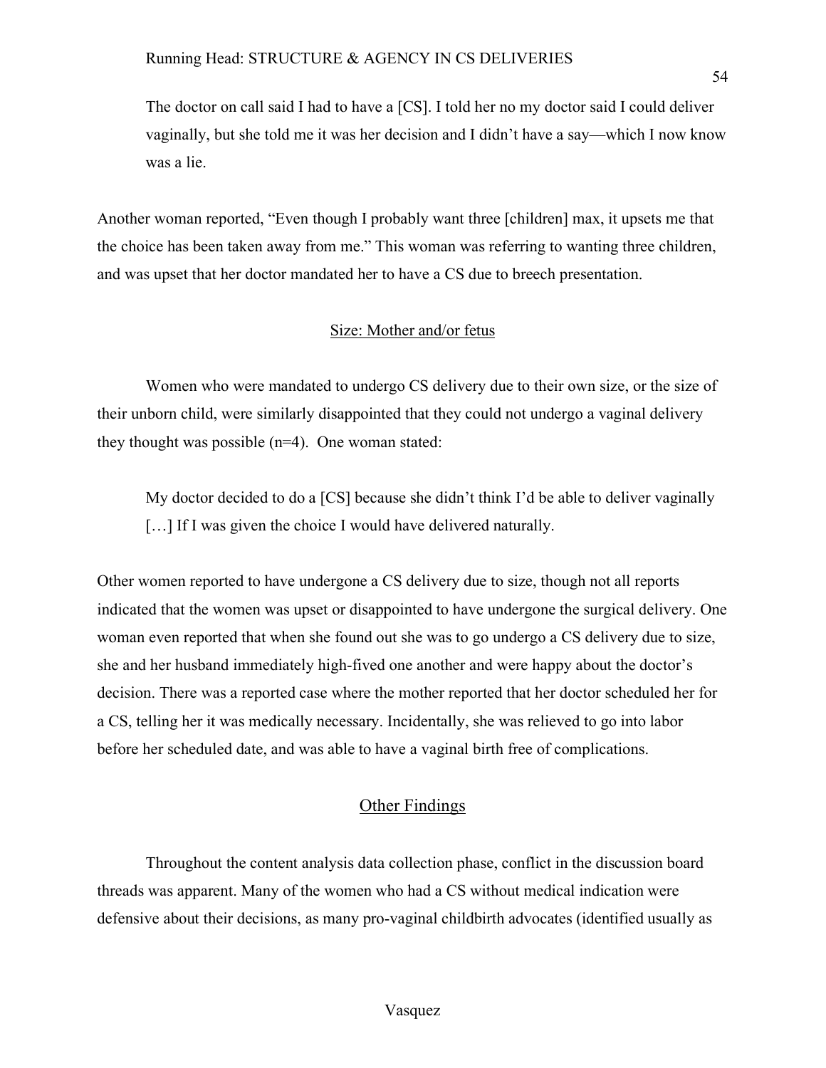> The doctor on call said I had to have a [CS]. I told her no my doctor said I could deliver vaginally, but she told me it was her decision and I didn't have a say—which I now know was a lie.

Another woman reported, "Even though I probably want three [children] max, it upsets me that the choice has been taken away from me." This woman was referring to wanting three children, and was upset that her doctor mandated her to have a CS due to breech presentation.

## Size: Mother and/or fetus

Women who were mandated to undergo CS delivery due to their own size, or the size of their unborn child, were similarly disappointed that they could not undergo a vaginal delivery they thought was possible (n=4). One woman stated:

> My doctor decided to do a [CS] because she didn't think I'd be able to deliver vaginally [...] If I was given the choice I would have delivered naturally.

Other women reported to have undergone a CS delivery due to size, though not all reports indicated that the women was upset or disappointed to have undergone the surgical delivery. One woman even reported that when she found out she was to go undergo a CS delivery due to size, she and her husband immediately high-fived one another and were happy about the doctor's decision. There was a reported case where the mother reported that her doctor scheduled her for a CS, telling her it was medically necessary. Incidentally, she was relieved to go into labor before her scheduled date, and was able to have a vaginal birth free of complications.

## Other Findings

Throughout the content analysis data collection phase, conflict in the discussion board threads was apparent. Many of the women who had a CS without medical indication were defensive about their decisions, as many pro-vaginal childbirth advocates (identified usually as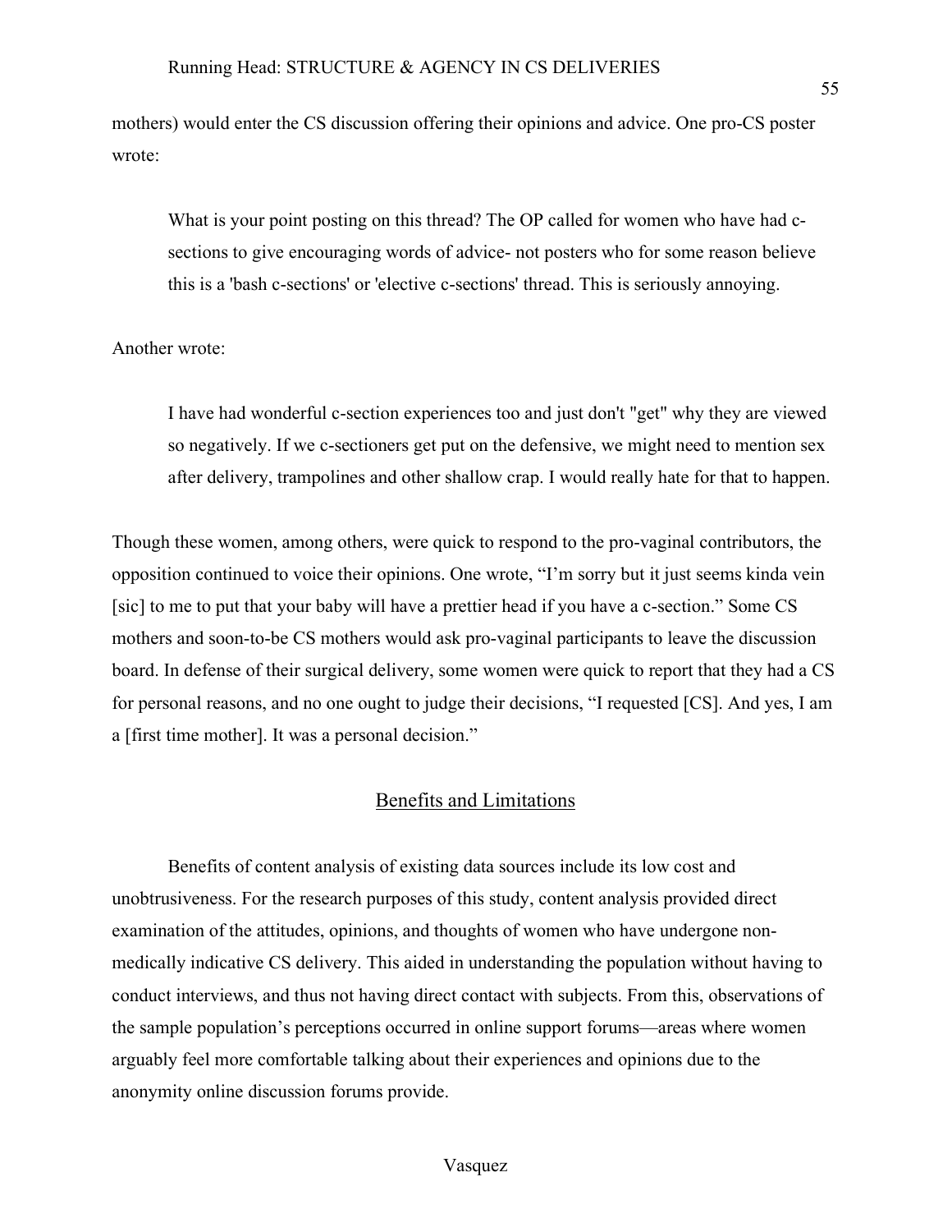mothers) would enter the CS discussion offering their opinions and advice. One pro-CS poster wrote:

> What is your point posting on this thread? The OP called for women who have had c-sections to give encouraging words of advice- not posters who for some reason believe this is a 'bash c-sections' or 'elective c-sections' thread. This is seriously annoying.

Another wrote:

> I have had wonderful c-section experiences too and just don't "get" why they are viewed so negatively. If we c-sectioners get put on the defensive, we might need to mention sex after delivery, trampolines and other shallow crap. I would really hate for that to happen.

Though these women, among others, were quick to respond to the pro-vaginal contributors, the opposition continued to voice their opinions. One wrote, "I'm sorry but it just seems kinda vein [sic] to me to put that your baby will have a prettier head if you have a c-section." Some CS mothers and soon-to-be CS mothers would ask pro-vaginal participants to leave the discussion board. In defense of their surgical delivery, some women were quick to report that they had a CS for personal reasons, and no one ought to judge their decisions, "I requested [CS]. And yes, I am a [first time mother]. It was a personal decision."

## Benefits and Limitations

Benefits of content analysis of existing data sources include its low cost and unobtrusiveness. For the research purposes of this study, content analysis provided direct examination of the attitudes, opinions, and thoughts of women who have undergone non-medically indicative CS delivery. This aided in understanding the population without having to conduct interviews, and thus not having direct contact with subjects. From this, observations of the sample population's perceptions occurred in online support forums—areas where women arguably feel more comfortable talking about their experiences and opinions due to the anonymity online discussion forums provide.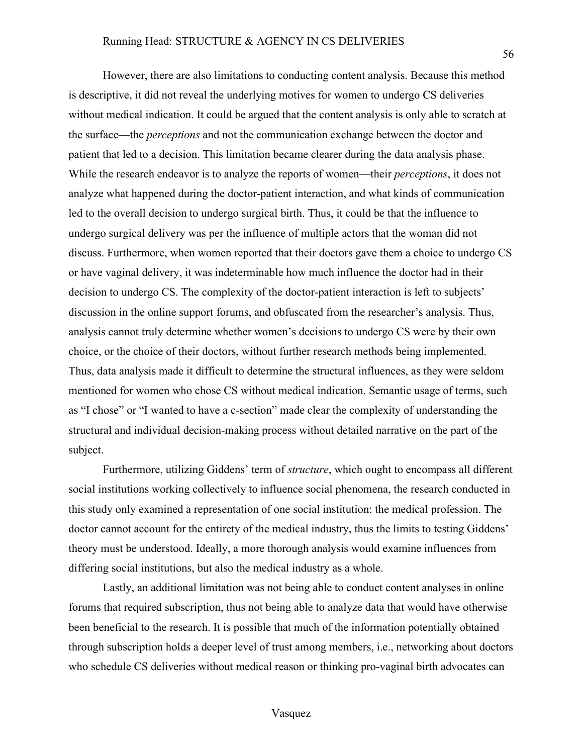However, there are also limitations to conducting content analysis. Because this method is descriptive, it did not reveal the underlying motives for women to undergo CS deliveries without medical indication. It could be argued that the content analysis is only able to scratch at the surface—the *perceptions* and not the communication exchange between the doctor and patient that led to a decision. This limitation became clearer during the data analysis phase. While the research endeavor is to analyze the reports of women—their *perceptions*, it does not analyze what happened during the doctor-patient interaction, and what kinds of communication led to the overall decision to undergo surgical birth. Thus, it could be that the influence to undergo surgical delivery was per the influence of multiple actors that the woman did not discuss. Furthermore, when women reported that their doctors gave them a choice to undergo CS or have vaginal delivery, it was indeterminable how much influence the doctor had in their decision to undergo CS. The complexity of the doctor-patient interaction is left to subjects' discussion in the online support forums, and obfuscated from the researcher's analysis. Thus, analysis cannot truly determine whether women's decisions to undergo CS were by their own choice, or the choice of their doctors, without further research methods being implemented. Thus, data analysis made it difficult to determine the structural influences, as they were seldom mentioned for women who chose CS without medical indication. Semantic usage of terms, such as "I chose" or "I wanted to have a c-section" made clear the complexity of understanding the structural and individual decision-making process without detailed narrative on the part of the subject.

Furthermore, utilizing Giddens' term of *structure*, which ought to encompass all different social institutions working collectively to influence social phenomena, the research conducted in this study only examined a representation of one social institution: the medical profession. The doctor cannot account for the entirety of the medical industry, thus the limits to testing Giddens' theory must be understood. Ideally, a more thorough analysis would examine influences from differing social institutions, but also the medical industry as a whole.

Lastly, an additional limitation was not being able to conduct content analyses in online forums that required subscription, thus not being able to analyze data that would have otherwise been beneficial to the research. It is possible that much of the information potentially obtained through subscription holds a deeper level of trust among members, i.e., networking about doctors who schedule CS deliveries without medical reason or thinking pro-vaginal birth advocates can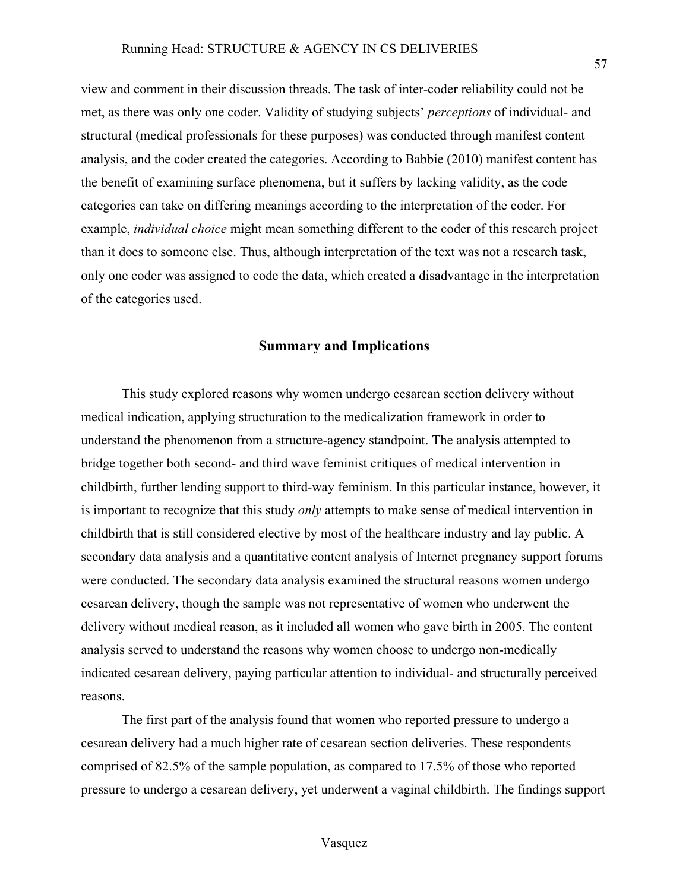view and comment in their discussion threads. The task of inter-coder reliability could not be met, as there was only one coder. Validity of studying subjects' *perceptions* of individual- and structural (medical professionals for these purposes) was conducted through manifest content analysis, and the coder created the categories. According to Babbie (2010) manifest content has the benefit of examining surface phenomena, but it suffers by lacking validity, as the code categories can take on differing meanings according to the interpretation of the coder. For example, *individual choice* might mean something different to the coder of this research project than it does to someone else. Thus, although interpretation of the text was not a research task, only one coder was assigned to code the data, which created a disadvantage in the interpretation of the categories used.

## Summary and Implications

This study explored reasons why women undergo cesarean section delivery without medical indication, applying structuration to the medicalization framework in order to understand the phenomenon from a structure-agency standpoint. The analysis attempted to bridge together both second- and third wave feminist critiques of medical intervention in childbirth, further lending support to third-way feminism. In this particular instance, however, it is important to recognize that this study *only* attempts to make sense of medical intervention in childbirth that is still considered elective by most of the healthcare industry and lay public. A secondary data analysis and a quantitative content analysis of Internet pregnancy support forums were conducted. The secondary data analysis examined the structural reasons women undergo cesarean delivery, though the sample was not representative of women who underwent the delivery without medical reason, as it included all women who gave birth in 2005. The content analysis served to understand the reasons why women choose to undergo non-medically indicated cesarean delivery, paying particular attention to individual- and structurally perceived reasons.

The first part of the analysis found that women who reported pressure to undergo a cesarean delivery had a much higher rate of cesarean section deliveries. These respondents comprised of 82.5% of the sample population, as compared to 17.5% of those who reported pressure to undergo a cesarean delivery, yet underwent a vaginal childbirth. The findings support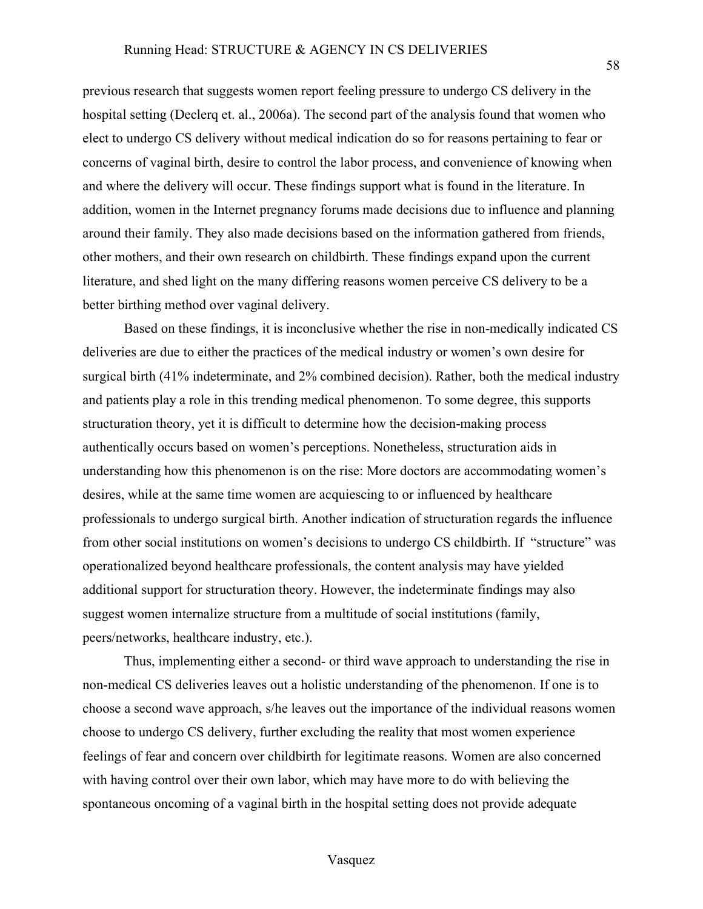previous research that suggests women report feeling pressure to undergo CS delivery in the hospital setting (Declerq et. al., 2006a). The second part of the analysis found that women who elect to undergo CS delivery without medical indication do so for reasons pertaining to fear or concerns of vaginal birth, desire to control the labor process, and convenience of knowing when and where the delivery will occur. These findings support what is found in the literature. In addition, women in the Internet pregnancy forums made decisions due to influence and planning around their family. They also made decisions based on the information gathered from friends, other mothers, and their own research on childbirth. These findings expand upon the current literature, and shed light on the many differing reasons women perceive CS delivery to be a better birthing method over vaginal delivery.

Based on these findings, it is inconclusive whether the rise in non-medically indicated CS deliveries are due to either the practices of the medical industry or women's own desire for surgical birth (41% indeterminate, and 2% combined decision). Rather, both the medical industry and patients play a role in this trending medical phenomenon. To some degree, this supports structuration theory, yet it is difficult to determine how the decision-making process authentically occurs based on women's perceptions. Nonetheless, structuration aids in understanding how this phenomenon is on the rise: More doctors are accommodating women's desires, while at the same time women are acquiescing to or influenced by healthcare professionals to undergo surgical birth. Another indication of structuration regards the influence from other social institutions on women's decisions to undergo CS childbirth. If "structure" was operationalized beyond healthcare professionals, the content analysis may have yielded additional support for structuration theory. However, the indeterminate findings may also suggest women internalize structure from a multitude of social institutions (family, peers/networks, healthcare industry, etc.).

Thus, implementing either a second- or third wave approach to understanding the rise in non-medical CS deliveries leaves out a holistic understanding of the phenomenon. If one is to choose a second wave approach, s/he leaves out the importance of the individual reasons women choose to undergo CS delivery, further excluding the reality that most women experience feelings of fear and concern over childbirth for legitimate reasons. Women are also concerned with having control over their own labor, which may have more to do with believing the spontaneous oncoming of a vaginal birth in the hospital setting does not provide adequate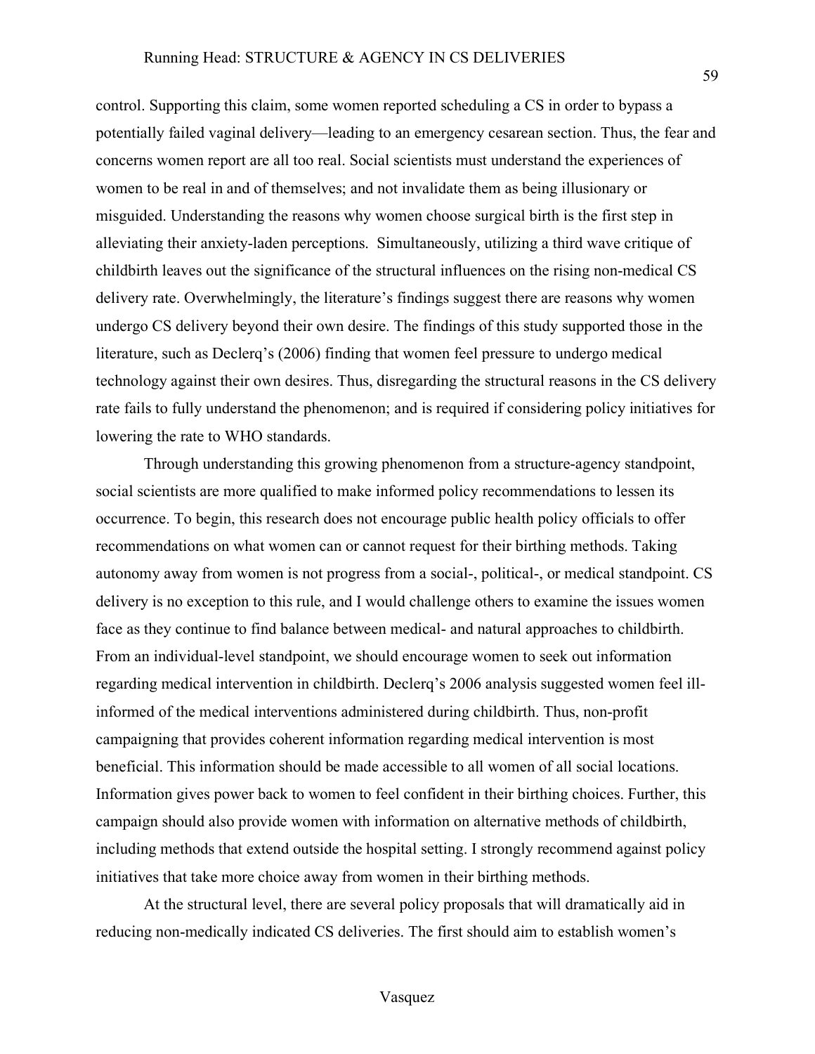control. Supporting this claim, some women reported scheduling a CS in order to bypass a potentially failed vaginal delivery—leading to an emergency cesarean section. Thus, the fear and concerns women report are all too real. Social scientists must understand the experiences of women to be real in and of themselves; and not invalidate them as being illusionary or misguided. Understanding the reasons why women choose surgical birth is the first step in alleviating their anxiety-laden perceptions. Simultaneously, utilizing a third wave critique of childbirth leaves out the significance of the structural influences on the rising non-medical CS delivery rate. Overwhelmingly, the literature's findings suggest there are reasons why women undergo CS delivery beyond their own desire. The findings of this study supported those in the literature, such as Declerq's (2006) finding that women feel pressure to undergo medical technology against their own desires. Thus, disregarding the structural reasons in the CS delivery rate fails to fully understand the phenomenon; and is required if considering policy initiatives for lowering the rate to WHO standards.

Through understanding this growing phenomenon from a structure-agency standpoint, social scientists are more qualified to make informed policy recommendations to lessen its occurrence. To begin, this research does not encourage public health policy officials to offer recommendations on what women can or cannot request for their birthing methods. Taking autonomy away from women is not progress from a social-, political-, or medical standpoint. CS delivery is no exception to this rule, and I would challenge others to examine the issues women face as they continue to find balance between medical- and natural approaches to childbirth. From an individual-level standpoint, we should encourage women to seek out information regarding medical intervention in childbirth. Declerq's 2006 analysis suggested women feel ill-informed of the medical interventions administered during childbirth. Thus, non-profit campaigning that provides coherent information regarding medical intervention is most beneficial. This information should be made accessible to all women of all social locations. Information gives power back to women to feel confident in their birthing choices. Further, this campaign should also provide women with information on alternative methods of childbirth, including methods that extend outside the hospital setting. I strongly recommend against policy initiatives that take more choice away from women in their birthing methods.

At the structural level, there are several policy proposals that will dramatically aid in reducing non-medically indicated CS deliveries. The first should aim to establish women's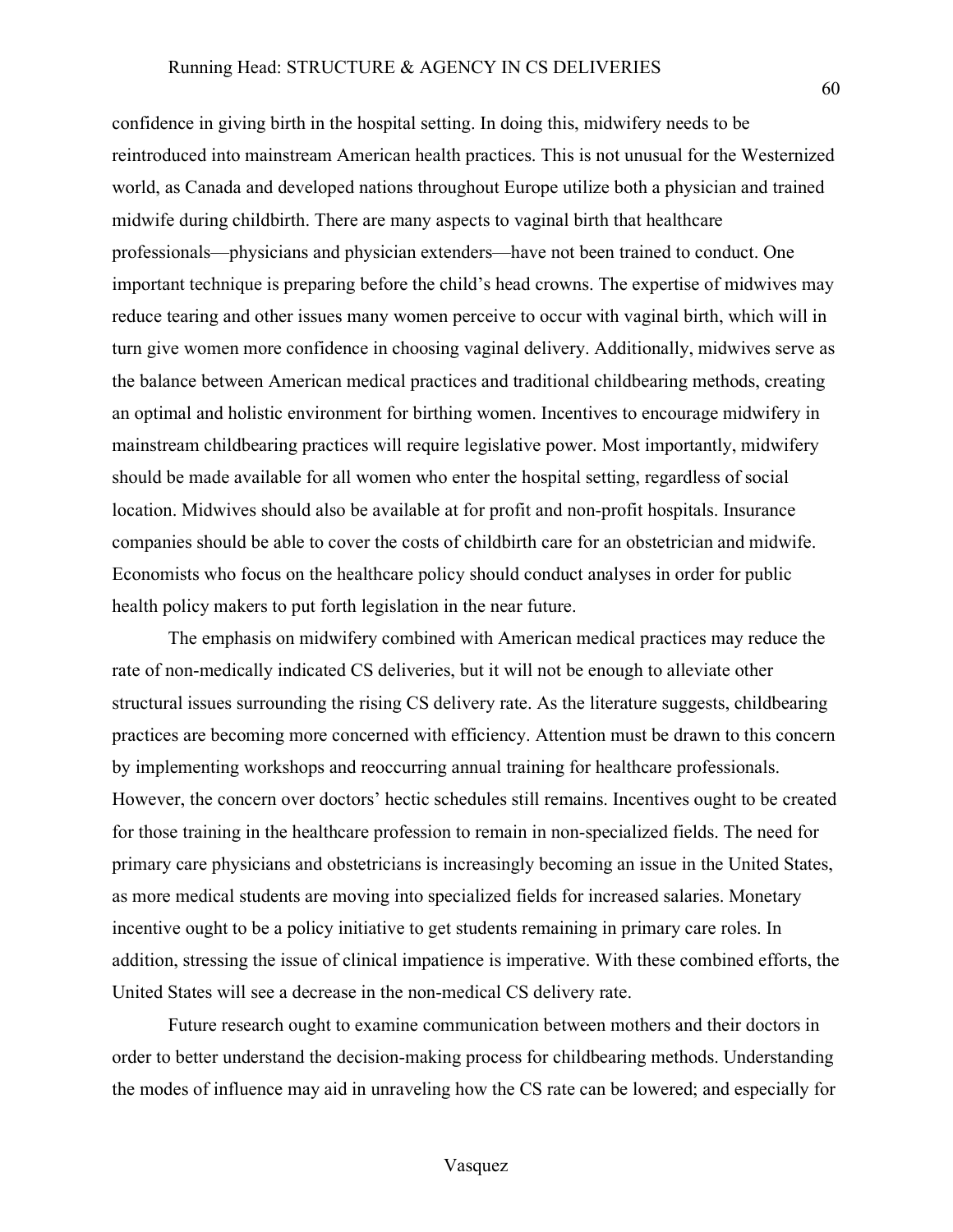confidence in giving birth in the hospital setting. In doing this, midwifery needs to be reintroduced into mainstream American health practices. This is not unusual for the Westernized world, as Canada and developed nations throughout Europe utilize both a physician and trained midwife during childbirth. There are many aspects to vaginal birth that healthcare professionals—physicians and physician extenders—have not been trained to conduct. One important technique is preparing before the child's head crowns. The expertise of midwives may reduce tearing and other issues many women perceive to occur with vaginal birth, which will in turn give women more confidence in choosing vaginal delivery. Additionally, midwives serve as the balance between American medical practices and traditional childbearing methods, creating an optimal and holistic environment for birthing women. Incentives to encourage midwifery in mainstream childbearing practices will require legislative power. Most importantly, midwifery should be made available for all women who enter the hospital setting, regardless of social location. Midwives should also be available at for profit and non-profit hospitals. Insurance companies should be able to cover the costs of childbirth care for an obstetrician and midwife. Economists who focus on the healthcare policy should conduct analyses in order for public health policy makers to put forth legislation in the near future.

The emphasis on midwifery combined with American medical practices may reduce the rate of non-medically indicated CS deliveries, but it will not be enough to alleviate other structural issues surrounding the rising CS delivery rate. As the literature suggests, childbearing practices are becoming more concerned with efficiency. Attention must be drawn to this concern by implementing workshops and reoccurring annual training for healthcare professionals. However, the concern over doctors' hectic schedules still remains. Incentives ought to be created for those training in the healthcare profession to remain in non-specialized fields. The need for primary care physicians and obstetricians is increasingly becoming an issue in the United States, as more medical students are moving into specialized fields for increased salaries. Monetary incentive ought to be a policy initiative to get students remaining in primary care roles. In addition, stressing the issue of clinical impatience is imperative. With these combined efforts, the United States will see a decrease in the non-medical CS delivery rate.

Future research ought to examine communication between mothers and their doctors in order to better understand the decision-making process for childbearing methods. Understanding the modes of influence may aid in unraveling how the CS rate can be lowered; and especially for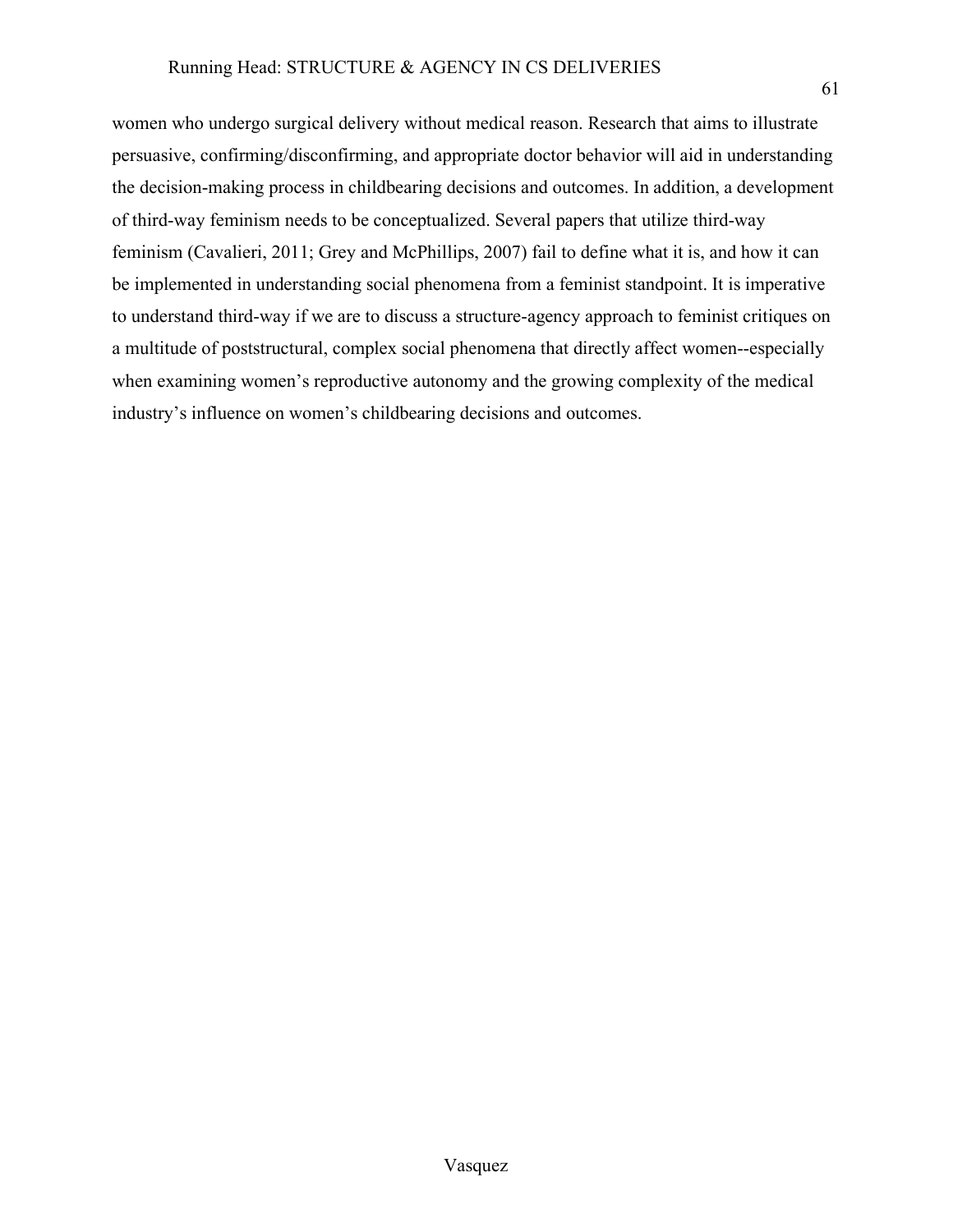women who undergo surgical delivery without medical reason. Research that aims to illustrate persuasive, confirming/disconfirming, and appropriate doctor behavior will aid in understanding the decision-making process in childbearing decisions and outcomes. In addition, a development of third-way feminism needs to be conceptualized. Several papers that utilize third-way feminism (Cavalieri, 2011; Grey and McPhillips, 2007) fail to define what it is, and how it can be implemented in understanding social phenomena from a feminist standpoint. It is imperative to understand third-way if we are to discuss a structure-agency approach to feminist critiques on a multitude of poststructural, complex social phenomena that directly affect women--especially when examining women's reproductive autonomy and the growing complexity of the medical industry's influence on women's childbearing decisions and outcomes.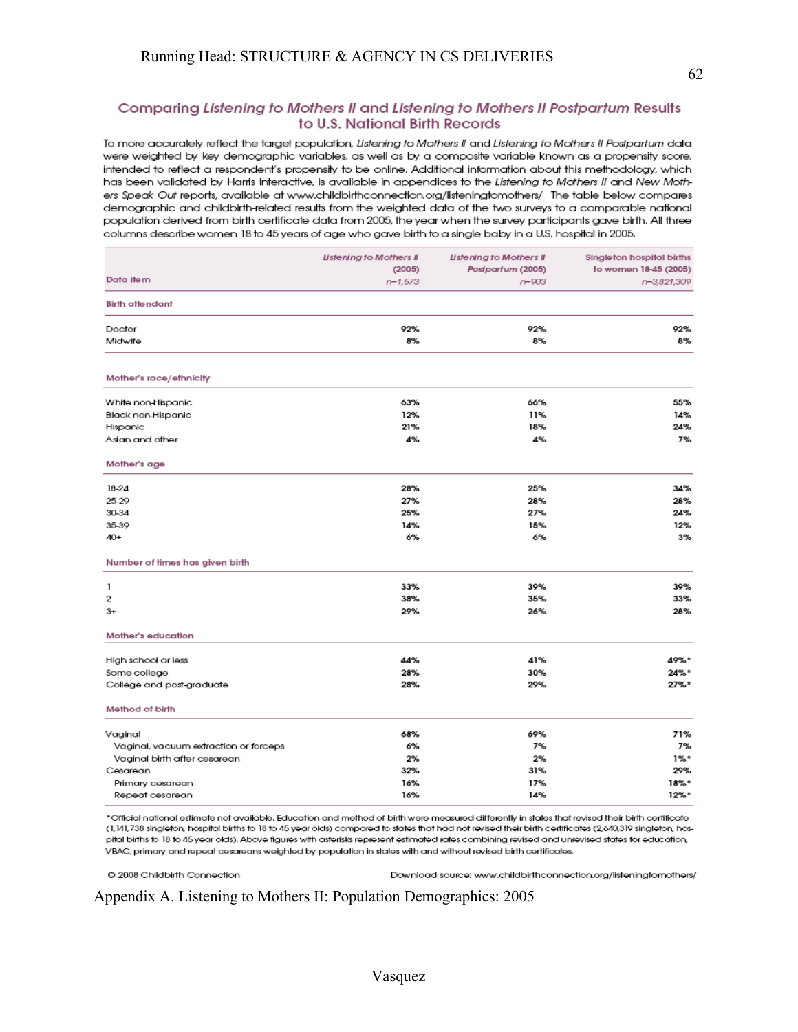## Comparing *Listening to Mothers II* and *Listening to Mothers II Postpartum* Results to U.S. National Birth Records

To more accurately reflect the target population, *Listening to Mothers II* and *Listening to Mothers II Postpartum* data were weighted by key demographic variables, as well as by a composite variable known as a propensity score, intended to reflect a respondent's propensity to be online. Additional information about this methodology, which has been validated by Harris Interactive, is available in appendices to the *Listening to Mothers II* and *New Mothers Speak Out* reports, available at www.childbirthconnection.org/listeningtomothers/ The table below compares demographic and childbirth-related results from the weighted data of the two surveys to a comparable national population derived from birth certificate data from 2005, the year when the survey participants gave birth. All three columns describe women 18 to 45 years of age who gave birth to a single baby in a U.S. hospital in 2005.

| Data item | *Listening to Mothers II* (2005) n=1,573 | *Listening to Mothers II Postpartum* (2005) n=903 | Singleton hospital births to women 18-45 (2005) n=3,821,309 |
|---|---|---|---|
| **Birth attendant** | | | |
| Doctor | 92% | 92% | 92% |
| Midwife | 8% | 8% | 8% |
| **Mother's race/ethnicity** | | | |
| White non-Hispanic | 63% | 66% | 55% |
| Black non-Hispanic | 12% | 11% | 14% |
| Hispanic | 21% | 18% | 24% |
| Asian and other | 4% | 4% | 7% |
| **Mother's age** | | | |
| 18-24 | 28% | 25% | 34% |
| 25-29 | 27% | 28% | 28% |
| 30-34 | 25% | 27% | 24% |
| 35-39 | 14% | 15% | 12% |
| 40+ | 6% | 6% | 3% |
| **Number of times has given birth** | | | |
| 1 | 33% | 39% | 39% |
| 2 | 38% | 35% | 33% |
| 3+ | 29% | 26% | 28% |
| **Mother's education** | | | |
| High school or less | 44% | 41% | 49%* |
| Some college | 28% | 30% | 24%* |
| College and post-graduate | 28% | 29% | 27%* |
| **Method of birth** | | | |
| Vaginal | 68% | 69% | 71% |
| Vaginal, vacuum extraction or forceps | 6% | 7% | 7% |
| Vaginal birth after cesarean | 2% | 2% | 1%* |
| Cesarean | 32% | 31% | 29% |
| Primary cesarean | 16% | 17% | 18%* |
| Repeat cesarean | 16% | 14% | 12%* |

*Official national estimate not available. Education and method of birth were measured differently in states that revised their birth certificate (1,141,738 singleton, hospital births to 18 to 45 year olds) compared to states that had not revised their birth certificates (2,640,319 singleton, hospital births to 18 to 45 year olds). Above figures with asterisks represent estimated rates combining revised and unrevised states for education, VBAC, primary and repeat cesareans weighted by population in states with and without revised birth certificates.

© 2008 Childbirth Connection — Download source: www.childbirthconnection.org/listeningtomothers/

Appendix A. Listening to Mothers II: Population Demographics: 2005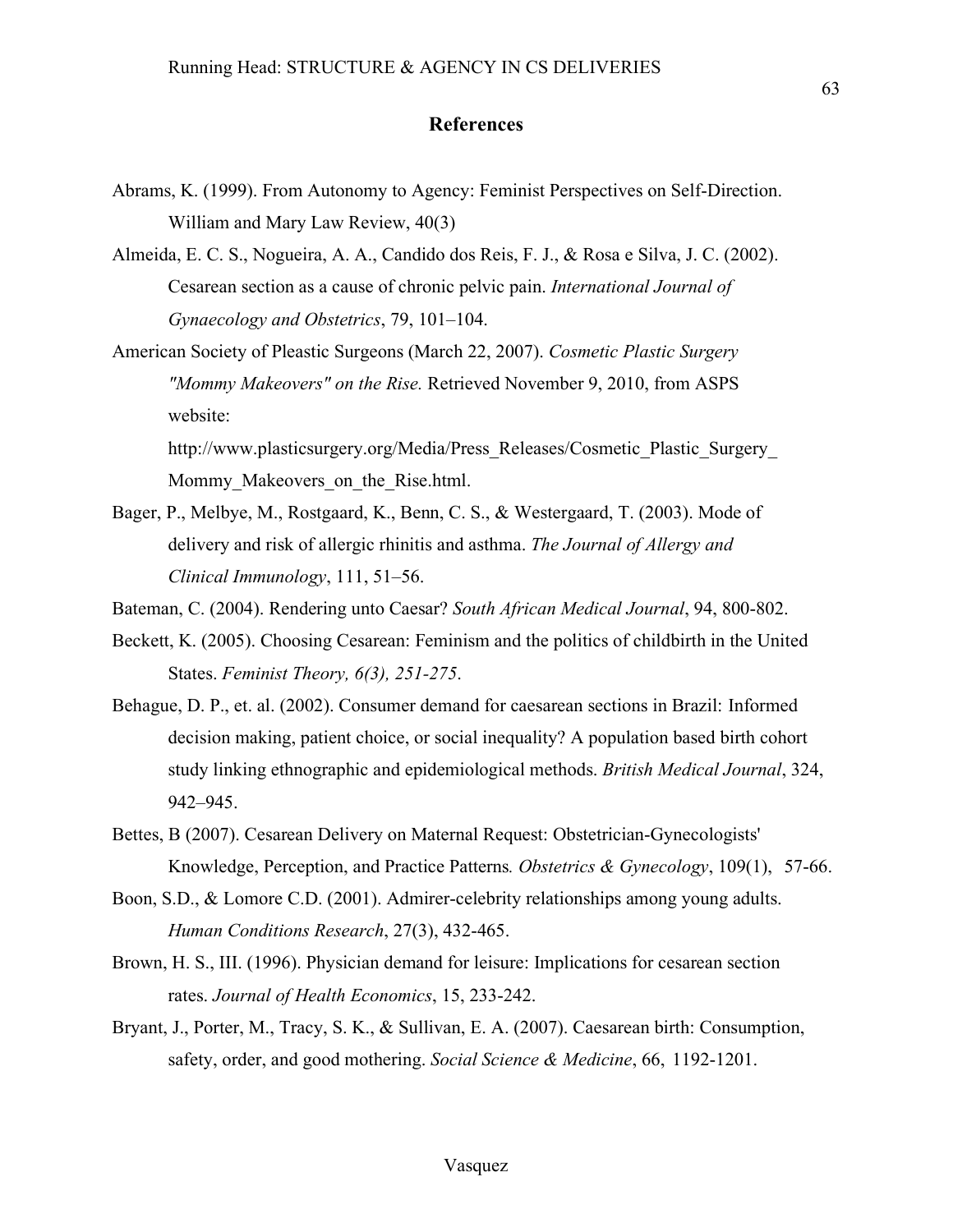# References

Abrams, K. (1999). From Autonomy to Agency: Feminist Perspectives on Self-Direction. William and Mary Law Review, 40(3)

Almeida, E. C. S., Nogueira, A. A., Candido dos Reis, F. J., & Rosa e Silva, J. C. (2002). Cesarean section as a cause of chronic pelvic pain. *International Journal of Gynaecology and Obstetrics*, 79, 101–104.

American Society of Pleastic Surgeons (March 22, 2007). *Cosmetic Plastic Surgery "Mommy Makeovers" on the Rise.* Retrieved November 9, 2010, from ASPS website: http://www.plasticsurgery.org/Media/Press_Releases/Cosmetic_Plastic_Surgery_Mommy_Makeovers_on_the_Rise.html.

Bager, P., Melbye, M., Rostgaard, K., Benn, C. S., & Westergaard, T. (2003). Mode of delivery and risk of allergic rhinitis and asthma. *The Journal of Allergy and Clinical Immunology*, 111, 51–56.

Bateman, C. (2004). Rendering unto Caesar? *South African Medical Journal*, 94, 800-802.

Beckett, K. (2005). Choosing Cesarean: Feminism and the politics of childbirth in the United States. *Feminist Theory, 6(3), 251-275*.

Behague, D. P., et. al. (2002). Consumer demand for caesarean sections in Brazil: Informed decision making, patient choice, or social inequality? A population based birth cohort study linking ethnographic and epidemiological methods. *British Medical Journal*, 324, 942–945.

Bettes, B (2007). Cesarean Delivery on Maternal Request: Obstetrician-Gynecologists' Knowledge, Perception, and Practice Patterns*. Obstetrics & Gynecology*, 109(1), 57-66.

Boon, S.D., & Lomore C.D. (2001). Admirer-celebrity relationships among young adults. *Human Conditions Research*, 27(3), 432-465.

Brown, H. S., III. (1996). Physician demand for leisure: Implications for cesarean section rates. *Journal of Health Economics*, 15, 233-242.

Bryant, J., Porter, M., Tracy, S. K., & Sullivan, E. A. (2007). Caesarean birth: Consumption, safety, order, and good mothering. *Social Science & Medicine*, 66, 1192-1201.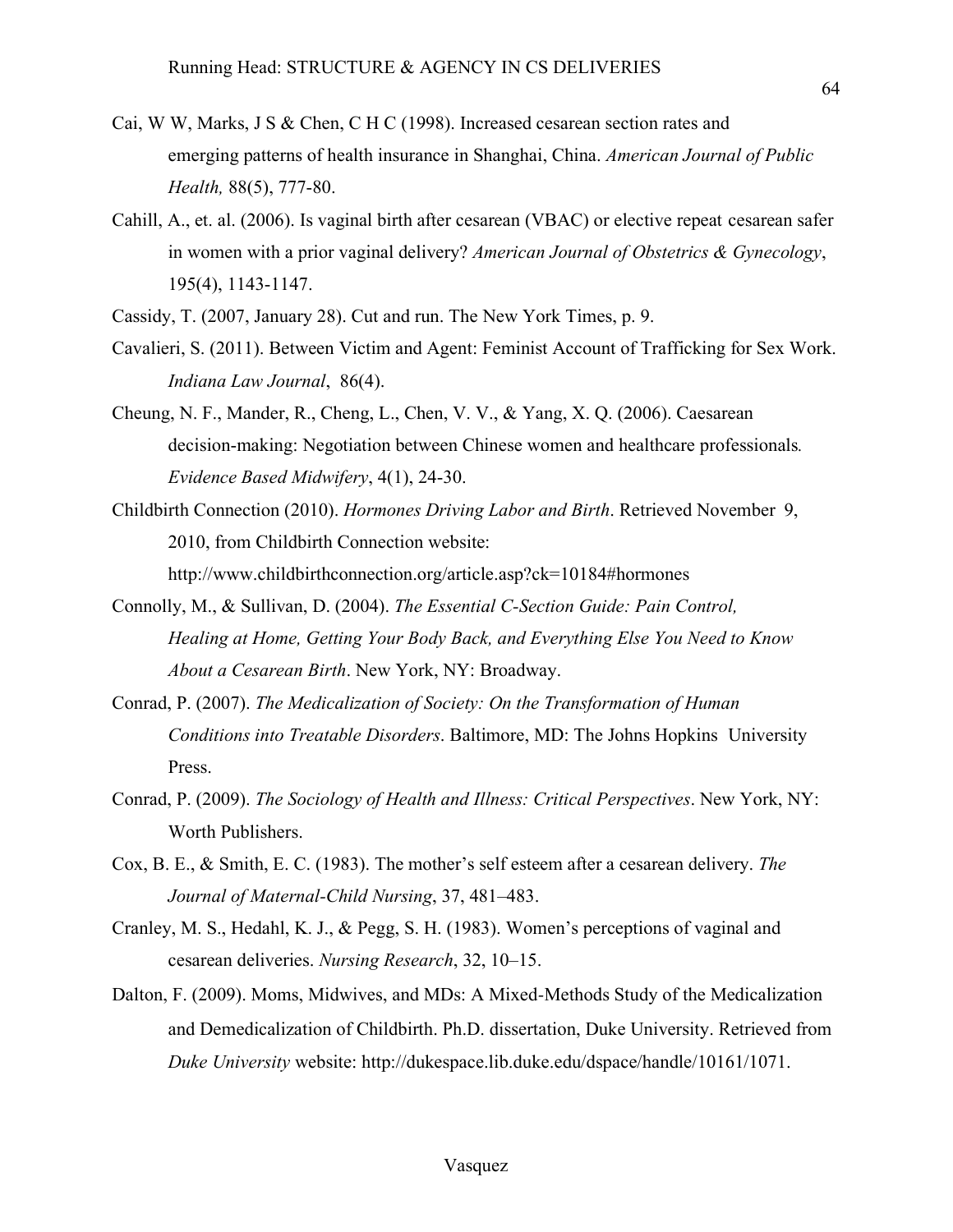Cai, W W, Marks, J S & Chen, C H C (1998). Increased cesarean section rates and emerging patterns of health insurance in Shanghai, China. *American Journal of Public Health,* 88(5), 777-80.

Cahill, A., et. al. (2006). Is vaginal birth after cesarean (VBAC) or elective repeat cesarean safer in women with a prior vaginal delivery? *American Journal of Obstetrics & Gynecology*, 195(4), 1143-1147.

Cassidy, T. (2007, January 28). Cut and run. The New York Times, p. 9.

Cavalieri, S. (2011). Between Victim and Agent: Feminist Account of Trafficking for Sex Work. *Indiana Law Journal*, 86(4).

Cheung, N. F., Mander, R., Cheng, L., Chen, V. V., & Yang, X. Q. (2006). Caesarean decision-making: Negotiation between Chinese women and healthcare professionals*.* *Evidence Based Midwifery*, 4(1), 24-30.

Childbirth Connection (2010). *Hormones Driving Labor and Birth*. Retrieved November 9, 2010, from Childbirth Connection website: http://www.childbirthconnection.org/article.asp?ck=10184#hormones

Connolly, M., & Sullivan, D. (2004). *The Essential C-Section Guide: Pain Control, Healing at Home, Getting Your Body Back, and Everything Else You Need to Know About a Cesarean Birth*. New York, NY: Broadway.

Conrad, P. (2007). *The Medicalization of Society: On the Transformation of Human Conditions into Treatable Disorders*. Baltimore, MD: The Johns Hopkins University Press.

Conrad, P. (2009). *The Sociology of Health and Illness: Critical Perspectives*. New York, NY: Worth Publishers.

Cox, B. E., & Smith, E. C. (1983). The mother's self esteem after a cesarean delivery. *The Journal of Maternal-Child Nursing*, 37, 481–483.

Cranley, M. S., Hedahl, K. J., & Pegg, S. H. (1983). Women's perceptions of vaginal and cesarean deliveries. *Nursing Research*, 32, 10–15.

Dalton, F. (2009). Moms, Midwives, and MDs: A Mixed-Methods Study of the Medicalization and Demedicalization of Childbirth. Ph.D. dissertation, Duke University. Retrieved from *Duke University* website: http://dukespace.lib.duke.edu/dspace/handle/10161/1071.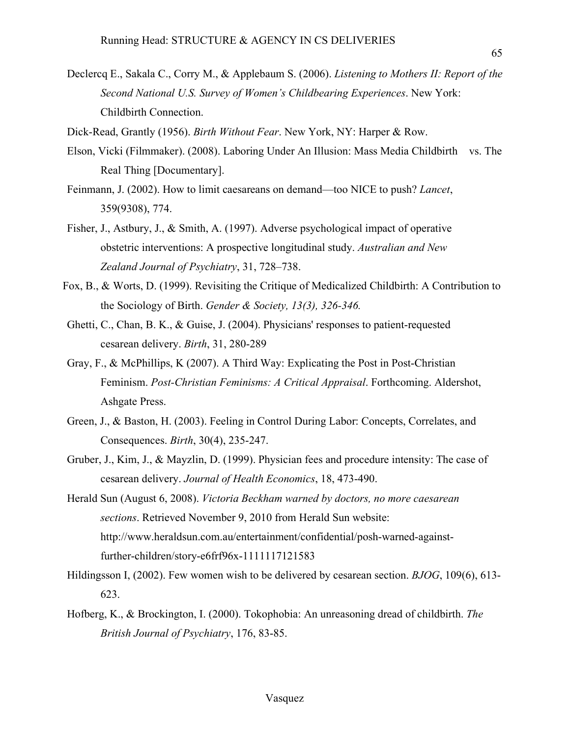Declercq E., Sakala C., Corry M., & Applebaum S. (2006). *Listening to Mothers II: Report of the Second National U.S. Survey of Women's Childbearing Experiences*. New York: Childbirth Connection.

Dick-Read, Grantly (1956). *Birth Without Fear*. New York, NY: Harper & Row.

Elson, Vicki (Filmmaker). (2008). Laboring Under An Illusion: Mass Media Childbirth vs. The Real Thing [Documentary].

Feinmann, J. (2002). How to limit caesareans on demand—too NICE to push? *Lancet*, 359(9308), 774.

Fisher, J., Astbury, J., & Smith, A. (1997). Adverse psychological impact of operative obstetric interventions: A prospective longitudinal study. *Australian and New Zealand Journal of Psychiatry*, 31, 728–738.

Fox, B., & Worts, D. (1999). Revisiting the Critique of Medicalized Childbirth: A Contribution to the Sociology of Birth. *Gender & Society, 13(3), 326-346.*

Ghetti, C., Chan, B. K., & Guise, J. (2004). Physicians' responses to patient-requested cesarean delivery. *Birth*, 31, 280-289

Gray, F., & McPhillips, K (2007). A Third Way: Explicating the Post in Post-Christian Feminism. *Post-Christian Feminisms: A Critical Appraisal*. Forthcoming. Aldershot, Ashgate Press.

Green, J., & Baston, H. (2003). Feeling in Control During Labor: Concepts, Correlates, and Consequences. *Birth*, 30(4), 235-247.

Gruber, J., Kim, J., & Mayzlin, D. (1999). Physician fees and procedure intensity: The case of cesarean delivery. *Journal of Health Economics*, 18, 473-490.

Herald Sun (August 6, 2008). *Victoria Beckham warned by doctors, no more caesarean sections*. Retrieved November 9, 2010 from Herald Sun website: http://www.heraldsun.com.au/entertainment/confidential/posh-warned-against-further-children/story-e6frf96x-1111117121583

Hildingsson I, (2002). Few women wish to be delivered by cesarean section. *BJOG*, 109(6), 613-623.

Hofberg, K., & Brockington, I. (2000). Tokophobia: An unreasoning dread of childbirth. *The British Journal of Psychiatry*, 176, 83-85.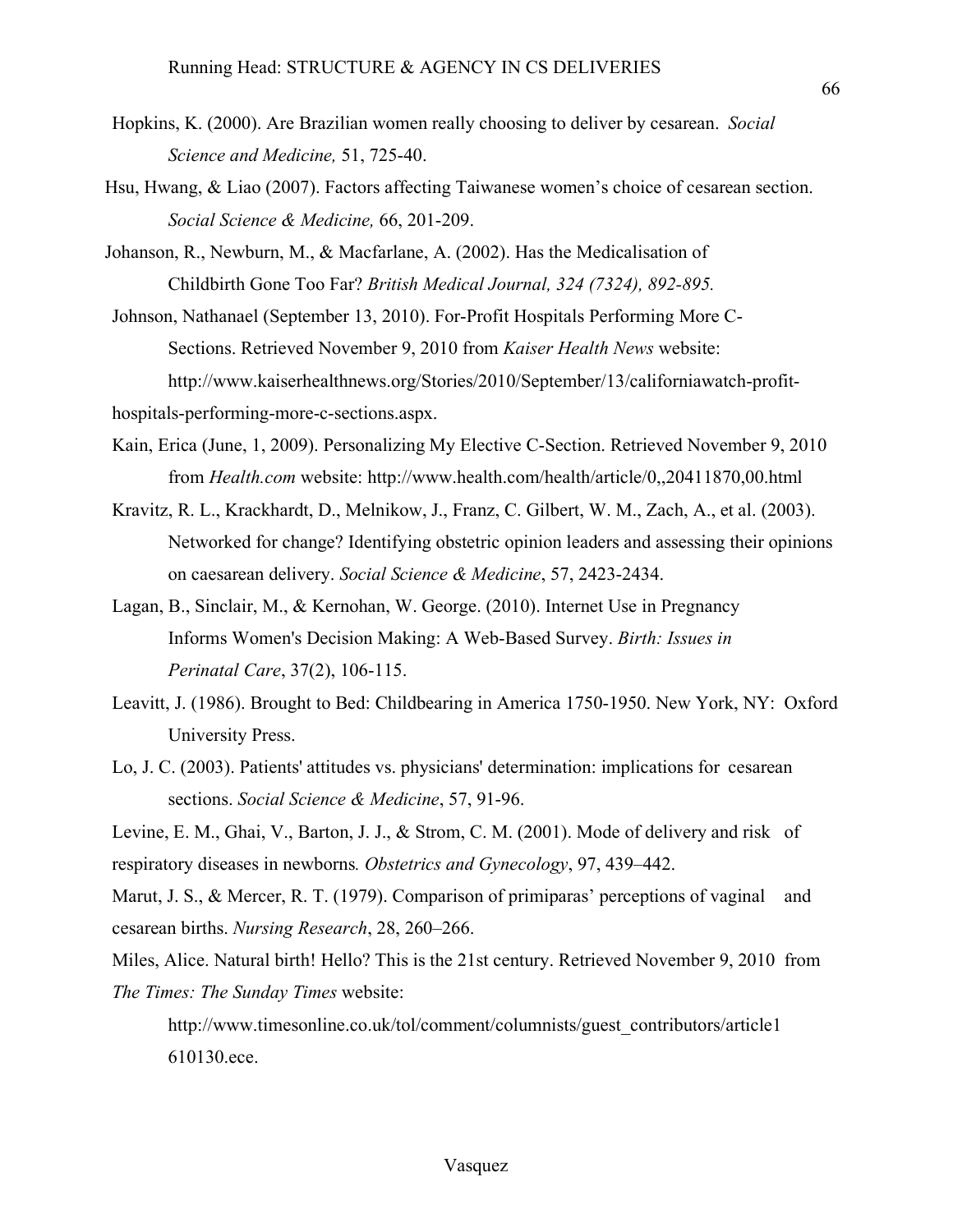Hopkins, K. (2000). Are Brazilian women really choosing to deliver by cesarean. *Social Science and Medicine,* 51, 725-40.

Hsu, Hwang, & Liao (2007). Factors affecting Taiwanese women's choice of cesarean section. *Social Science & Medicine,* 66, 201-209.

Johanson, R., Newburn, M., & Macfarlane, A. (2002). Has the Medicalisation of Childbirth Gone Too Far? *British Medical Journal, 324 (7324), 892-895.*

Johnson, Nathanael (September 13, 2010). For-Profit Hospitals Performing More C-Sections. Retrieved November 9, 2010 from *Kaiser Health News* website: http://www.kaiserhealthnews.org/Stories/2010/September/13/californiawatch-profit-hospitals-performing-more-c-sections.aspx.

Kain, Erica (June, 1, 2009). Personalizing My Elective C-Section. Retrieved November 9, 2010 from *Health.com* website: http://www.health.com/health/article/0,,20411870,00.html

Kravitz, R. L., Krackhardt, D., Melnikow, J., Franz, C. Gilbert, W. M., Zach, A., et al. (2003). Networked for change? Identifying obstetric opinion leaders and assessing their opinions on caesarean delivery. *Social Science & Medicine*, 57, 2423-2434.

Lagan, B., Sinclair, M., & Kernohan, W. George. (2010). Internet Use in Pregnancy Informs Women's Decision Making: A Web-Based Survey. *Birth: Issues in Perinatal Care*, 37(2), 106-115.

Leavitt, J. (1986). Brought to Bed: Childbearing in America 1750-1950. New York, NY: Oxford University Press.

Lo, J. C. (2003). Patients' attitudes vs. physicians' determination: implications for cesarean sections. *Social Science & Medicine*, 57, 91-96.

Levine, E. M., Ghai, V., Barton, J. J., & Strom, C. M. (2001). Mode of delivery and risk of respiratory diseases in newborns*. Obstetrics and Gynecology*, 97, 439–442.

Marut, J. S., & Mercer, R. T. (1979). Comparison of primiparas' perceptions of vaginal and cesarean births. *Nursing Research*, 28, 260–266.

Miles, Alice. Natural birth! Hello? This is the 21st century. Retrieved November 9, 2010 from *The Times: The Sunday Times* website: http://www.timesonline.co.uk/tol/comment/columnists/guest_contributors/article1610130.ece.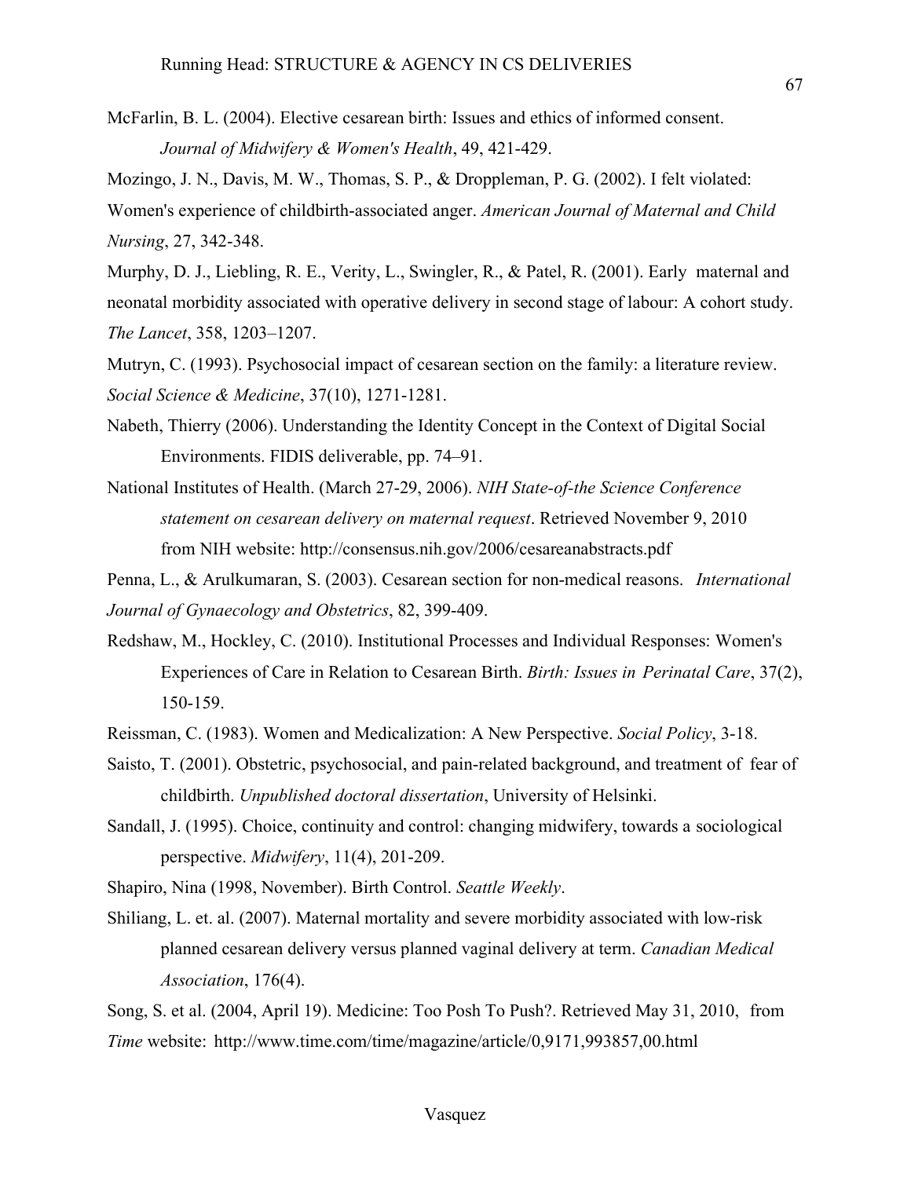McFarlin, B. L. (2004). Elective cesarean birth: Issues and ethics of informed consent. *Journal of Midwifery & Women's Health*, 49, 421-429.

Mozingo, J. N., Davis, M. W., Thomas, S. P., & Droppleman, P. G. (2002). I felt violated: Women's experience of childbirth-associated anger. *American Journal of Maternal and Child Nursing*, 27, 342-348.

Murphy, D. J., Liebling, R. E., Verity, L., Swingler, R., & Patel, R. (2001). Early maternal and neonatal morbidity associated with operative delivery in second stage of labour: A cohort study. *The Lancet*, 358, 1203–1207.

Mutryn, C. (1993). Psychosocial impact of cesarean section on the family: a literature review. *Social Science & Medicine*, 37(10), 1271-1281.

Nabeth, Thierry (2006). Understanding the Identity Concept in the Context of Digital Social Environments. FIDIS deliverable, pp. 74–91.

National Institutes of Health. (March 27-29, 2006). *NIH State-of-the Science Conference statement on cesarean delivery on maternal request*. Retrieved November 9, 2010 from NIH website: http://consensus.nih.gov/2006/cesareanabstracts.pdf

Penna, L., & Arulkumaran, S. (2003). Cesarean section for non-medical reasons. *International Journal of Gynaecology and Obstetrics*, 82, 399-409.

Redshaw, M., Hockley, C. (2010). Institutional Processes and Individual Responses: Women's Experiences of Care in Relation to Cesarean Birth. *Birth: Issues in Perinatal Care*, 37(2), 150-159.

Reissman, C. (1983). Women and Medicalization: A New Perspective. *Social Policy*, 3-18.

Saisto, T. (2001). Obstetric, psychosocial, and pain-related background, and treatment of fear of childbirth. *Unpublished doctoral dissertation*, University of Helsinki.

Sandall, J. (1995). Choice, continuity and control: changing midwifery, towards a sociological perspective. *Midwifery*, 11(4), 201-209.

Shapiro, Nina (1998, November). Birth Control. *Seattle Weekly*.

Shiliang, L. et. al. (2007). Maternal mortality and severe morbidity associated with low-risk planned cesarean delivery versus planned vaginal delivery at term. *Canadian Medical Association*, 176(4).

Song, S. et al. (2004, April 19). Medicine: Too Posh To Push?. Retrieved May 31, 2010, from *Time* website: http://www.time.com/time/magazine/article/0,9171,993857,00.html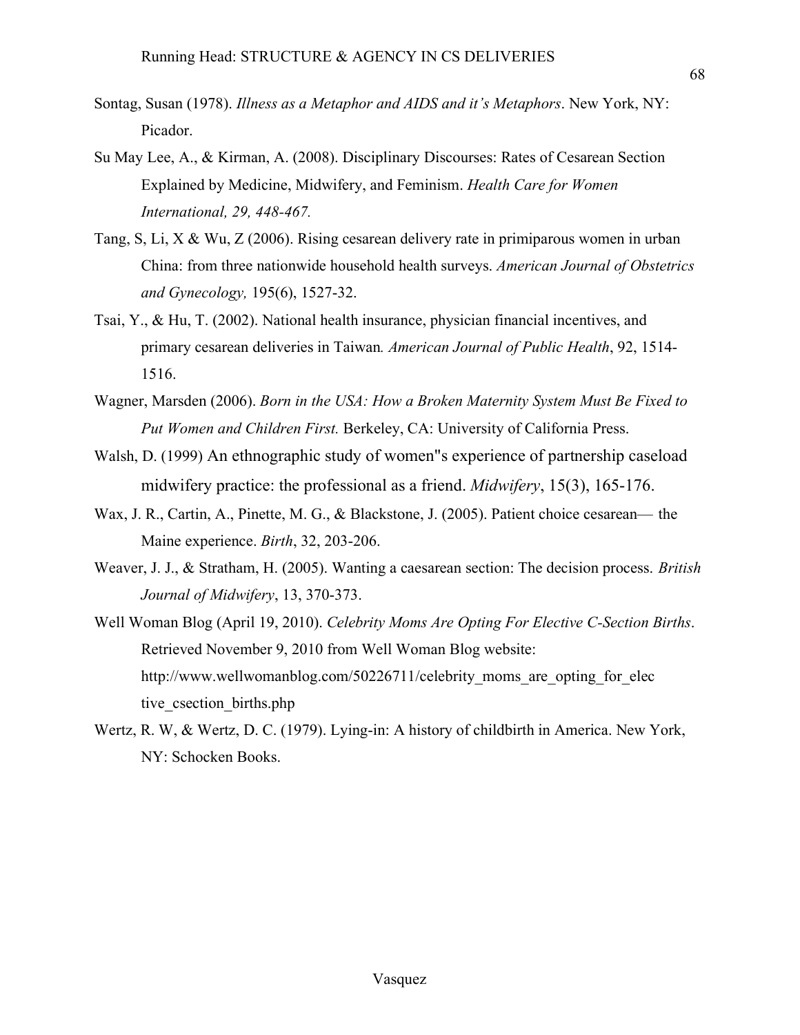Sontag, Susan (1978). *Illness as a Metaphor and AIDS and it's Metaphors*. New York, NY: Picador.

Su May Lee, A., & Kirman, A. (2008). Disciplinary Discourses: Rates of Cesarean Section Explained by Medicine, Midwifery, and Feminism. *Health Care for Women International, 29, 448-467.*

Tang, S, Li, X & Wu, Z (2006). Rising cesarean delivery rate in primiparous women in urban China: from three nationwide household health surveys. *American Journal of Obstetrics and Gynecology,* 195(6), 1527-32.

Tsai, Y., & Hu, T. (2002). National health insurance, physician financial incentives, and primary cesarean deliveries in Taiwan*. American Journal of Public Health*, 92, 1514-1516.

Wagner, Marsden (2006). *Born in the USA: How a Broken Maternity System Must Be Fixed to Put Women and Children First.* Berkeley, CA: University of California Press.

Walsh, D. (1999) An ethnographic study of women"s experience of partnership caseload midwifery practice: the professional as a friend. *Midwifery*, 15(3), 165-176.

Wax, J. R., Cartin, A., Pinette, M. G., & Blackstone, J. (2005). Patient choice cesarean— the Maine experience. *Birth*, 32, 203-206.

Weaver, J. J., & Stratham, H. (2005). Wanting a caesarean section: The decision process. *British Journal of Midwifery*, 13, 370-373.

Well Woman Blog (April 19, 2010). *Celebrity Moms Are Opting For Elective C-Section Births*. Retrieved November 9, 2010 from Well Woman Blog website: http://www.wellwomanblog.com/50226711/celebrity_moms_are_opting_for_elective_csection_births.php

Wertz, R. W, & Wertz, D. C. (1979). Lying-in: A history of childbirth in America. New York, NY: Schocken Books.